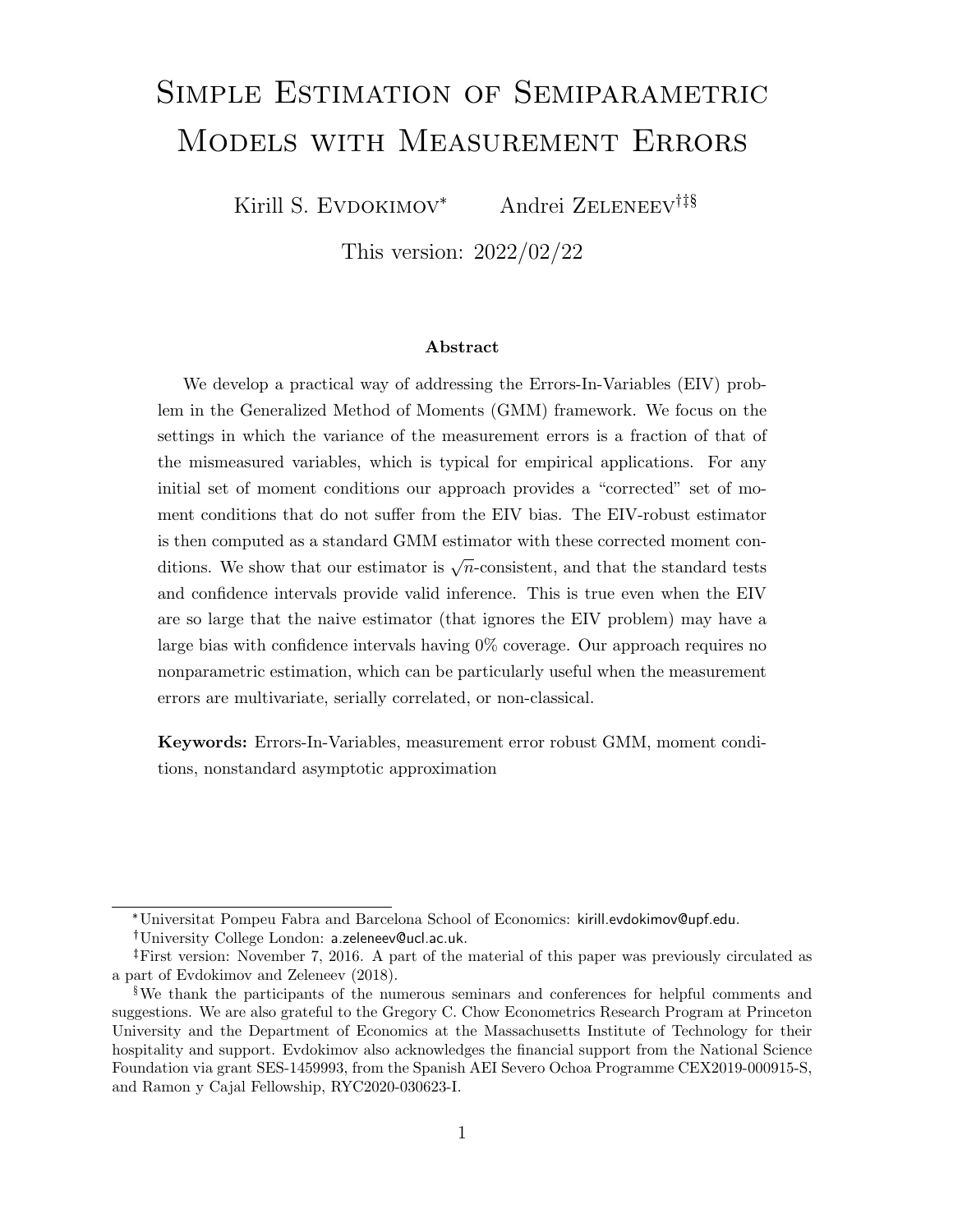# Simple Estimation of Semiparametric Models with Measurement Errors

Kirill S. Evdokimov[*] Andrei Zeleneev[†‡§]

This version: 2022/02/22

**Abstract**

We develop a practical way of addressing the Errors-In-Variables (EIV) problem in the Generalized Method of Moments (GMM) framework. We focus on the settings in which the variance of the measurement errors is a fraction of that of the mismeasured variables, which is typical for empirical applications. For any initial set of moment conditions our approach provides a "corrected" set of moment conditions that do not suffer from the EIV bias. The EIV-robust estimator is then computed as a standard GMM estimator with these corrected moment conditions. We show that our estimator is $\sqrt{n}$-consistent, and that the standard tests and confidence intervals provide valid inference. This is true even when the EIV are so large that the naive estimator (that ignores the EIV problem) may have a large bias with confidence intervals having 0% coverage. Our approach requires no nonparametric estimation, which can be particularly useful when the measurement errors are multivariate, serially correlated, or non-classical.

**Keywords:** Errors-In-Variables, measurement error robust GMM, moment conditions, nonstandard asymptotic approximation

---

[*] Universitat Pompeu Fabra and Barcelona School of Economics: kirill.evdokimov@upf.edu.

[†] University College London: a.zeleneev@ucl.ac.uk.

[‡] First version: November 7, 2016. A part of the material of this paper was previously circulated as a part of Evdokimov and Zeleneev (2018).

[§] We thank the participants of the numerous seminars and conferences for helpful comments and suggestions. We are also grateful to the Gregory C. Chow Econometrics Research Program at Princeton University and the Department of Economics at the Massachusetts Institute of Technology for their hospitality and support. Evdokimov also acknowledges the financial support from the National Science Foundation via grant SES-1459993, from the Spanish AEI Severo Ochoa Programme CEX2019-000915-S, and Ramon y Cajal Fellowship, RYC2020-030623-I.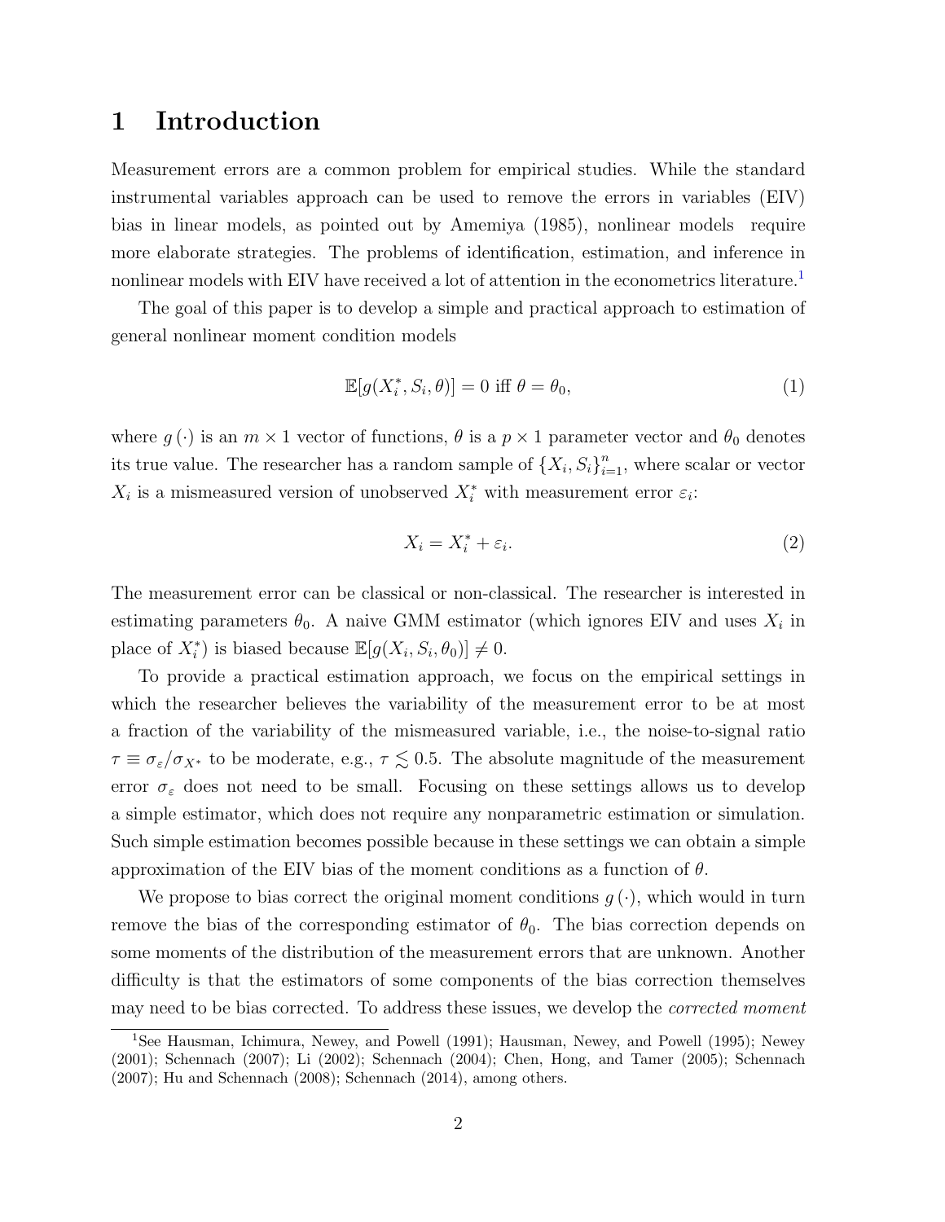# 1 Introduction

Measurement errors are a common problem for empirical studies. While the standard instrumental variables approach can be used to remove the errors in variables (EIV) bias in linear models, as pointed out by Amemiya (1985), nonlinear models require more elaborate strategies. The problems of identification, estimation, and inference in nonlinear models with EIV have received a lot of attention in the econometrics literature.[1]

The goal of this paper is to develop a simple and practical approach to estimation of general nonlinear moment condition models

$$\mathbb{E}[g(X_i^*, S_i, \theta)] = 0 \text{ iff } \theta = \theta_0, \tag{1}$$

where $g(\cdot)$ is an $m \times 1$ vector of functions, $\theta$ is a $p \times 1$ parameter vector and $\theta_0$ denotes its true value. The researcher has a random sample of $\{X_i, S_i\}_{i=1}^n$, where scalar or vector $X_i$ is a mismeasured version of unobserved $X_i^*$ with measurement error $\varepsilon_i$:

$$X_i = X_i^* + \varepsilon_i. \tag{2}$$

The measurement error can be classical or non-classical. The researcher is interested in estimating parameters $\theta_0$. A naive GMM estimator (which ignores EIV and uses $X_i$ in place of $X_i^*$) is biased because $\mathbb{E}[g(X_i, S_i, \theta_0)] \neq 0$.

To provide a practical estimation approach, we focus on the empirical settings in which the researcher believes the variability of the measurement error to be at most a fraction of the variability of the mismeasured variable, i.e., the noise-to-signal ratio $\tau \equiv \sigma_\varepsilon / \sigma_{X^*}$ to be moderate, e.g., $\tau \lesssim 0.5$. The absolute magnitude of the measurement error $\sigma_\varepsilon$ does not need to be small. Focusing on these settings allows us to develop a simple estimator, which does not require any nonparametric estimation or simulation. Such simple estimation becomes possible because in these settings we can obtain a simple approximation of the EIV bias of the moment conditions as a function of $\theta$.

We propose to bias correct the original moment conditions $g(\cdot)$, which would in turn remove the bias of the corresponding estimator of $\theta_0$. The bias correction depends on some moments of the distribution of the measurement errors that are unknown. Another difficulty is that the estimators of some components of the bias correction themselves may need to be bias corrected. To address these issues, we develop the *corrected moment*

[1] See Hausman, Ichimura, Newey, and Powell (1991); Hausman, Newey, and Powell (1995); Newey (2001); Schennach (2007); Li (2002); Schennach (2004); Chen, Hong, and Tamer (2005); Schennach (2007); Hu and Schennach (2008); Schennach (2014), among others.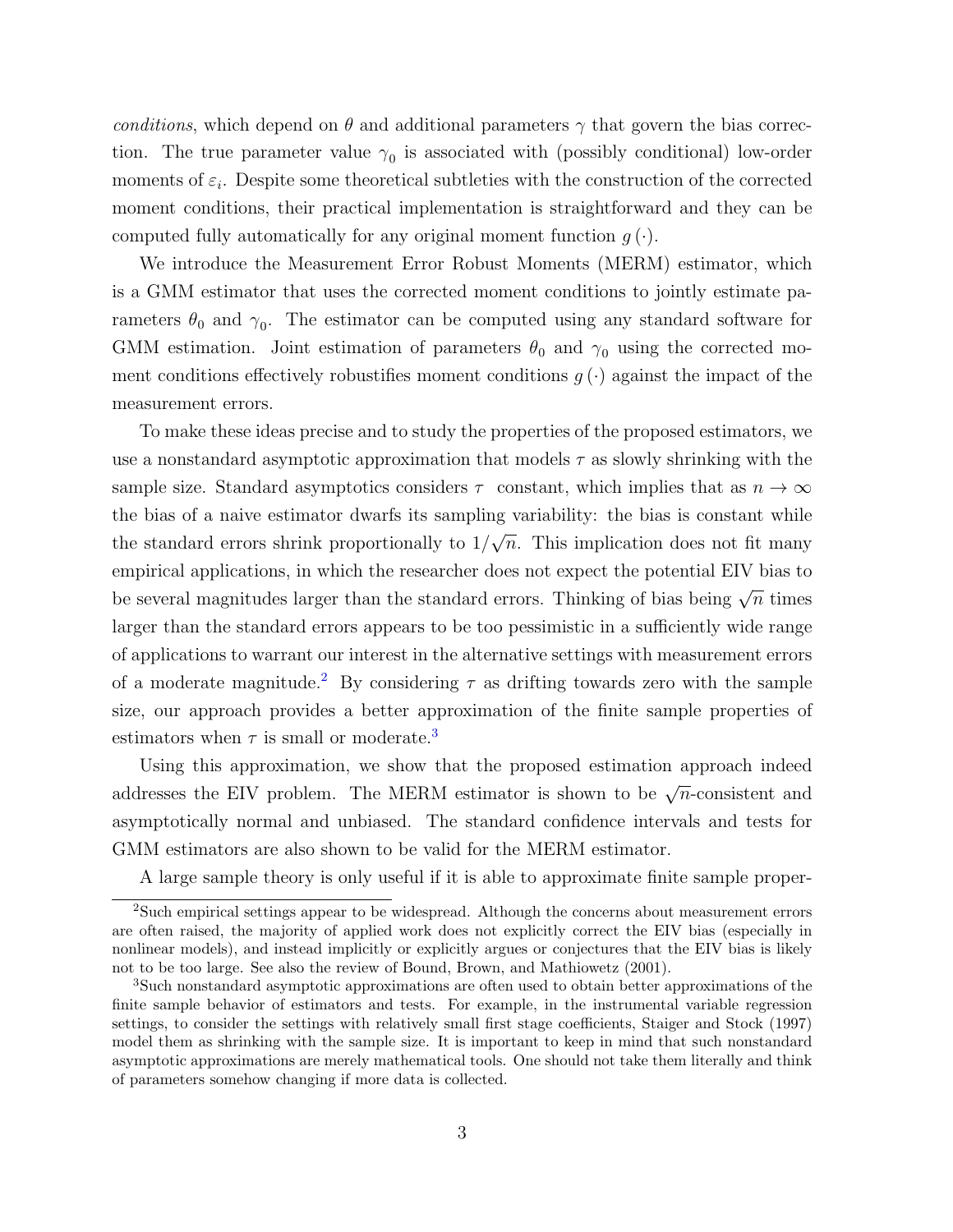*conditions*, which depend on $\theta$ and additional parameters $\gamma$ that govern the bias correction. The true parameter value $\gamma_0$ is associated with (possibly conditional) low-order moments of $\varepsilon_i$. Despite some theoretical subtleties with the construction of the corrected moment conditions, their practical implementation is straightforward and they can be computed fully automatically for any original moment function $g(\cdot)$.

We introduce the Measurement Error Robust Moments (MERM) estimator, which is a GMM estimator that uses the corrected moment conditions to jointly estimate parameters $\theta_0$ and $\gamma_0$. The estimator can be computed using any standard software for GMM estimation. Joint estimation of parameters $\theta_0$ and $\gamma_0$ using the corrected moment conditions effectively robustifies moment conditions $g(\cdot)$ against the impact of the measurement errors.

To make these ideas precise and to study the properties of the proposed estimators, we use a nonstandard asymptotic approximation that models $\tau$ as slowly shrinking with the sample size. Standard asymptotics considers $\tau$ constant, which implies that as $n \to \infty$ the bias of a naive estimator dwarfs its sampling variability: the bias is constant while the standard errors shrink proportionally to $1/\sqrt{n}$. This implication does not fit many empirical applications, in which the researcher does not expect the potential EIV bias to be several magnitudes larger than the standard errors. Thinking of bias being $\sqrt{n}$ times larger than the standard errors appears to be too pessimistic in a sufficiently wide range of applications to warrant our interest in the alternative settings with measurement errors of a moderate magnitude.[2] By considering $\tau$ as drifting towards zero with the sample size, our approach provides a better approximation of the finite sample properties of estimators when $\tau$ is small or moderate.[3]

Using this approximation, we show that the proposed estimation approach indeed addresses the EIV problem. The MERM estimator is shown to be $\sqrt{n}$-consistent and asymptotically normal and unbiased. The standard confidence intervals and tests for GMM estimators are also shown to be valid for the MERM estimator.

A large sample theory is only useful if it is able to approximate finite sample proper-

[2] Such empirical settings appear to be widespread. Although the concerns about measurement errors are often raised, the majority of applied work does not explicitly correct the EIV bias (especially in nonlinear models), and instead implicitly or explicitly argues or conjectures that the EIV bias is likely not to be too large. See also the review of Bound, Brown, and Mathiowetz (2001).

[3] Such nonstandard asymptotic approximations are often used to obtain better approximations of the finite sample behavior of estimators and tests. For example, in the instrumental variable regression settings, to consider the settings with relatively small first stage coefficients, Staiger and Stock (1997) model them as shrinking with the sample size. It is important to keep in mind that such nonstandard asymptotic approximations are merely mathematical tools. One should not take them literally and think of parameters somehow changing if more data is collected.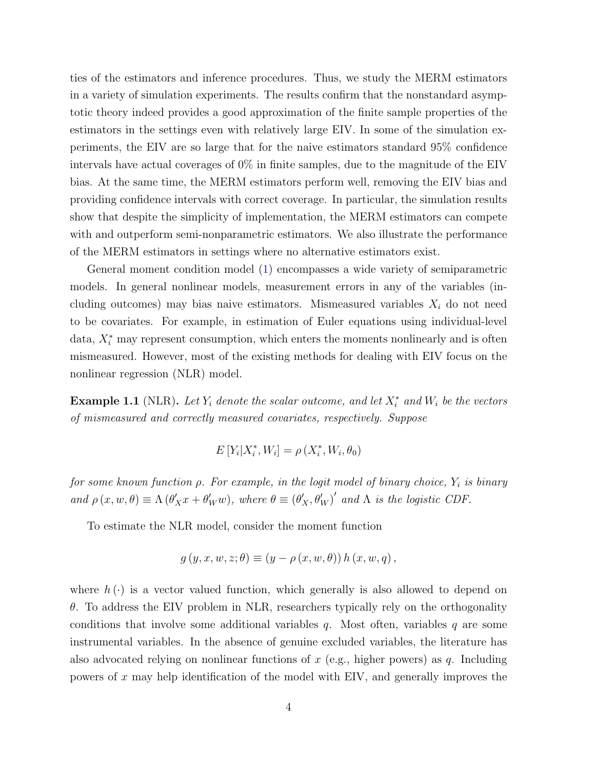ties of the estimators and inference procedures. Thus, we study the MERM estimators in a variety of simulation experiments. The results confirm that the nonstandard asymptotic theory indeed provides a good approximation of the finite sample properties of the estimators in the settings even with relatively large EIV. In some of the simulation experiments, the EIV are so large that for the naive estimators standard 95% confidence intervals have actual coverages of 0% in finite samples, due to the magnitude of the EIV bias. At the same time, the MERM estimators perform well, removing the EIV bias and providing confidence intervals with correct coverage. In particular, the simulation results show that despite the simplicity of implementation, the MERM estimators can compete with and outperform semi-nonparametric estimators. We also illustrate the performance of the MERM estimators in settings where no alternative estimators exist.

General moment condition model (1) encompasses a wide variety of semiparametric models. In general nonlinear models, measurement errors in any of the variables (including outcomes) may bias naive estimators. Mismeasured variables $X_i$ do not need to be covariates. For example, in estimation of Euler equations using individual-level data, $X_i^*$ may represent consumption, which enters the moments nonlinearly and is often mismeasured. However, most of the existing methods for dealing with EIV focus on the nonlinear regression (NLR) model.

**Example 1.1** (NLR)**.** *Let $Y_i$ denote the scalar outcome, and let $X_i^*$ and $W_i$ be the vectors of mismeasured and correctly measured covariates, respectively. Suppose*

$$E\left[Y_i|X_i^*, W_i\right] = \rho\left(X_i^*, W_i, \theta_0\right)$$

*for some known function $\rho$. For example, in the logit model of binary choice, $Y_i$ is binary and $\rho\left(x, w, \theta\right) \equiv \Lambda\left(\theta_X' x + \theta_W' w\right)$, where $\theta \equiv \left(\theta_X', \theta_W'\right)'$ and $\Lambda$ is the logistic CDF.*

To estimate the NLR model, consider the moment function

$$g\left(y, x, w, z; \theta\right) \equiv \left(y - \rho\left(x, w, \theta\right)\right) h\left(x, w, q\right),$$

where $h\left(\cdot\right)$ is a vector valued function, which generally is also allowed to depend on $\theta$. To address the EIV problem in NLR, researchers typically rely on the orthogonality conditions that involve some additional variables $q$. Most often, variables $q$ are some instrumental variables. In the absence of genuine excluded variables, the literature has also advocated relying on nonlinear functions of $x$ (e.g., higher powers) as $q$. Including powers of $x$ may help identification of the model with EIV, and generally improves the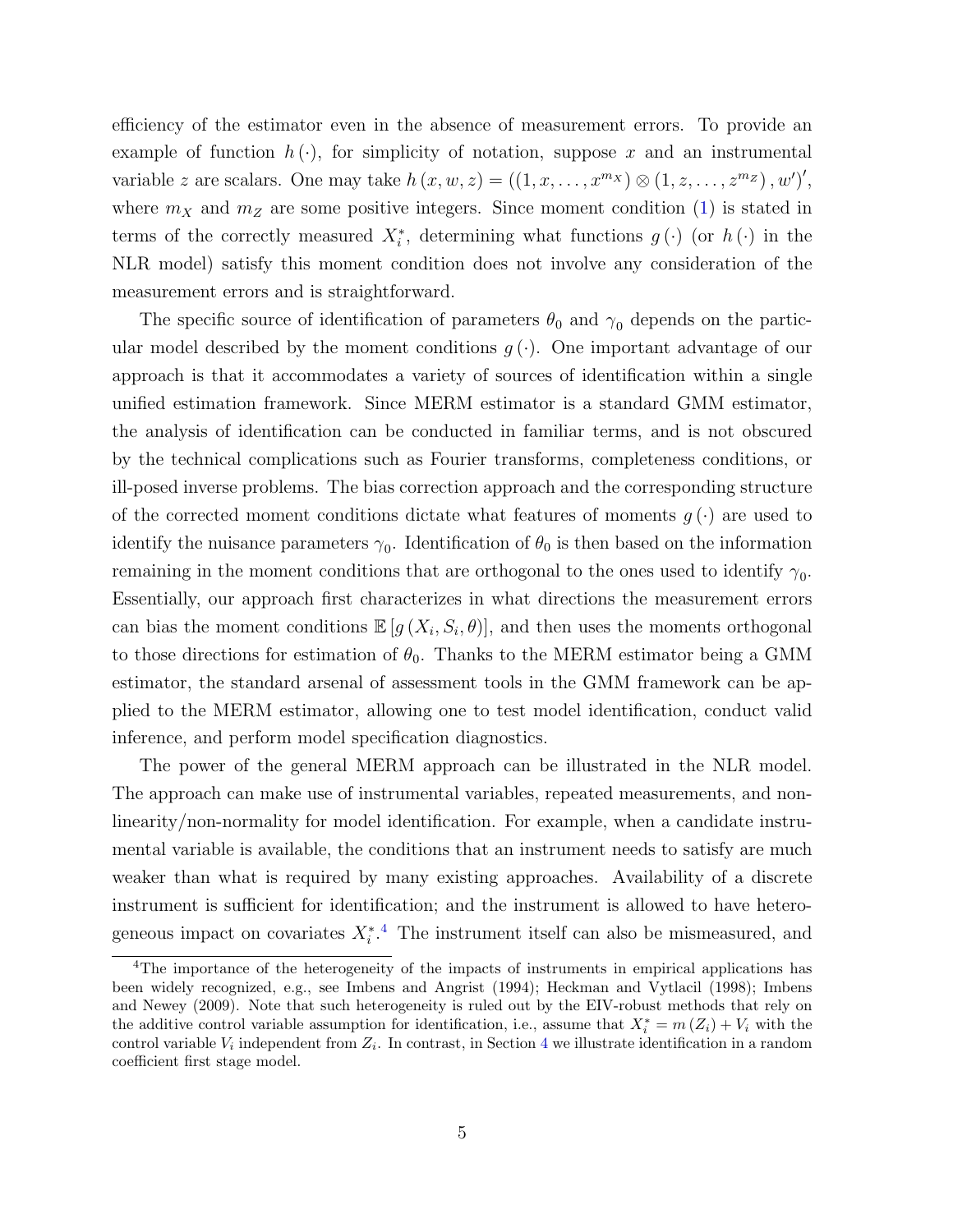efficiency of the estimator even in the absence of measurement errors. To provide an example of function $h(\cdot)$, for simplicity of notation, suppose $x$ and an instrumental variable $z$ are scalars. One may take $h(x, w, z) = ((1, x, \ldots, x^{m_X}) \otimes (1, z, \ldots, z^{m_Z}), w')'$, where $m_X$ and $m_Z$ are some positive integers. Since moment condition (1) is stated in terms of the correctly measured $X_i^*$, determining what functions $g(\cdot)$ (or $h(\cdot)$ in the NLR model) satisfy this moment condition does not involve any consideration of the measurement errors and is straightforward.

The specific source of identification of parameters $\theta_0$ and $\gamma_0$ depends on the particular model described by the moment conditions $g(\cdot)$. One important advantage of our approach is that it accommodates a variety of sources of identification within a single unified estimation framework. Since MERM estimator is a standard GMM estimator, the analysis of identification can be conducted in familiar terms, and is not obscured by the technical complications such as Fourier transforms, completeness conditions, or ill-posed inverse problems. The bias correction approach and the corresponding structure of the corrected moment conditions dictate what features of moments $g(\cdot)$ are used to identify the nuisance parameters $\gamma_0$. Identification of $\theta_0$ is then based on the information remaining in the moment conditions that are orthogonal to the ones used to identify $\gamma_0$. Essentially, our approach first characterizes in what directions the measurement errors can bias the moment conditions $\mathbb{E}[g(X_i, S_i, \theta)]$, and then uses the moments orthogonal to those directions for estimation of $\theta_0$. Thanks to the MERM estimator being a GMM estimator, the standard arsenal of assessment tools in the GMM framework can be applied to the MERM estimator, allowing one to test model identification, conduct valid inference, and perform model specification diagnostics.

The power of the general MERM approach can be illustrated in the NLR model. The approach can make use of instrumental variables, repeated measurements, and nonlinearity/non-normality for model identification. For example, when a candidate instrumental variable is available, the conditions that an instrument needs to satisfy are much weaker than what is required by many existing approaches. Availability of a discrete instrument is sufficient for identification; and the instrument is allowed to have heterogeneous impact on covariates $X_i^*$.[4] The instrument itself can also be mismeasured, and

[4] The importance of the heterogeneity of the impacts of instruments in empirical applications has been widely recognized, e.g., see Imbens and Angrist (1994); Heckman and Vytlacil (1998); Imbens and Newey (2009). Note that such heterogeneity is ruled out by the EIV-robust methods that rely on the additive control variable assumption for identification, i.e., assume that $X_i^* = m(Z_i) + V_i$ with the control variable $V_i$ independent from $Z_i$. In contrast, in Section 4 we illustrate identification in a random coefficient first stage model.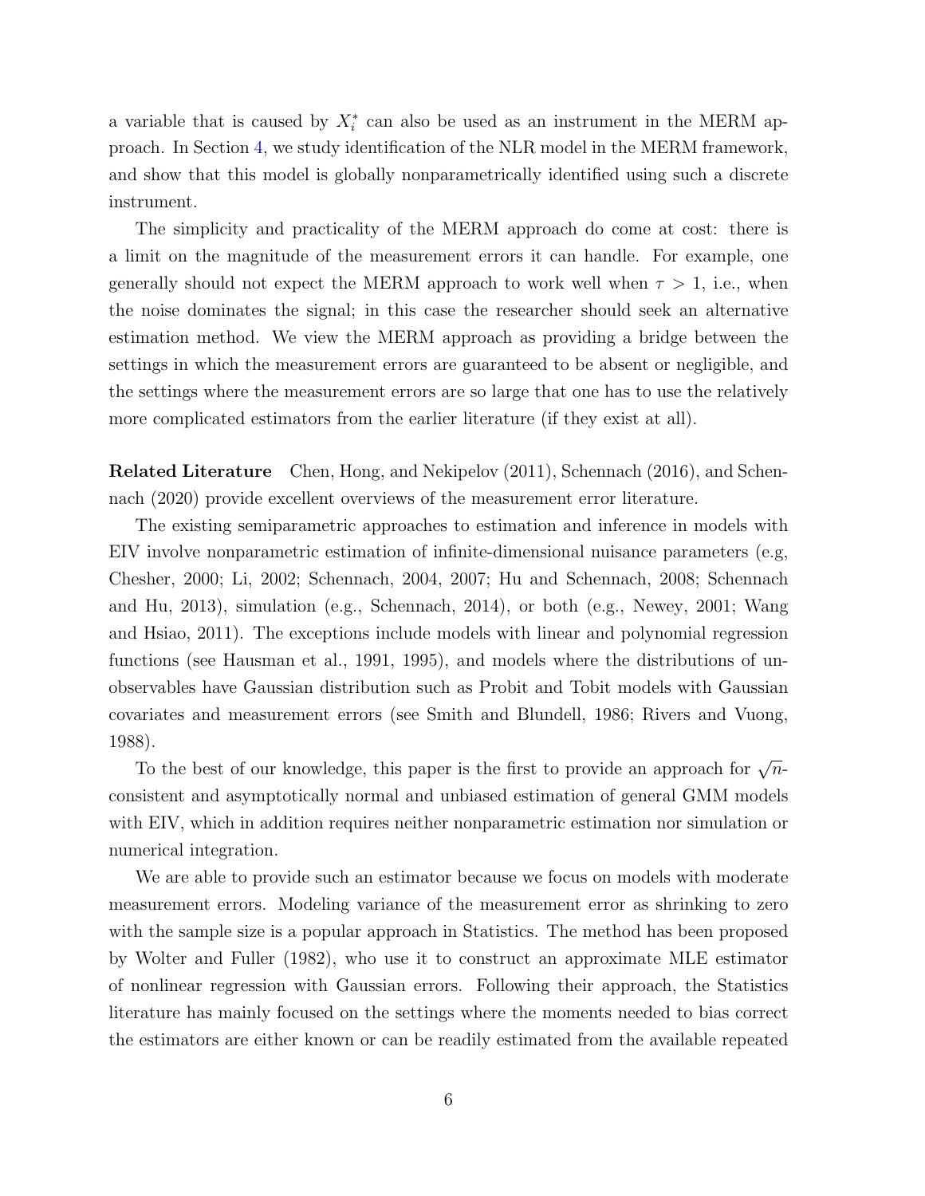a variable that is caused by $X_i^*$ can also be used as an instrument in the MERM approach. In Section 4, we study identification of the NLR model in the MERM framework, and show that this model is globally nonparametrically identified using such a discrete instrument.

The simplicity and practicality of the MERM approach do come at cost: there is a limit on the magnitude of the measurement errors it can handle. For example, one generally should not expect the MERM approach to work well when $\tau > 1$, i.e., when the noise dominates the signal; in this case the researcher should seek an alternative estimation method. We view the MERM approach as providing a bridge between the settings in which the measurement errors are guaranteed to be absent or negligible, and the settings where the measurement errors are so large that one has to use the relatively more complicated estimators from the earlier literature (if they exist at all).

**Related Literature** Chen, Hong, and Nekipelov (2011), Schennach (2016), and Schennach (2020) provide excellent overviews of the measurement error literature.

The existing semiparametric approaches to estimation and inference in models with EIV involve nonparametric estimation of infinite-dimensional nuisance parameters (e.g, Chesher, 2000; Li, 2002; Schennach, 2004, 2007; Hu and Schennach, 2008; Schennach and Hu, 2013), simulation (e.g., Schennach, 2014), or both (e.g., Newey, 2001; Wang and Hsiao, 2011). The exceptions include models with linear and polynomial regression functions (see Hausman et al., 1991, 1995), and models where the distributions of unobservables have Gaussian distribution such as Probit and Tobit models with Gaussian covariates and measurement errors (see Smith and Blundell, 1986; Rivers and Vuong, 1988).

To the best of our knowledge, this paper is the first to provide an approach for $\sqrt{n}$-consistent and asymptotically normal and unbiased estimation of general GMM models with EIV, which in addition requires neither nonparametric estimation nor simulation or numerical integration.

We are able to provide such an estimator because we focus on models with moderate measurement errors. Modeling variance of the measurement error as shrinking to zero with the sample size is a popular approach in Statistics. The method has been proposed by Wolter and Fuller (1982), who use it to construct an approximate MLE estimator of nonlinear regression with Gaussian errors. Following their approach, the Statistics literature has mainly focused on the settings where the moments needed to bias correct the estimators are either known or can be readily estimated from the available repeated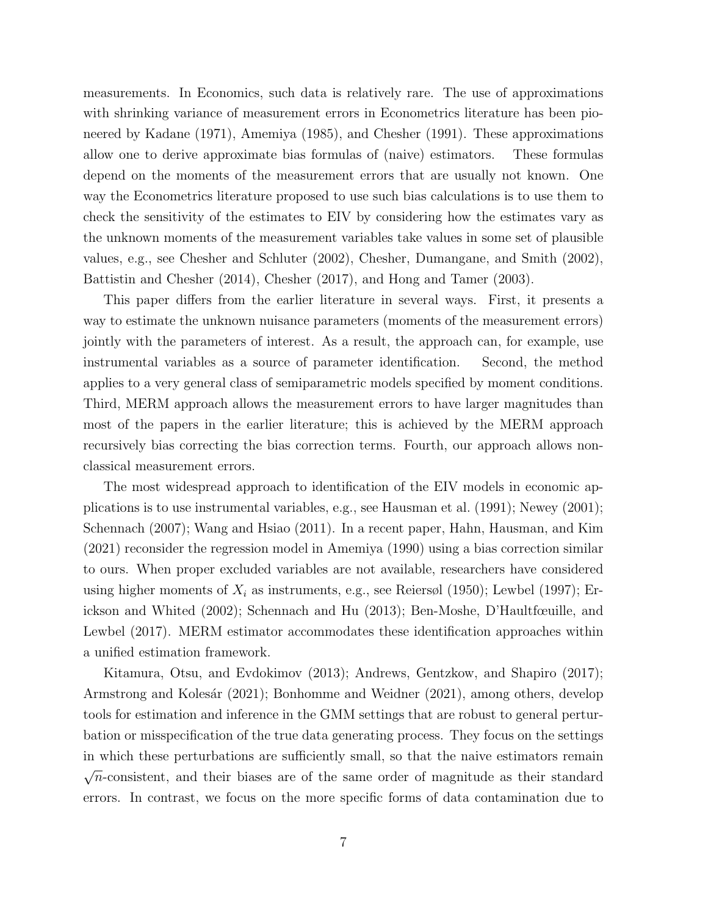measurements. In Economics, such data is relatively rare. The use of approximations with shrinking variance of measurement errors in Econometrics literature has been pioneered by Kadane (1971), Amemiya (1985), and Chesher (1991). These approximations allow one to derive approximate bias formulas of (naive) estimators. These formulas depend on the moments of the measurement errors that are usually not known. One way the Econometrics literature proposed to use such bias calculations is to use them to check the sensitivity of the estimates to EIV by considering how the estimates vary as the unknown moments of the measurement variables take values in some set of plausible values, e.g., see Chesher and Schluter (2002), Chesher, Dumangane, and Smith (2002), Battistin and Chesher (2014), Chesher (2017), and Hong and Tamer (2003).

This paper differs from the earlier literature in several ways. First, it presents a way to estimate the unknown nuisance parameters (moments of the measurement errors) jointly with the parameters of interest. As a result, the approach can, for example, use instrumental variables as a source of parameter identification. Second, the method applies to a very general class of semiparametric models specified by moment conditions. Third, MERM approach allows the measurement errors to have larger magnitudes than most of the papers in the earlier literature; this is achieved by the MERM approach recursively bias correcting the bias correction terms. Fourth, our approach allows non-classical measurement errors.

The most widespread approach to identification of the EIV models in economic applications is to use instrumental variables, e.g., see Hausman et al. (1991); Newey (2001); Schennach (2007); Wang and Hsiao (2011). In a recent paper, Hahn, Hausman, and Kim (2021) reconsider the regression model in Amemiya (1990) using a bias correction similar to ours. When proper excluded variables are not available, researchers have considered using higher moments of $X_i$ as instruments, e.g., see Reiersøl (1950); Lewbel (1997); Erickson and Whited (2002); Schennach and Hu (2013); Ben-Moshe, D'Haultfœuille, and Lewbel (2017). MERM estimator accommodates these identification approaches within a unified estimation framework.

Kitamura, Otsu, and Evdokimov (2013); Andrews, Gentzkow, and Shapiro (2017); Armstrong and Kolesár (2021); Bonhomme and Weidner (2021), among others, develop tools for estimation and inference in the GMM settings that are robust to general perturbation or misspecification of the true data generating process. They focus on the settings in which these perturbations are sufficiently small, so that the naive estimators remain $\sqrt{n}$-consistent, and their biases are of the same order of magnitude as their standard errors. In contrast, we focus on the more specific forms of data contamination due to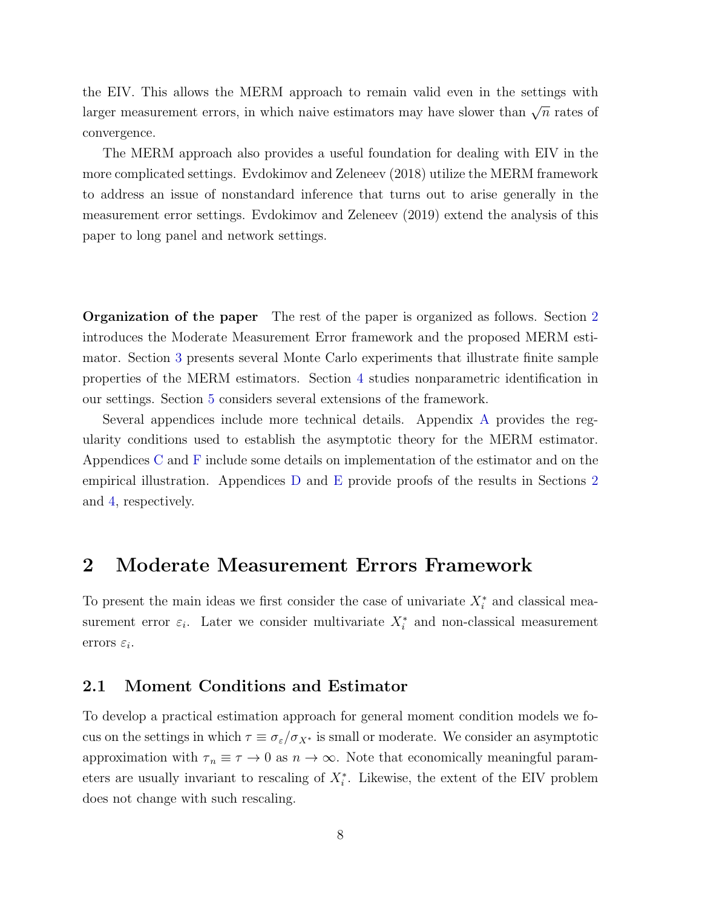the EIV. This allows the MERM approach to remain valid even in the settings with larger measurement errors, in which naive estimators may have slower than $\sqrt{n}$ rates of convergence.

The MERM approach also provides a useful foundation for dealing with EIV in the more complicated settings. Evdokimov and Zeleneev (2018) utilize the MERM framework to address an issue of nonstandard inference that turns out to arise generally in the measurement error settings. Evdokimov and Zeleneev (2019) extend the analysis of this paper to long panel and network settings.

**Organization of the paper** The rest of the paper is organized as follows. Section 2 introduces the Moderate Measurement Error framework and the proposed MERM estimator. Section 3 presents several Monte Carlo experiments that illustrate finite sample properties of the MERM estimators. Section 4 studies nonparametric identification in our settings. Section 5 considers several extensions of the framework.

Several appendices include more technical details. Appendix A provides the regularity conditions used to establish the asymptotic theory for the MERM estimator. Appendices C and F include some details on implementation of the estimator and on the empirical illustration. Appendices D and E provide proofs of the results in Sections 2 and 4, respectively.

# 2 Moderate Measurement Errors Framework

To present the main ideas we first consider the case of univariate $X_i^*$ and classical measurement error $\varepsilon_i$. Later we consider multivariate $X_i^*$ and non-classical measurement errors $\varepsilon_i$.

## 2.1 Moment Conditions and Estimator

To develop a practical estimation approach for general moment condition models we focus on the settings in which $\tau \equiv \sigma_\varepsilon / \sigma_{X^*}$ is small or moderate. We consider an asymptotic approximation with $\tau_n \equiv \tau \to 0$ as $n \to \infty$. Note that economically meaningful parameters are usually invariant to rescaling of $X_i^*$. Likewise, the extent of the EIV problem does not change with such rescaling.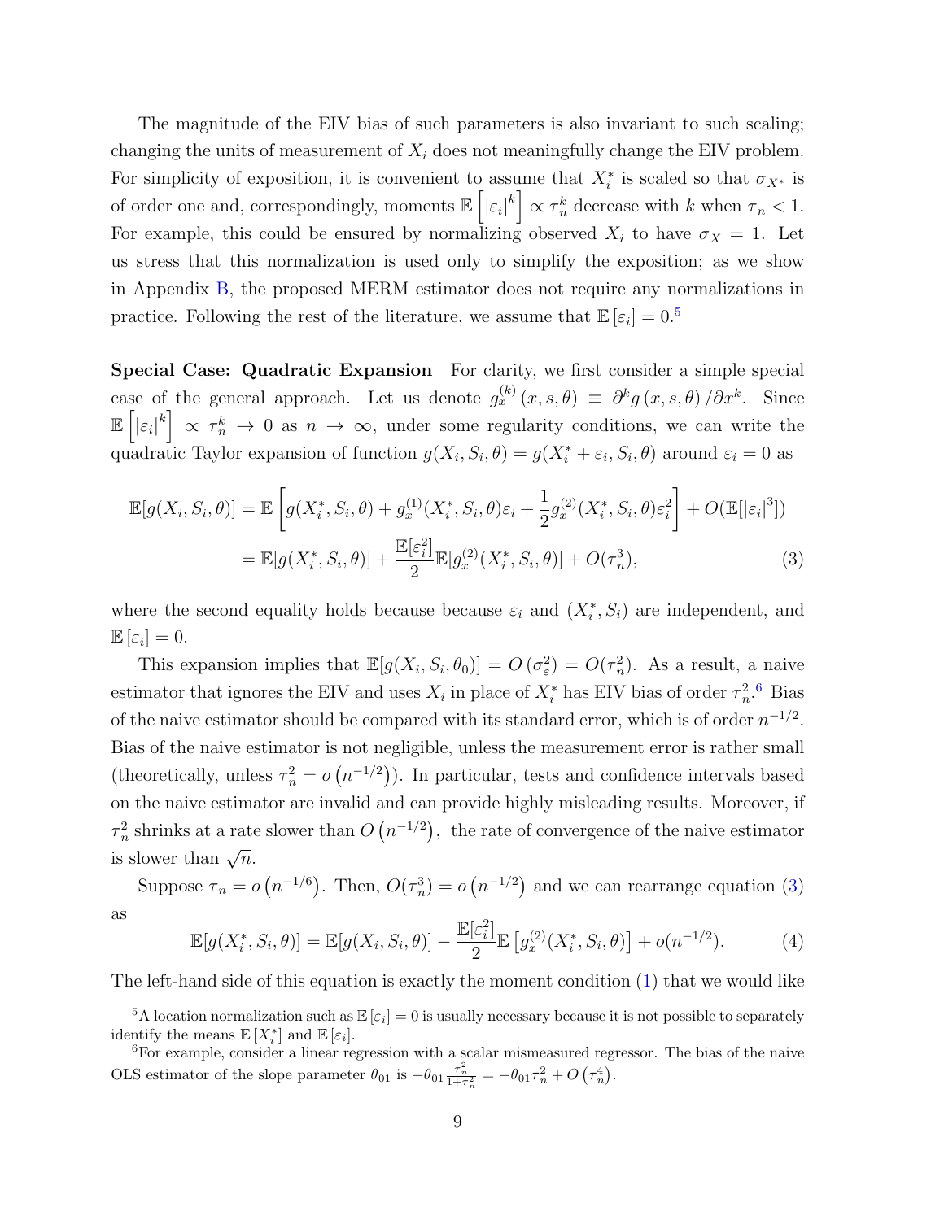The magnitude of the EIV bias of such parameters is also invariant to such scaling; changing the units of measurement of $X_i$ does not meaningfully change the EIV problem. For simplicity of exposition, it is convenient to assume that $X_i^*$ is scaled so that $\sigma_{X^*}$ is of order one and, correspondingly, moments $\mathbb{E}\left[|\varepsilon_i|^k\right] \propto \tau_n^k$ decrease with $k$ when $\tau_n < 1$. For example, this could be ensured by normalizing observed $X_i$ to have $\sigma_X = 1$. Let us stress that this normalization is used only to simplify the exposition; as we show in Appendix B, the proposed MERM estimator does not require any normalizations in practice. Following the rest of the literature, we assume that $\mathbb{E}[\varepsilon_i] = 0$.[5]

**Special Case: Quadratic Expansion** For clarity, we first consider a simple special case of the general approach. Let us denote $g_x^{(k)}(x, s, \theta) \equiv \partial^k g(x, s, \theta)/\partial x^k$. Since $\mathbb{E}\left[|\varepsilon_i|^k\right] \propto \tau_n^k \to 0$ as $n \to \infty$, under some regularity conditions, we can write the quadratic Taylor expansion of function $g(X_i, S_i, \theta) = g(X_i^* + \varepsilon_i, S_i, \theta)$ around $\varepsilon_i = 0$ as

$$
\begin{aligned}
\mathbb{E}[g(X_i, S_i, \theta)] &= \mathbb{E}\left[g(X_i^*, S_i, \theta) + g_x^{(1)}(X_i^*, S_i, \theta)\varepsilon_i + \frac{1}{2}g_x^{(2)}(X_i^*, S_i, \theta)\varepsilon_i^2\right] + O(\mathbb{E}[|\varepsilon_i|^3]) \\
&= \mathbb{E}[g(X_i^*, S_i, \theta)] + \frac{\mathbb{E}[\varepsilon_i^2]}{2}\mathbb{E}[g_x^{(2)}(X_i^*, S_i, \theta)] + O(\tau_n^3), \qquad (3)
\end{aligned}
$$

where the second equality holds because because $\varepsilon_i$ and $(X_i^*, S_i)$ are independent, and $\mathbb{E}[\varepsilon_i] = 0$.

This expansion implies that $\mathbb{E}[g(X_i, S_i, \theta_0)] = O(\sigma_\varepsilon^2) = O(\tau_n^2)$. As a result, a naive estimator that ignores the EIV and uses $X_i$ in place of $X_i^*$ has EIV bias of order $\tau_n^2$.[6] Bias of the naive estimator should be compared with its standard error, which is of order $n^{-1/2}$. Bias of the naive estimator is not negligible, unless the measurement error is rather small (theoretically, unless $\tau_n^2 = o(n^{-1/2})$). In particular, tests and confidence intervals based on the naive estimator are invalid and can provide highly misleading results. Moreover, if $\tau_n^2$ shrinks at a rate slower than $O(n^{-1/2})$, the rate of convergence of the naive estimator is slower than $\sqrt{n}$.

Suppose $\tau_n = o(n^{-1/6})$. Then, $O(\tau_n^3) = o(n^{-1/2})$ and we can rearrange equation (3) as

$$
\mathbb{E}[g(X_i^*, S_i, \theta)] = \mathbb{E}[g(X_i, S_i, \theta)] - \frac{\mathbb{E}[\varepsilon_i^2]}{2}\mathbb{E}\left[g_x^{(2)}(X_i^*, S_i, \theta)\right] + o(n^{-1/2}). \qquad (4)
$$

The left-hand side of this equation is exactly the moment condition (1) that we would like

---

[5] A location normalization such as $\mathbb{E}[\varepsilon_i] = 0$ is usually necessary because it is not possible to separately identify the means $\mathbb{E}[X_i^*]$ and $\mathbb{E}[\varepsilon_i]$.

[6] For example, consider a linear regression with a scalar mismeasured regressor. The bias of the naive OLS estimator of the slope parameter $\theta_{01}$ is $-\theta_{01}\frac{\tau_n^2}{1+\tau_n^2} = -\theta_{01}\tau_n^2 + O(\tau_n^4)$.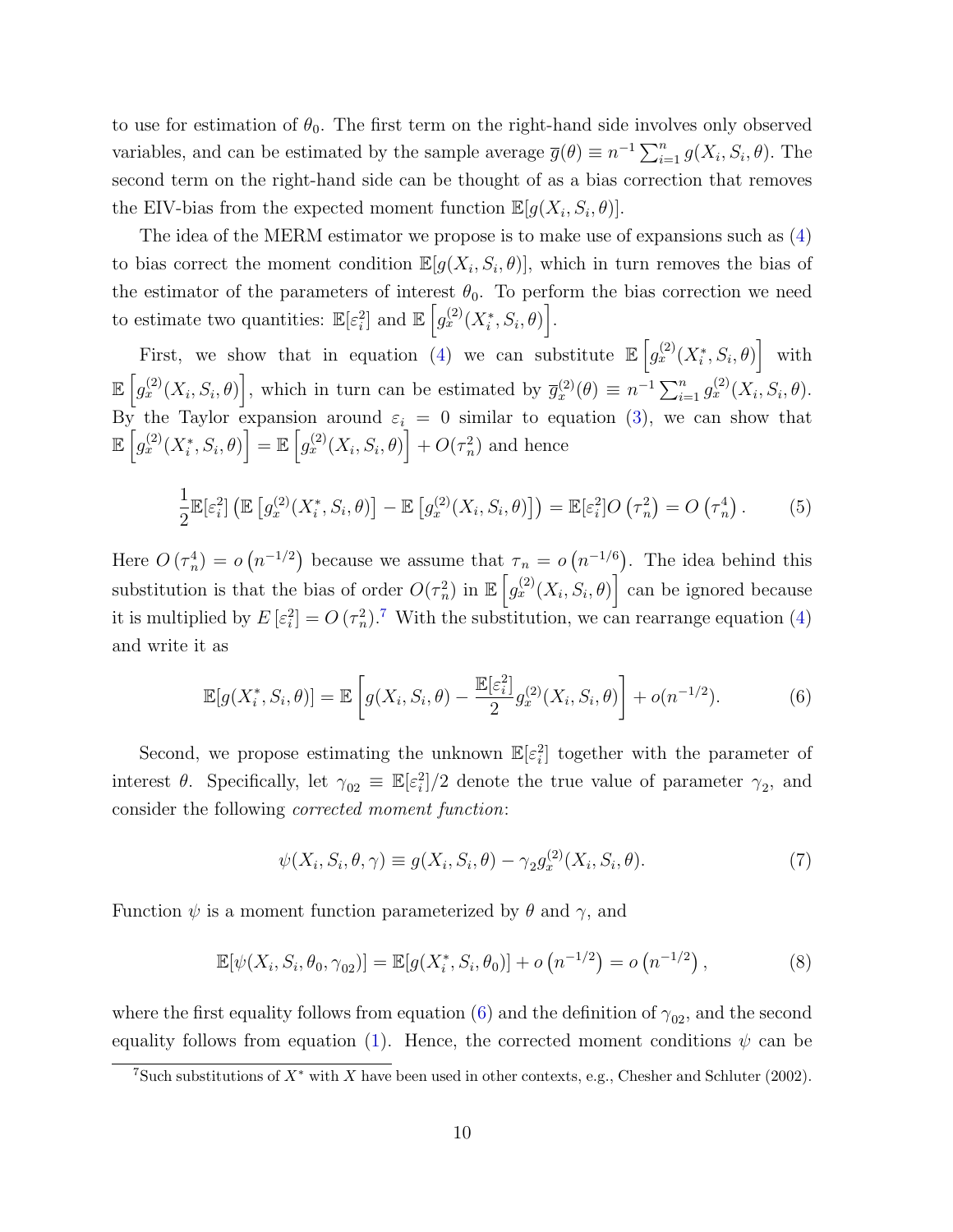to use for estimation of $\theta_0$. The first term on the right-hand side involves only observed variables, and can be estimated by the sample average $\overline{g}(\theta) \equiv n^{-1}\sum_{i=1}^{n} g(X_i, S_i, \theta)$. The second term on the right-hand side can be thought of as a bias correction that removes the EIV-bias from the expected moment function $\mathbb{E}[g(X_i, S_i, \theta)]$.

The idea of the MERM estimator we propose is to make use of expansions such as (4) to bias correct the moment condition $\mathbb{E}[g(X_i, S_i, \theta)]$, which in turn removes the bias of the estimator of the parameters of interest $\theta_0$. To perform the bias correction we need to estimate two quantities: $\mathbb{E}[\varepsilon_i^2]$ and $\mathbb{E}\left[g_x^{(2)}(X_i^*, S_i, \theta)\right]$.

First, we show that in equation (4) we can substitute $\mathbb{E}\left[g_x^{(2)}(X_i^*, S_i, \theta)\right]$ with $\mathbb{E}\left[g_x^{(2)}(X_i, S_i, \theta)\right]$, which in turn can be estimated by $\overline{g}_x^{(2)}(\theta) \equiv n^{-1}\sum_{i=1}^{n} g_x^{(2)}(X_i, S_i, \theta)$. By the Taylor expansion around $\varepsilon_i = 0$ similar to equation (3), we can show that $\mathbb{E}\left[g_x^{(2)}(X_i^*, S_i, \theta)\right] = \mathbb{E}\left[g_x^{(2)}(X_i, S_i, \theta)\right] + O(\tau_n^2)$ and hence

$$\frac{1}{2}\mathbb{E}[\varepsilon_i^2]\left(\mathbb{E}\left[g_x^{(2)}(X_i^*, S_i, \theta)\right] - \mathbb{E}\left[g_x^{(2)}(X_i, S_i, \theta)\right]\right) = \mathbb{E}[\varepsilon_i^2] O\left(\tau_n^2\right) = O\left(\tau_n^4\right). \tag{5}$$

Here $O\left(\tau_n^4\right) = o\left(n^{-1/2}\right)$ because we assume that $\tau_n = o\left(n^{-1/6}\right)$. The idea behind this substitution is that the bias of order $O(\tau_n^2)$ in $\mathbb{E}\left[g_x^{(2)}(X_i, S_i, \theta)\right]$ can be ignored because it is multiplied by $E\left[\varepsilon_i^2\right] = O\left(\tau_n^2\right)$.[7] With the substitution, we can rearrange equation (4) and write it as

$$\mathbb{E}[g(X_i^*, S_i, \theta)] = \mathbb{E}\left[g(X_i, S_i, \theta) - \frac{\mathbb{E}[\varepsilon_i^2]}{2} g_x^{(2)}(X_i, S_i, \theta)\right] + o(n^{-1/2}). \tag{6}$$

Second, we propose estimating the unknown $\mathbb{E}[\varepsilon_i^2]$ together with the parameter of interest $\theta$. Specifically, let $\gamma_{02} \equiv \mathbb{E}[\varepsilon_i^2]/2$ denote the true value of parameter $\gamma_2$, and consider the following *corrected moment function*:

$$\psi(X_i, S_i, \theta, \gamma) \equiv g(X_i, S_i, \theta) - \gamma_2 g_x^{(2)}(X_i, S_i, \theta). \tag{7}$$

Function $\psi$ is a moment function parameterized by $\theta$ and $\gamma$, and

$$\mathbb{E}[\psi(X_i, S_i, \theta_0, \gamma_{02})] = \mathbb{E}[g(X_i^*, S_i, \theta_0)] + o\left(n^{-1/2}\right) = o\left(n^{-1/2}\right), \tag{8}$$

where the first equality follows from equation (6) and the definition of $\gamma_{02}$, and the second equality follows from equation (1). Hence, the corrected moment conditions $\psi$ can be

[7] Such substitutions of $X^*$ with $X$ have been used in other contexts, e.g., Chesher and Schluter (2002).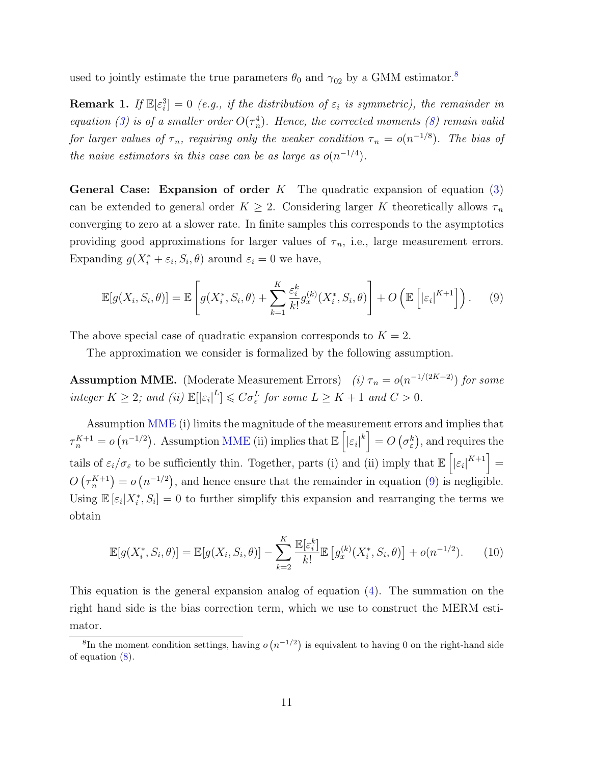used to jointly estimate the true parameters $\theta_0$ and $\gamma_{02}$ by a GMM estimator.[8]

**Remark 1.** *If $\mathbb{E}[\varepsilon_i^3] = 0$ (e.g., if the distribution of $\varepsilon_i$ is symmetric), the remainder in equation (3) is of a smaller order $O(\tau_n^4)$. Hence, the corrected moments (8) remain valid for larger values of $\tau_n$, requiring only the weaker condition $\tau_n = o(n^{-1/8})$. The bias of the naive estimators in this case can be as large as $o(n^{-1/4})$.*

**General Case: Expansion of order $K$** The quadratic expansion of equation (3) can be extended to general order $K \geq 2$. Considering larger $K$ theoretically allows $\tau_n$ converging to zero at a slower rate. In finite samples this corresponds to the asymptotics providing good approximations for larger values of $\tau_n$, i.e., large measurement errors. Expanding $g(X_i^* + \varepsilon_i, S_i, \theta)$ around $\varepsilon_i = 0$ we have,

$$\mathbb{E}[g(X_i, S_i, \theta)] = \mathbb{E}\left[g(X_i^*, S_i, \theta) + \sum_{k=1}^{K} \frac{\varepsilon_i^k}{k!} g_x^{(k)}(X_i^*, S_i, \theta)\right] + O\left(\mathbb{E}\left[|\varepsilon_i|^{K+1}\right]\right). \tag{9}$$

The above special case of quadratic expansion corresponds to $K = 2$.

The approximation we consider is formalized by the following assumption.

**Assumption MME.** (Moderate Measurement Errors) *(i) $\tau_n = o(n^{-1/(2K+2)})$ for some integer $K \geq 2$; and (ii) $\mathbb{E}[|\varepsilon_i|^L] \leqslant C\sigma_\varepsilon^L$ for some $L \geq K + 1$ and $C > 0$.*

Assumption MME (i) limits the magnitude of the measurement errors and implies that $\tau_n^{K+1} = o\left(n^{-1/2}\right)$. Assumption MME (ii) implies that $\mathbb{E}\left[|\varepsilon_i|^k\right] = O\left(\sigma_\varepsilon^k\right)$, and requires the tails of $\varepsilon_i/\sigma_\varepsilon$ to be sufficiently thin. Together, parts (i) and (ii) imply that $\mathbb{E}\left[|\varepsilon_i|^{K+1}\right] = O\left(\tau_n^{K+1}\right) = o\left(n^{-1/2}\right)$, and hence ensure that the remainder in equation (9) is negligible. Using $\mathbb{E}\left[\varepsilon_i | X_i^*, S_i\right] = 0$ to further simplify this expansion and rearranging the terms we obtain

$$\mathbb{E}[g(X_i^*, S_i, \theta)] = \mathbb{E}[g(X_i, S_i, \theta)] - \sum_{k=2}^{K} \frac{\mathbb{E}[\varepsilon_i^k]}{k!} \mathbb{E}\left[g_x^{(k)}(X_i^*, S_i, \theta)\right] + o(n^{-1/2}). \tag{10}$$

This equation is the general expansion analog of equation (4). The summation on the right hand side is the bias correction term, which we use to construct the MERM estimator.

[8] In the moment condition settings, having $o\left(n^{-1/2}\right)$ is equivalent to having 0 on the right-hand side of equation (8).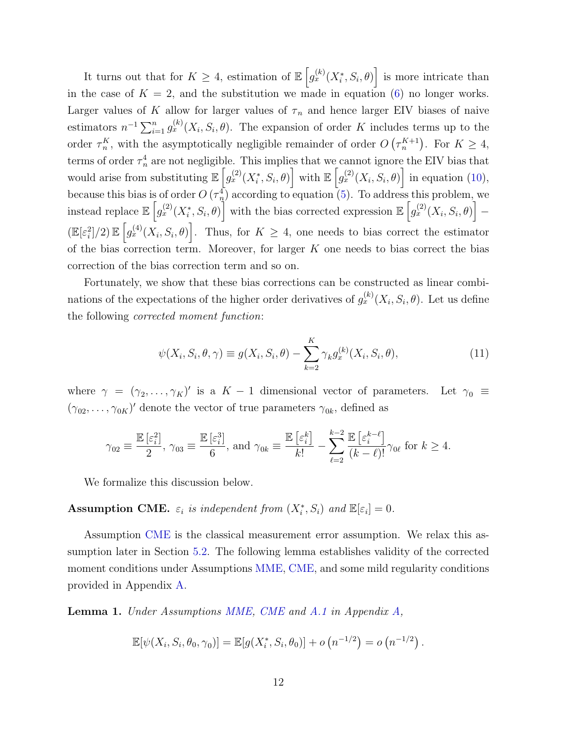It turns out that for $K \geq 4$, estimation of $\mathbb{E}\left[g_x^{(k)}(X_i^*, S_i, \theta)\right]$ is more intricate than in the case of $K = 2$, and the substitution we made in equation (6) no longer works. Larger values of $K$ allow for larger values of $\tau_n$ and hence larger EIV biases of naive estimators $n^{-1}\sum_{i=1}^n g_x^{(k)}(X_i, S_i, \theta)$. The expansion of order $K$ includes terms up to the order $\tau_n^K$, with the asymptotically negligible remainder of order $O\left(\tau_n^{K+1}\right)$. For $K \geq 4$, terms of order $\tau_n^4$ are not negligible. This implies that we cannot ignore the EIV bias that would arise from substituting $\mathbb{E}\left[g_x^{(2)}(X_i^*, S_i, \theta)\right]$ with $\mathbb{E}\left[g_x^{(2)}(X_i, S_i, \theta)\right]$ in equation (10), because this bias is of order $O\left(\tau_n^4\right)$ according to equation (5). To address this problem, we instead replace $\mathbb{E}\left[g_x^{(2)}(X_i^*, S_i, \theta)\right]$ with the bias corrected expression $\mathbb{E}\left[g_x^{(2)}(X_i, S_i, \theta)\right] - (\mathbb{E}[\varepsilon_i^2]/2)\,\mathbb{E}\left[g_x^{(4)}(X_i, S_i, \theta)\right]$. Thus, for $K \geq 4$, one needs to bias correct the estimator of the bias correction term. Moreover, for larger $K$ one needs to bias correct the bias correction of the bias correction term and so on.

Fortunately, we show that these bias corrections can be constructed as linear combinations of the expectations of the higher order derivatives of $g_x^{(k)}(X_i, S_i, \theta)$. Let us define the following *corrected moment function*:

$$\psi(X_i, S_i, \theta, \gamma) \equiv g(X_i, S_i, \theta) - \sum_{k=2}^{K} \gamma_k g_x^{(k)}(X_i, S_i, \theta), \tag{11}$$

where $\gamma = (\gamma_2, \ldots, \gamma_K)'$ is a $K-1$ dimensional vector of parameters. Let $\gamma_0 \equiv (\gamma_{02}, \ldots, \gamma_{0K})'$ denote the vector of true parameters $\gamma_{0k}$, defined as

$$\gamma_{02} \equiv \frac{\mathbb{E}\left[\varepsilon_i^2\right]}{2},\ \gamma_{03} \equiv \frac{\mathbb{E}\left[\varepsilon_i^3\right]}{6},\ \text{and}\ \gamma_{0k} \equiv \frac{\mathbb{E}\left[\varepsilon_i^k\right]}{k!} - \sum_{\ell=2}^{k-2} \frac{\mathbb{E}\left[\varepsilon_i^{k-\ell}\right]}{(k-\ell)!}\gamma_{0\ell}\ \text{for}\ k \geq 4.$$

We formalize this discussion below.

**Assumption CME.** *$\varepsilon_i$ is independent from $(X_i^*, S_i)$ and $\mathbb{E}[\varepsilon_i] = 0$.*

Assumption CME is the classical measurement error assumption. We relax this assumption later in Section 5.2. The following lemma establishes validity of the corrected moment conditions under Assumptions MME, CME, and some mild regularity conditions provided in Appendix A.

**Lemma 1.** *Under Assumptions MME, CME and A.1 in Appendix A,*

$$\mathbb{E}[\psi(X_i, S_i, \theta_0, \gamma_0)] = \mathbb{E}[g(X_i^*, S_i, \theta_0)] + o\left(n^{-1/2}\right) = o\left(n^{-1/2}\right).$$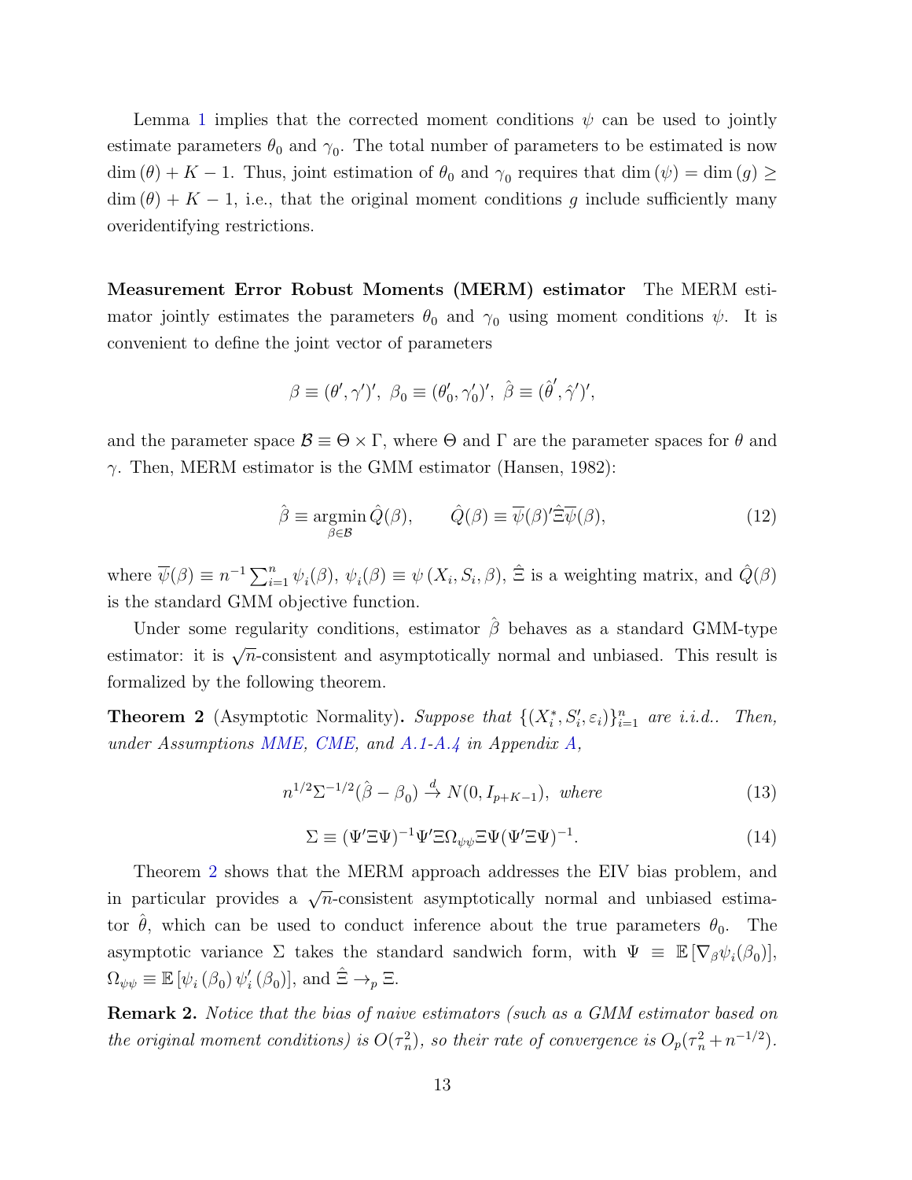Lemma 1 implies that the corrected moment conditions $\psi$ can be used to jointly estimate parameters $\theta_0$ and $\gamma_0$. The total number of parameters to be estimated is now $\dim(\theta) + K - 1$. Thus, joint estimation of $\theta_0$ and $\gamma_0$ requires that $\dim(\psi) = \dim(g) \geq \dim(\theta) + K - 1$, i.e., that the original moment conditions $g$ include sufficiently many overidentifying restrictions.

**Measurement Error Robust Moments (MERM) estimator** The MERM estimator jointly estimates the parameters $\theta_0$ and $\gamma_0$ using moment conditions $\psi$. It is convenient to define the joint vector of parameters

$$\beta \equiv (\theta', \gamma')',\ \beta_0 \equiv (\theta_0', \gamma_0')',\ \hat{\beta} \equiv (\hat{\theta}', \hat{\gamma}')',$$

and the parameter space $\mathcal{B} \equiv \Theta \times \Gamma$, where $\Theta$ and $\Gamma$ are the parameter spaces for $\theta$ and $\gamma$. Then, MERM estimator is the GMM estimator (Hansen, 1982):

$$\hat{\beta} \equiv \underset{\beta \in \mathcal{B}}{\operatorname{argmin}}\, \hat{Q}(\beta), \qquad \hat{Q}(\beta) \equiv \overline{\psi}(\beta)' \hat{\Xi} \overline{\psi}(\beta), \tag{12}$$

where $\overline{\psi}(\beta) \equiv n^{-1} \sum_{i=1}^{n} \psi_i(\beta)$, $\psi_i(\beta) \equiv \psi(X_i, S_i, \beta)$, $\hat{\Xi}$ is a weighting matrix, and $\hat{Q}(\beta)$ is the standard GMM objective function.

Under some regularity conditions, estimator $\hat{\beta}$ behaves as a standard GMM-type estimator: it is $\sqrt{n}$-consistent and asymptotically normal and unbiased. This result is formalized by the following theorem.

**Theorem 2** (Asymptotic Normality). *Suppose that $\{(X_i^*, S_i', \varepsilon_i)\}_{i=1}^n$ are i.i.d.. Then, under Assumptions MME, CME, and A.1-A.4 in Appendix A,*

$$n^{1/2} \Sigma^{-1/2} (\hat{\beta} - \beta_0) \xrightarrow{d} N(0, I_{p+K-1}), \text{ where} \tag{13}$$

$$\Sigma \equiv (\Psi' \Xi \Psi)^{-1} \Psi' \Xi \Omega_{\psi\psi} \Xi \Psi (\Psi' \Xi \Psi)^{-1}. \tag{14}$$

Theorem 2 shows that the MERM approach addresses the EIV bias problem, and in particular provides a $\sqrt{n}$-consistent asymptotically normal and unbiased estimator $\hat{\theta}$, which can be used to conduct inference about the true parameters $\theta_0$. The asymptotic variance $\Sigma$ takes the standard sandwich form, with $\Psi \equiv \mathbb{E}[\nabla_\beta \psi_i(\beta_0)]$, $\Omega_{\psi\psi} \equiv \mathbb{E}[\psi_i(\beta_0) \psi_i'(\beta_0)]$, and $\hat{\Xi} \to_p \Xi$.

**Remark 2.** *Notice that the bias of naive estimators (such as a GMM estimator based on the original moment conditions) is $O(\tau_n^2)$, so their rate of convergence is $O_p(\tau_n^2 + n^{-1/2})$.*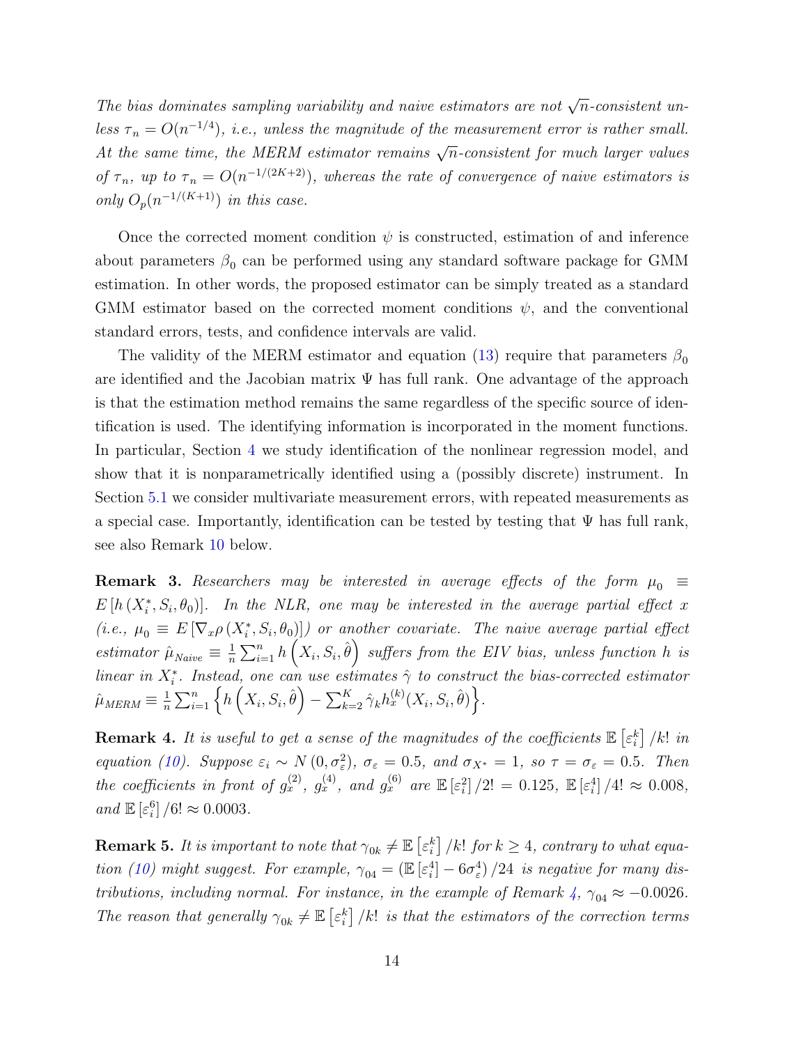*The bias dominates sampling variability and naive estimators are not $\sqrt{n}$-consistent unless $\tau_n = O(n^{-1/4})$, i.e., unless the magnitude of the measurement error is rather small. At the same time, the MERM estimator remains $\sqrt{n}$-consistent for much larger values of $\tau_n$, up to $\tau_n = O(n^{-1/(2K+2)})$, whereas the rate of convergence of naive estimators is only $O_p(n^{-1/(K+1)})$ in this case.*

Once the corrected moment condition $\psi$ is constructed, estimation of and inference about parameters $\beta_0$ can be performed using any standard software package for GMM estimation. In other words, the proposed estimator can be simply treated as a standard GMM estimator based on the corrected moment conditions $\psi$, and the conventional standard errors, tests, and confidence intervals are valid.

The validity of the MERM estimator and equation (13) require that parameters $\beta_0$ are identified and the Jacobian matrix $\Psi$ has full rank. One advantage of the approach is that the estimation method remains the same regardless of the specific source of identification is used. The identifying information is incorporated in the moment functions. In particular, Section 4 we study identification of the nonlinear regression model, and show that it is nonparametrically identified using a (possibly discrete) instrument. In Section 5.1 we consider multivariate measurement errors, with repeated measurements as a special case. Importantly, identification can be tested by testing that $\Psi$ has full rank, see also Remark 10 below.

**Remark 3.** *Researchers may be interested in average effects of the form $\mu_0 \equiv E\left[h\left(X_i^*, S_i, \theta_0\right)\right]$. In the NLR, one may be interested in the average partial effect $x$ (i.e., $\mu_0 \equiv E\left[\nabla_x \rho\left(X_i^*, S_i, \theta_0\right)\right]$) or another covariate. The naive average partial effect estimator $\hat{\mu}_{Naive} \equiv \frac{1}{n}\sum_{i=1}^n h\left(X_i, S_i, \hat{\theta}\right)$ suffers from the EIV bias, unless function $h$ is linear in $X_i^*$. Instead, one can use estimates $\hat{\gamma}$ to construct the bias-corrected estimator $\hat{\mu}_{MERM} \equiv \frac{1}{n}\sum_{i=1}^n \left\{h\left(X_i, S_i, \hat{\theta}\right) - \sum_{k=2}^K \hat{\gamma}_k h_x^{(k)}(X_i, S_i, \hat{\theta})\right\}$.*

**Remark 4.** *It is useful to get a sense of the magnitudes of the coefficients $\mathbb{E}\left[\varepsilon_i^k\right]/k!$ in equation (10). Suppose $\varepsilon_i \sim N\left(0, \sigma_\varepsilon^2\right)$, $\sigma_\varepsilon = 0.5$, and $\sigma_{X^*} = 1$, so $\tau = \sigma_\varepsilon = 0.5$. Then the coefficients in front of $g_x^{(2)}$, $g_x^{(4)}$, and $g_x^{(6)}$ are $\mathbb{E}\left[\varepsilon_i^2\right]/2! = 0.125$, $\mathbb{E}\left[\varepsilon_i^4\right]/4! \approx 0.008$, and $\mathbb{E}\left[\varepsilon_i^6\right]/6! \approx 0.0003$.*

**Remark 5.** *It is important to note that $\gamma_{0k} \neq \mathbb{E}\left[\varepsilon_i^k\right]/k!$ for $k \geq 4$, contrary to what equation (10) might suggest. For example, $\gamma_{04} = \left(\mathbb{E}\left[\varepsilon_i^4\right] - 6\sigma_\varepsilon^4\right)/24$ is negative for many distributions, including normal. For instance, in the example of Remark 4, $\gamma_{04} \approx -0.0026$. The reason that generally $\gamma_{0k} \neq \mathbb{E}\left[\varepsilon_i^k\right]/k!$ is that the estimators of the correction terms*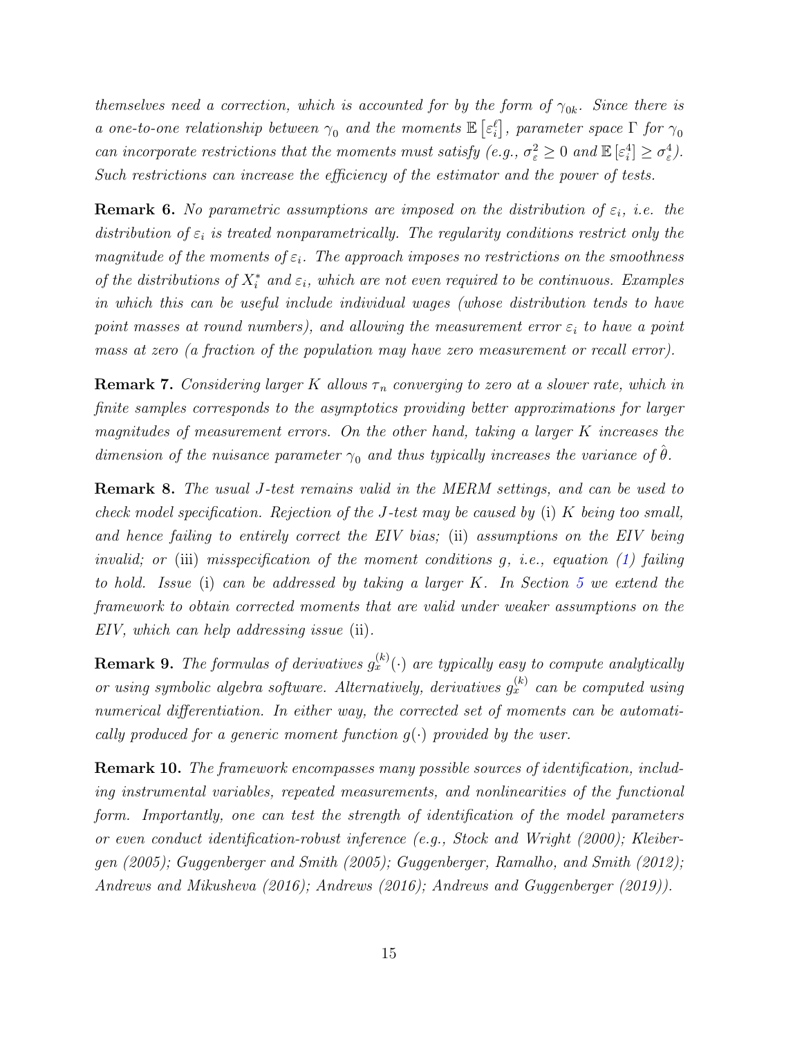*themselves need a correction, which is accounted for by the form of $\gamma_{0k}$. Since there is a one-to-one relationship between $\gamma_0$ and the moments $\mathbb{E}\left[\varepsilon_i^\ell\right]$, parameter space $\Gamma$ for $\gamma_0$ can incorporate restrictions that the moments must satisfy (e.g., $\sigma_\varepsilon^2 \geq 0$ and $\mathbb{E}\left[\varepsilon_i^4\right] \geq \sigma_\varepsilon^4$). Such restrictions can increase the efficiency of the estimator and the power of tests.*

**Remark 6.** *No parametric assumptions are imposed on the distribution of $\varepsilon_i$, i.e. the distribution of $\varepsilon_i$ is treated nonparametrically. The regularity conditions restrict only the magnitude of the moments of $\varepsilon_i$. The approach imposes no restrictions on the smoothness of the distributions of $X_i^*$ and $\varepsilon_i$, which are not even required to be continuous. Examples in which this can be useful include individual wages (whose distribution tends to have point masses at round numbers), and allowing the measurement error $\varepsilon_i$ to have a point mass at zero (a fraction of the population may have zero measurement or recall error).*

**Remark 7.** *Considering larger $K$ allows $\tau_n$ converging to zero at a slower rate, which in finite samples corresponds to the asymptotics providing better approximations for larger magnitudes of measurement errors. On the other hand, taking a larger $K$ increases the dimension of the nuisance parameter $\gamma_0$ and thus typically increases the variance of $\hat{\theta}$.*

**Remark 8.** *The usual $J$-test remains valid in the MERM settings, and can be used to check model specification. Rejection of the $J$-test may be caused by* (i) *$K$ being too small, and hence failing to entirely correct the EIV bias;* (ii) *assumptions on the EIV being invalid; or* (iii) *misspecification of the moment conditions $g$, i.e., equation (1) failing to hold. Issue* (i) *can be addressed by taking a larger $K$. In Section 5 we extend the framework to obtain corrected moments that are valid under weaker assumptions on the EIV, which can help addressing issue* (ii).

**Remark 9.** *The formulas of derivatives $g_x^{(k)}(\cdot)$ are typically easy to compute analytically or using symbolic algebra software. Alternatively, derivatives $g_x^{(k)}$ can be computed using numerical differentiation. In either way, the corrected set of moments can be automatically produced for a generic moment function $g(\cdot)$ provided by the user.*

**Remark 10.** *The framework encompasses many possible sources of identification, including instrumental variables, repeated measurements, and nonlinearities of the functional form. Importantly, one can test the strength of identification of the model parameters or even conduct identification-robust inference (e.g., Stock and Wright (2000); Kleibergen (2005); Guggenberger and Smith (2005); Guggenberger, Ramalho, and Smith (2012); Andrews and Mikusheva (2016); Andrews (2016); Andrews and Guggenberger (2019)).*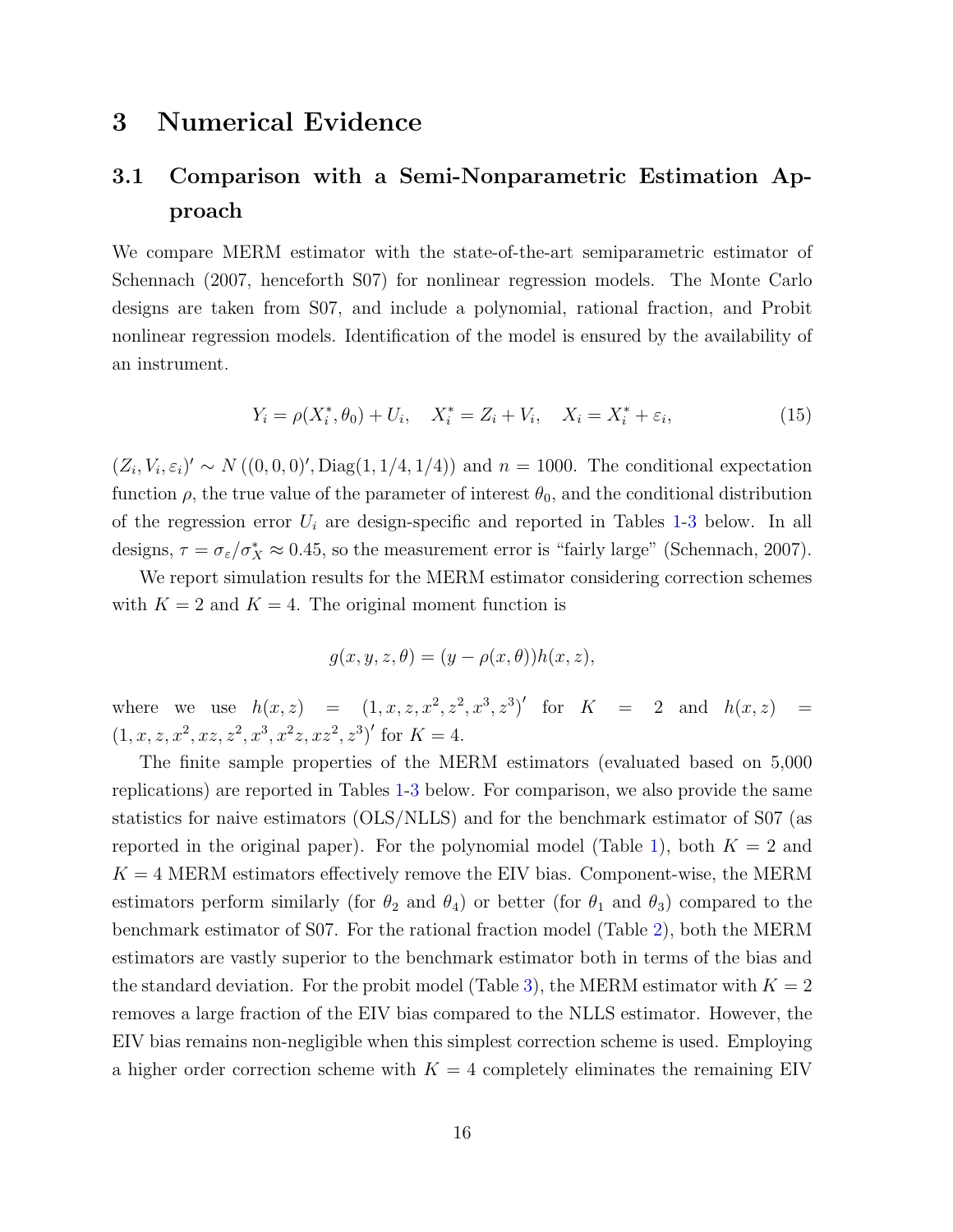# 3 Numerical Evidence

## 3.1 Comparison with a Semi-Nonparametric Estimation Approach

We compare MERM estimator with the state-of-the-art semiparametric estimator of Schennach (2007, henceforth S07) for nonlinear regression models. The Monte Carlo designs are taken from S07, and include a polynomial, rational fraction, and Probit nonlinear regression models. Identification of the model is ensured by the availability of an instrument.

$$Y_i = \rho(X_i^*, \theta_0) + U_i, \quad X_i^* = Z_i + V_i, \quad X_i = X_i^* + \varepsilon_i, \tag{15}$$

$(Z_i, V_i, \varepsilon_i)' \sim N\left((0,0,0)', \text{Diag}(1, 1/4, 1/4)\right)$ and $n = 1000$. The conditional expectation function $\rho$, the true value of the parameter of interest $\theta_0$, and the conditional distribution of the regression error $U_i$ are design-specific and reported in Tables 1-3 below. In all designs, $\tau = \sigma_\varepsilon / \sigma_X^* \approx 0.45$, so the measurement error is "fairly large" (Schennach, 2007).

We report simulation results for the MERM estimator considering correction schemes with $K = 2$ and $K = 4$. The original moment function is

$$g(x, y, z, \theta) = (y - \rho(x, \theta))h(x, z),$$

where we use $h(x,z) = (1, x, z, x^2, z^2, x^3, z^3)'$ for $K = 2$ and $h(x,z) = (1, x, z, x^2, xz, z^2, x^3, x^2z, xz^2, z^3)'$ for $K = 4$.

The finite sample properties of the MERM estimators (evaluated based on 5,000 replications) are reported in Tables 1-3 below. For comparison, we also provide the same statistics for naive estimators (OLS/NLLS) and for the benchmark estimator of S07 (as reported in the original paper). For the polynomial model (Table 1), both $K = 2$ and $K = 4$ MERM estimators effectively remove the EIV bias. Component-wise, the MERM estimators perform similarly (for $\theta_2$ and $\theta_4$) or better (for $\theta_1$ and $\theta_3$) compared to the benchmark estimator of S07. For the rational fraction model (Table 2), both the MERM estimators are vastly superior to the benchmark estimator both in terms of the bias and the standard deviation. For the probit model (Table 3), the MERM estimator with $K = 2$ removes a large fraction of the EIV bias compared to the NLLS estimator. However, the EIV bias remains non-negligible when this simplest correction scheme is used. Employing a higher order correction scheme with $K = 4$ completely eliminates the remaining EIV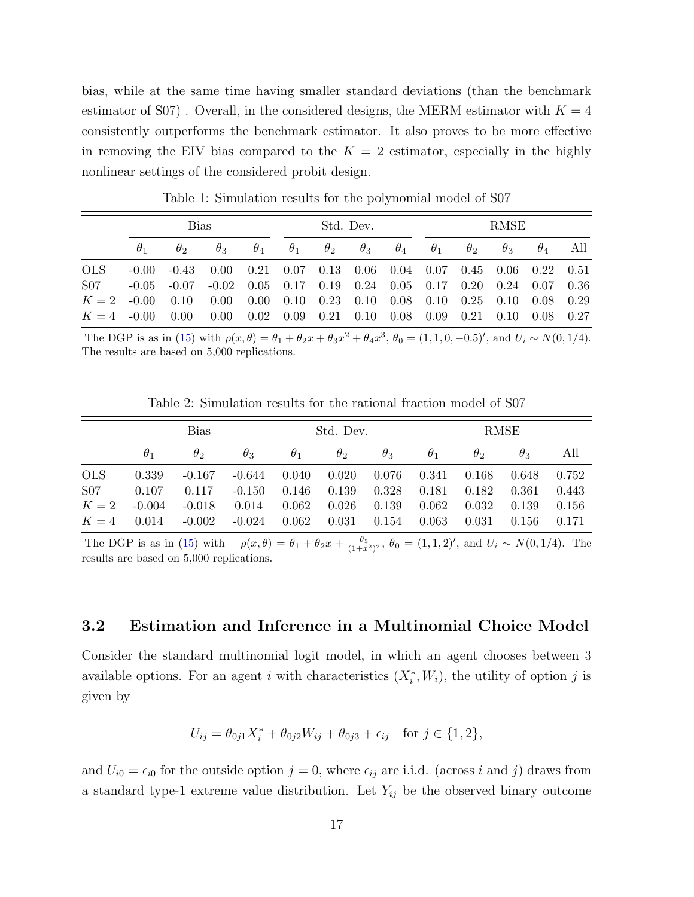bias, while at the same time having smaller standard deviations (than the benchmark estimator of S07) . Overall, in the considered designs, the MERM estimator with $K = 4$ consistently outperforms the benchmark estimator. It also proves to be more effective in removing the EIV bias compared to the $K = 2$ estimator, especially in the highly nonlinear settings of the considered probit design.

Table 1: Simulation results for the polynomial model of S07

| | Bias | | | | Std. Dev. | | | | RMSE | | | | |
|---|---|---|---|---|---|---|---|---|---|---|---|---|---|
| | $\theta_1$ | $\theta_2$ | $\theta_3$ | $\theta_4$ | $\theta_1$ | $\theta_2$ | $\theta_3$ | $\theta_4$ | $\theta_1$ | $\theta_2$ | $\theta_3$ | $\theta_4$ | All |
| OLS | -0.00 | -0.43 | 0.00 | 0.21 | 0.07 | 0.13 | 0.06 | 0.04 | 0.07 | 0.45 | 0.06 | 0.22 | 0.51 |
| S07 | -0.05 | -0.07 | -0.02 | 0.05 | 0.17 | 0.19 | 0.24 | 0.05 | 0.17 | 0.20 | 0.24 | 0.07 | 0.36 |
| $K = 2$ | -0.00 | 0.10 | 0.00 | 0.00 | 0.10 | 0.23 | 0.10 | 0.08 | 0.10 | 0.25 | 0.10 | 0.08 | 0.29 |
| $K = 4$ | -0.00 | 0.00 | 0.00 | 0.02 | 0.09 | 0.21 | 0.10 | 0.08 | 0.09 | 0.21 | 0.10 | 0.08 | 0.27 |

The DGP is as in (15) with $\rho(x, \theta) = \theta_1 + \theta_2 x + \theta_3 x^2 + \theta_4 x^3$, $\theta_0 = (1, 1, 0, -0.5)'$, and $U_i \sim N(0, 1/4)$. The results are based on 5,000 replications.

Table 2: Simulation results for the rational fraction model of S07

| | Bias | | | Std. Dev. | | | RMSE | | | |
|---|---|---|---|---|---|---|---|---|---|---|
| | $\theta_1$ | $\theta_2$ | $\theta_3$ | $\theta_1$ | $\theta_2$ | $\theta_3$ | $\theta_1$ | $\theta_2$ | $\theta_3$ | All |
| OLS | 0.339 | -0.167 | -0.644 | 0.040 | 0.020 | 0.076 | 0.341 | 0.168 | 0.648 | 0.752 |
| S07 | 0.107 | 0.117 | -0.150 | 0.146 | 0.139 | 0.328 | 0.181 | 0.182 | 0.361 | 0.443 |
| $K = 2$ | -0.004 | -0.018 | 0.014 | 0.062 | 0.026 | 0.139 | 0.062 | 0.032 | 0.139 | 0.156 |
| $K = 4$ | 0.014 | -0.002 | -0.024 | 0.062 | 0.031 | 0.154 | 0.063 | 0.031 | 0.156 | 0.171 |

The DGP is as in (15) with $\rho(x, \theta) = \theta_1 + \theta_2 x + \frac{\theta_3}{(1+x^2)^2}$, $\theta_0 = (1, 1, 2)'$, and $U_i \sim N(0, 1/4)$. The results are based on 5,000 replications.

### 3.2 Estimation and Inference in a Multinomial Choice Model

Consider the standard multinomial logit model, in which an agent chooses between 3 available options. For an agent $i$ with characteristics $(X_i^*, W_i)$, the utility of option $j$ is given by

$$U_{ij} = \theta_{0j1} X_i^* + \theta_{0j2} W_{ij} + \theta_{0j3} + \epsilon_{ij} \quad \text{for } j \in \{1, 2\},$$

and $U_{i0} = \epsilon_{i0}$ for the outside option $j = 0$, where $\epsilon_{ij}$ are i.i.d. (across $i$ and $j$) draws from a standard type-1 extreme value distribution. Let $Y_{ij}$ be the observed binary outcome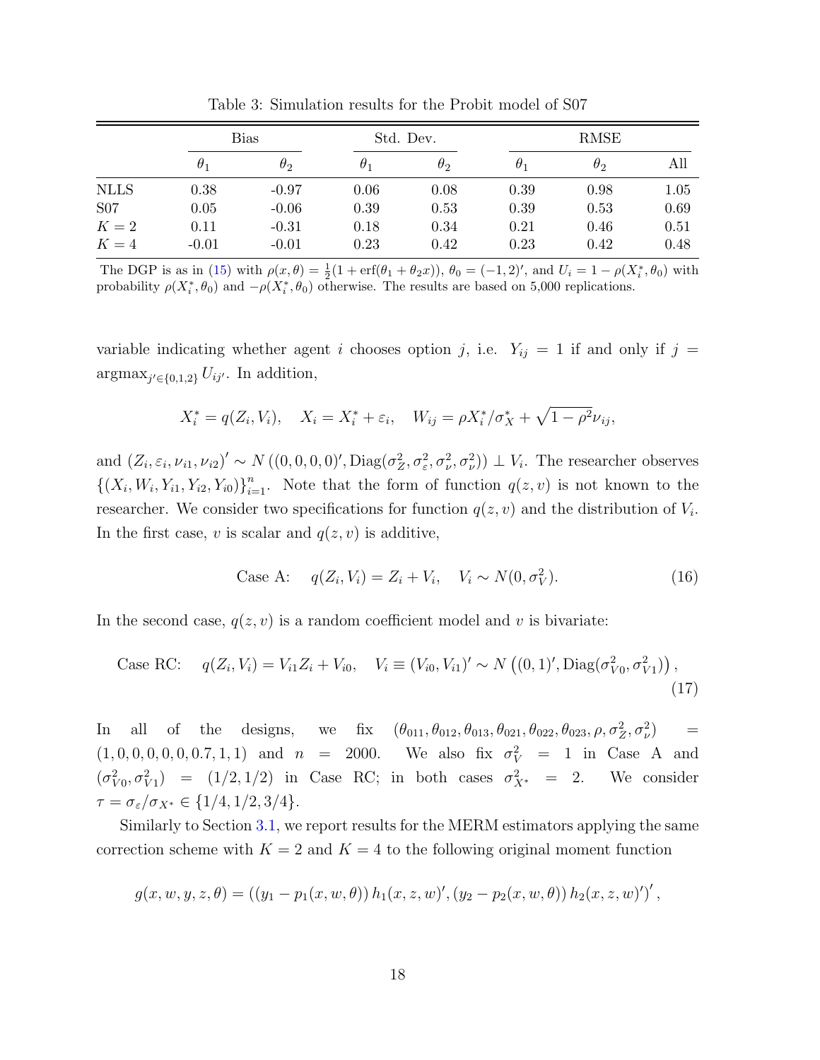Table 3: Simulation results for the Probit model of S07

| | Bias | | Std. Dev. | | RMSE | | |
|---|---|---|---|---|---|---|---|
| | $\theta_1$ | $\theta_2$ | $\theta_1$ | $\theta_2$ | $\theta_1$ | $\theta_2$ | All |
| NLLS | 0.38 | -0.97 | 0.06 | 0.08 | 0.39 | 0.98 | 1.05 |
| S07 | 0.05 | -0.06 | 0.39 | 0.53 | 0.39 | 0.53 | 0.69 |
| $K = 2$ | 0.11 | -0.31 | 0.18 | 0.34 | 0.21 | 0.46 | 0.51 |
| $K = 4$ | -0.01 | -0.01 | 0.23 | 0.42 | 0.23 | 0.42 | 0.48 |

The DGP is as in (15) with $\rho(x, \theta) = \frac{1}{2}(1 + \mathrm{erf}(\theta_1 + \theta_2 x))$, $\theta_0 = (-1, 2)'$, and $U_i = 1 - \rho(X_i^*, \theta_0)$ with probability $\rho(X_i^*, \theta_0)$ and $-\rho(X_i^*, \theta_0)$ otherwise. The results are based on 5,000 replications.

variable indicating whether agent $i$ chooses option $j$, i.e. $Y_{ij} = 1$ if and only if $j = \mathrm{argmax}_{j' \in \{0,1,2\}} U_{ij'}$. In addition,

$$X_i^* = q(Z_i, V_i), \quad X_i = X_i^* + \varepsilon_i, \quad W_{ij} = \rho X_i^* / \sigma_X^* + \sqrt{1 - \rho^2} \nu_{ij},$$

and $(Z_i, \varepsilon_i, \nu_{i1}, \nu_{i2})' \sim N\left((0, 0, 0, 0)', \mathrm{Diag}(\sigma_Z^2, \sigma_\varepsilon^2, \sigma_\nu^2, \sigma_\nu^2)\right) \perp V_i$. The researcher observes $\{(X_i, W_i, Y_{i1}, Y_{i2}, Y_{i0})\}_{i=1}^n$. Note that the form of function $q(z, v)$ is not known to the researcher. We consider two specifications for function $q(z, v)$ and the distribution of $V_i$. In the first case, $v$ is scalar and $q(z, v)$ is additive,

$$\text{Case A:} \quad q(Z_i, V_i) = Z_i + V_i, \quad V_i \sim N(0, \sigma_V^2). \tag{16}$$

In the second case, $q(z, v)$ is a random coefficient model and $v$ is bivariate:

$$\text{Case RC:} \quad q(Z_i, V_i) = V_{i1} Z_i + V_{i0}, \quad V_i \equiv (V_{i0}, V_{i1})' \sim N\left((0, 1)', \mathrm{Diag}(\sigma_{V0}^2, \sigma_{V1}^2)\right), \tag{17}$$

In all of the designs, we fix $(\theta_{011}, \theta_{012}, \theta_{013}, \theta_{021}, \theta_{022}, \theta_{023}, \rho, \sigma_Z^2, \sigma_\nu^2) = (1, 0, 0, 0, 0, 0, 0.7, 1, 1)$ and $n = 2000$. We also fix $\sigma_V^2 = 1$ in Case A and $(\sigma_{V0}^2, \sigma_{V1}^2) = (1/2, 1/2)$ in Case RC; in both cases $\sigma_{X^*}^2 = 2$. We consider $\tau = \sigma_\varepsilon / \sigma_{X^*} \in \{1/4, 1/2, 3/4\}$.

Similarly to Section 3.1, we report results for the MERM estimators applying the same correction scheme with $K = 2$ and $K = 4$ to the following original moment function

$$g(x, w, y, z, \theta) = \left( (y_1 - p_1(x, w, \theta))\, h_1(x, z, w)', (y_2 - p_2(x, w, \theta))\, h_2(x, z, w)' \right)',$$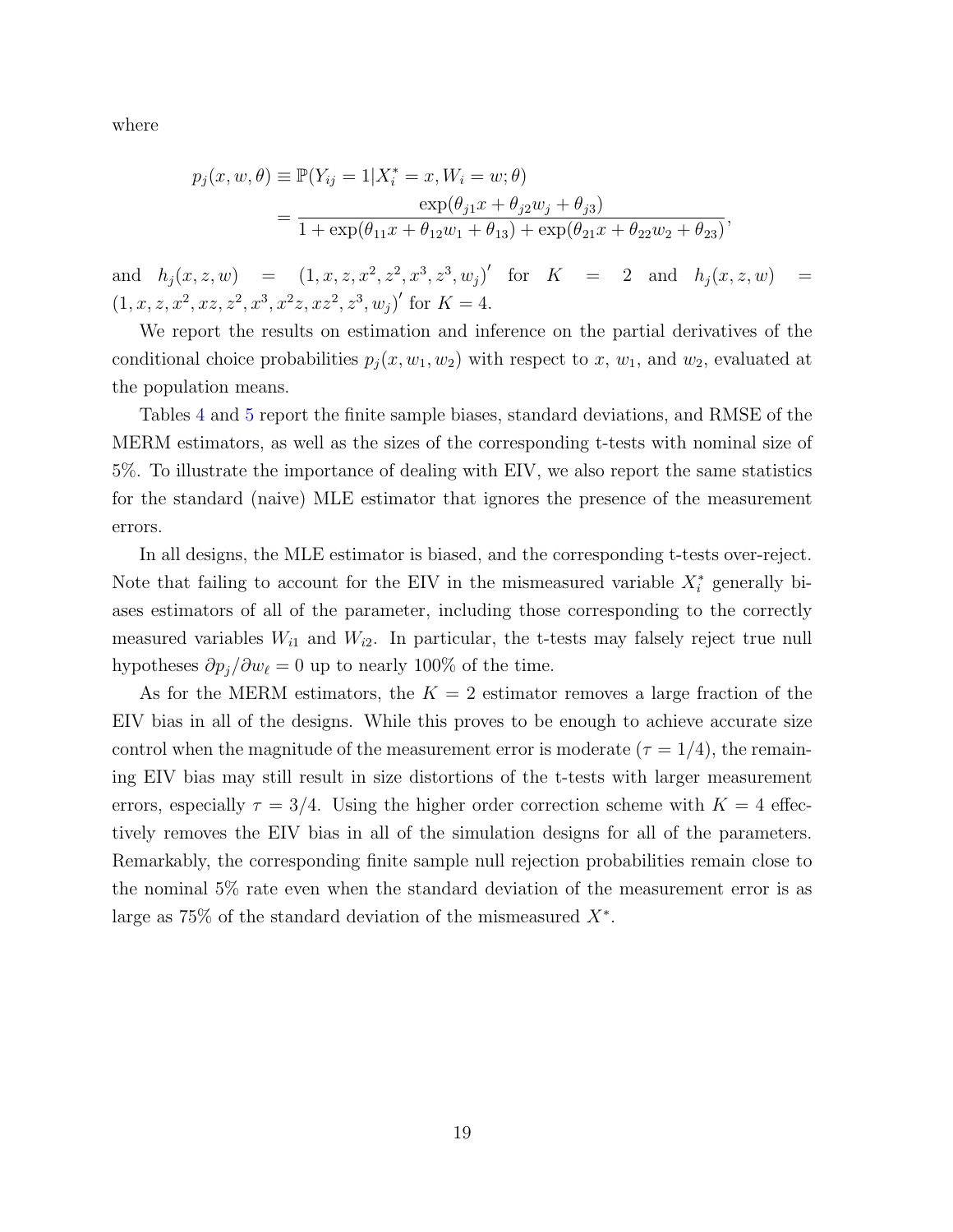where

$$
\begin{aligned}
p_j(x, w, \theta) &\equiv \mathbb{P}(Y_{ij} = 1 | X_i^* = x, W_i = w; \theta) \\
&= \frac{\exp(\theta_{j1} x + \theta_{j2} w_j + \theta_{j3})}{1 + \exp(\theta_{11} x + \theta_{12} w_1 + \theta_{13}) + \exp(\theta_{21} x + \theta_{22} w_2 + \theta_{23})},
\end{aligned}
$$

and $h_j(x, z, w) = (1, x, z, x^2, z^2, x^3, z^3, w_j)'$ for $K = 2$ and $h_j(x, z, w) = (1, x, z, x^2, xz, z^2, x^3, x^2 z, x z^2, z^3, w_j)'$ for $K = 4$.

We report the results on estimation and inference on the partial derivatives of the conditional choice probabilities $p_j(x, w_1, w_2)$ with respect to $x$, $w_1$, and $w_2$, evaluated at the population means.

Tables 4 and 5 report the finite sample biases, standard deviations, and RMSE of the MERM estimators, as well as the sizes of the corresponding t-tests with nominal size of 5%. To illustrate the importance of dealing with EIV, we also report the same statistics for the standard (naive) MLE estimator that ignores the presence of the measurement errors.

In all designs, the MLE estimator is biased, and the corresponding t-tests over-reject. Note that failing to account for the EIV in the mismeasured variable $X_i^*$ generally biases estimators of all of the parameter, including those corresponding to the correctly measured variables $W_{i1}$ and $W_{i2}$. In particular, the t-tests may falsely reject true null hypotheses $\partial p_j / \partial w_\ell = 0$ up to nearly 100% of the time.

As for the MERM estimators, the $K = 2$ estimator removes a large fraction of the EIV bias in all of the designs. While this proves to be enough to achieve accurate size control when the magnitude of the measurement error is moderate ($\tau = 1/4$), the remaining EIV bias may still result in size distortions of the t-tests with larger measurement errors, especially $\tau = 3/4$. Using the higher order correction scheme with $K = 4$ effectively removes the EIV bias in all of the simulation designs for all of the parameters. Remarkably, the corresponding finite sample null rejection probabilities remain close to the nominal 5% rate even when the standard deviation of the measurement error is as large as 75% of the standard deviation of the mismeasured $X^*$.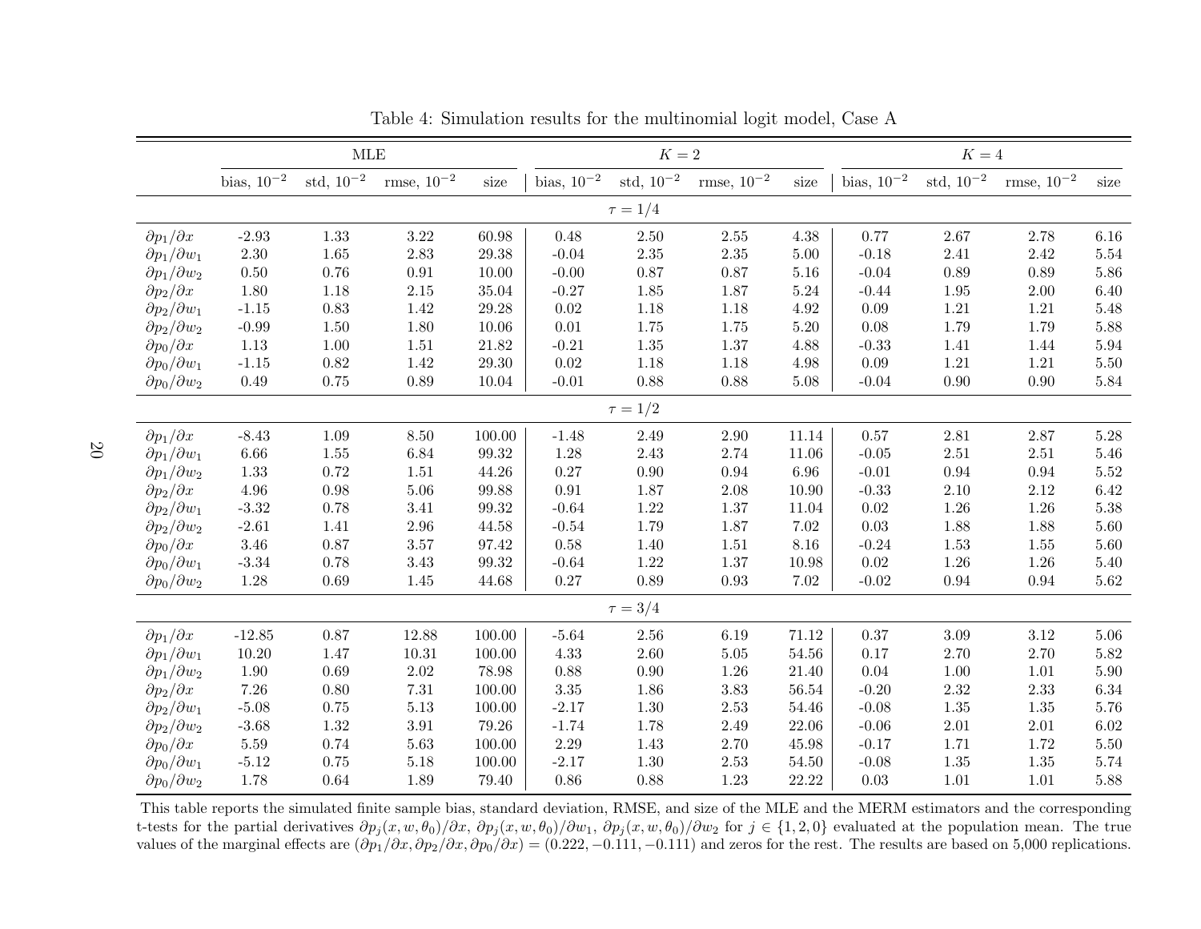Table 4: Simulation results for the multinomial logit model, Case A

| | MLE | | | | $K=2$ | | | | $K=4$ | | | |
|---|---|---|---|---|---|---|---|---|---|---|---|---|
| | bias, $10^{-2}$ | std, $10^{-2}$ | rmse, $10^{-2}$ | size | bias, $10^{-2}$ | std, $10^{-2}$ | rmse, $10^{-2}$ | size | bias, $10^{-2}$ | std, $10^{-2}$ | rmse, $10^{-2}$ | size |
| $\tau = 1/4$ | | | | | | | | | | | | |
| $\partial p_1/\partial x$ | -2.93 | 1.33 | 3.22 | 60.98 | 0.48 | 2.50 | 2.55 | 4.38 | 0.77 | 2.67 | 2.78 | 6.16 |
| $\partial p_1/\partial w_1$ | 2.30 | 1.65 | 2.83 | 29.38 | -0.04 | 2.35 | 2.35 | 5.00 | -0.18 | 2.41 | 2.42 | 5.54 |
| $\partial p_1/\partial w_2$ | 0.50 | 0.76 | 0.91 | 10.00 | -0.00 | 0.87 | 0.87 | 5.16 | -0.04 | 0.89 | 0.89 | 5.86 |
| $\partial p_2/\partial x$ | 1.80 | 1.18 | 2.15 | 35.04 | -0.27 | 1.85 | 1.87 | 5.24 | -0.44 | 1.95 | 2.00 | 6.40 |
| $\partial p_2/\partial w_1$ | -1.15 | 0.83 | 1.42 | 29.28 | 0.02 | 1.18 | 1.18 | 4.92 | 0.09 | 1.21 | 1.21 | 5.48 |
| $\partial p_2/\partial w_2$ | -0.99 | 1.50 | 1.80 | 10.06 | 0.01 | 1.75 | 1.75 | 5.20 | 0.08 | 1.79 | 1.79 | 5.88 |
| $\partial p_0/\partial x$ | 1.13 | 1.00 | 1.51 | 21.82 | -0.21 | 1.35 | 1.37 | 4.88 | -0.33 | 1.41 | 1.44 | 5.94 |
| $\partial p_0/\partial w_1$ | -1.15 | 0.82 | 1.42 | 29.30 | 0.02 | 1.18 | 1.18 | 4.98 | 0.09 | 1.21 | 1.21 | 5.50 |
| $\partial p_0/\partial w_2$ | 0.49 | 0.75 | 0.89 | 10.04 | -0.01 | 0.88 | 0.88 | 5.08 | -0.04 | 0.90 | 0.90 | 5.84 |
| $\tau = 1/2$ | | | | | | | | | | | | |
| $\partial p_1/\partial x$ | -8.43 | 1.09 | 8.50 | 100.00 | -1.48 | 2.49 | 2.90 | 11.14 | 0.57 | 2.81 | 2.87 | 5.28 |
| $\partial p_1/\partial w_1$ | 6.66 | 1.55 | 6.84 | 99.32 | 1.28 | 2.43 | 2.74 | 11.06 | -0.05 | 2.51 | 2.51 | 5.46 |
| $\partial p_1/\partial w_2$ | 1.33 | 0.72 | 1.51 | 44.26 | 0.27 | 0.90 | 0.94 | 6.96 | -0.01 | 0.94 | 0.94 | 5.52 |
| $\partial p_2/\partial x$ | 4.96 | 0.98 | 5.06 | 99.88 | 0.91 | 1.87 | 2.08 | 10.90 | -0.33 | 2.10 | 2.12 | 6.42 |
| $\partial p_2/\partial w_1$ | -3.32 | 0.78 | 3.41 | 99.32 | -0.64 | 1.22 | 1.37 | 11.04 | 0.02 | 1.26 | 1.26 | 5.38 |
| $\partial p_2/\partial w_2$ | -2.61 | 1.41 | 2.96 | 44.58 | -0.54 | 1.79 | 1.87 | 7.02 | 0.03 | 1.88 | 1.88 | 5.60 |
| $\partial p_0/\partial x$ | 3.46 | 0.87 | 3.57 | 97.42 | 0.58 | 1.40 | 1.51 | 8.16 | -0.24 | 1.53 | 1.55 | 5.60 |
| $\partial p_0/\partial w_1$ | -3.34 | 0.78 | 3.43 | 99.32 | -0.64 | 1.22 | 1.37 | 10.98 | 0.02 | 1.26 | 1.26 | 5.40 |
| $\partial p_0/\partial w_2$ | 1.28 | 0.69 | 1.45 | 44.68 | 0.27 | 0.89 | 0.93 | 7.02 | -0.02 | 0.94 | 0.94 | 5.62 |
| $\tau = 3/4$ | | | | | | | | | | | | |
| $\partial p_1/\partial x$ | -12.85 | 0.87 | 12.88 | 100.00 | -5.64 | 2.56 | 6.19 | 71.12 | 0.37 | 3.09 | 3.12 | 5.06 |
| $\partial p_1/\partial w_1$ | 10.20 | 1.47 | 10.31 | 100.00 | 4.33 | 2.60 | 5.05 | 54.56 | 0.17 | 2.70 | 2.70 | 5.82 |
| $\partial p_1/\partial w_2$ | 1.90 | 0.69 | 2.02 | 78.98 | 0.88 | 0.90 | 1.26 | 21.40 | 0.04 | 1.00 | 1.01 | 5.90 |
| $\partial p_2/\partial x$ | 7.26 | 0.80 | 7.31 | 100.00 | 3.35 | 1.86 | 3.83 | 56.54 | -0.20 | 2.32 | 2.33 | 6.34 |
| $\partial p_2/\partial w_1$ | -5.08 | 0.75 | 5.13 | 100.00 | -2.17 | 1.30 | 2.53 | 54.46 | -0.08 | 1.35 | 1.35 | 5.76 |
| $\partial p_2/\partial w_2$ | -3.68 | 1.32 | 3.91 | 79.26 | -1.74 | 1.78 | 2.49 | 22.06 | -0.06 | 2.01 | 2.01 | 6.02 |
| $\partial p_0/\partial x$ | 5.59 | 0.74 | 5.63 | 100.00 | 2.29 | 1.43 | 2.70 | 45.98 | -0.17 | 1.71 | 1.72 | 5.50 |
| $\partial p_0/\partial w_1$ | -5.12 | 0.75 | 5.18 | 100.00 | -2.17 | 1.30 | 2.53 | 54.50 | -0.08 | 1.35 | 1.35 | 5.74 |
| $\partial p_0/\partial w_2$ | 1.78 | 0.64 | 1.89 | 79.40 | 0.86 | 0.88 | 1.23 | 22.22 | 0.03 | 1.01 | 1.01 | 5.88 |

This table reports the simulated finite sample bias, standard deviation, RMSE, and size of the MLE and the MERM estimators and the corresponding t-tests for the partial derivatives $\partial p_j(x, w, \theta_0)/\partial x$, $\partial p_j(x, w, \theta_0)/\partial w_1$, $\partial p_j(x, w, \theta_0)/\partial w_2$ for $j \in \{1, 2, 0\}$ evaluated at the population mean. The true values of the marginal effects are $(\partial p_1/\partial x, \partial p_2/\partial x, \partial p_0/\partial x) = (0.222, -0.111, -0.111)$ and zeros for the rest. The results are based on 5,000 replications.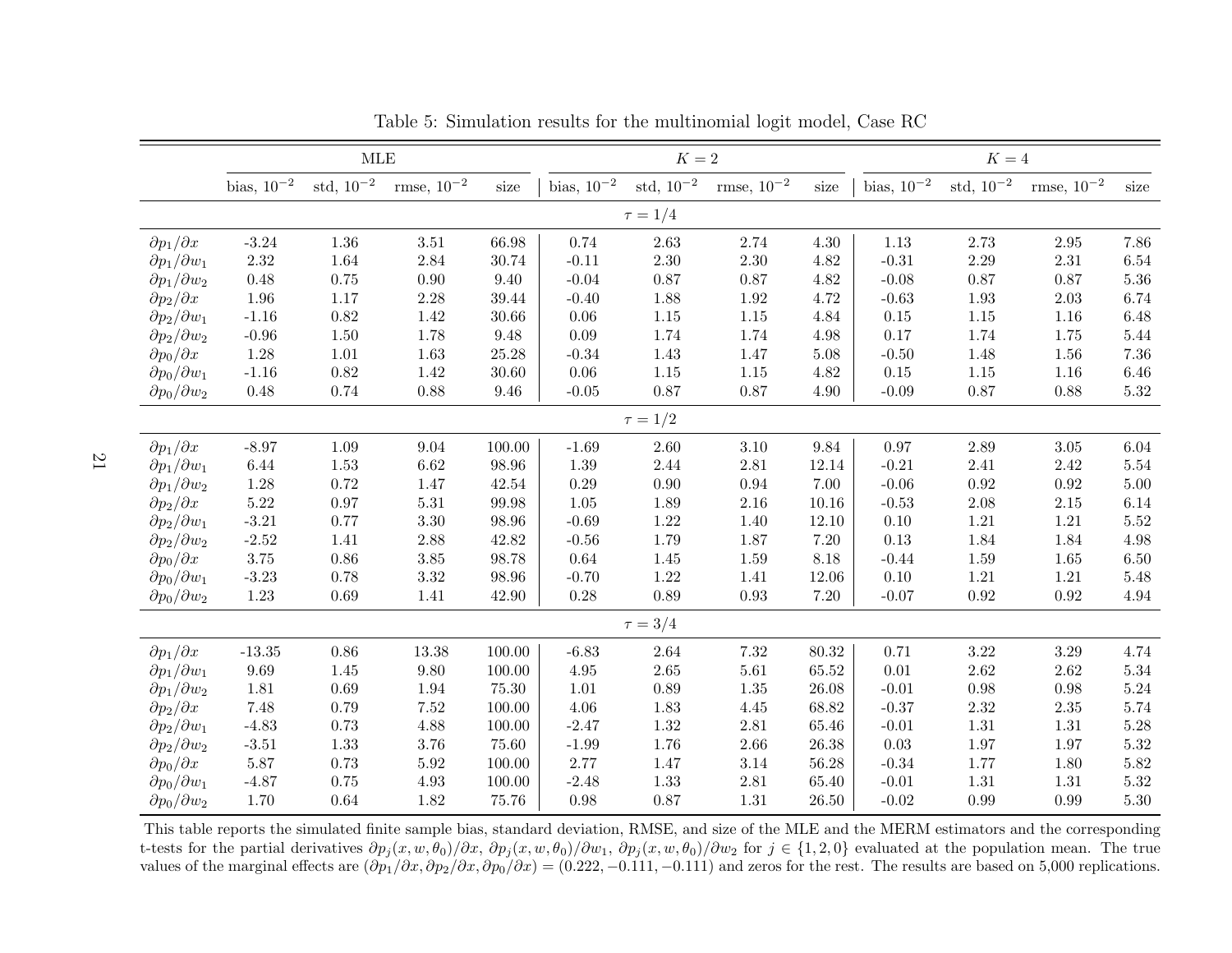Table 5: Simulation results for the multinomial logit model, Case RC

| | MLE | | | | $K = 2$ | | | | $K = 4$ | | | |
|---|---|---|---|---|---|---|---|---|---|---|---|---|
| | bias, $10^{-2}$ | std, $10^{-2}$ | rmse, $10^{-2}$ | size | bias, $10^{-2}$ | std, $10^{-2}$ | rmse, $10^{-2}$ | size | bias, $10^{-2}$ | std, $10^{-2}$ | rmse, $10^{-2}$ | size |
| | | | | | $\tau = 1/4$ | | | | | | | |
| $\partial p_1/\partial x$ | -3.24 | 1.36 | 3.51 | 66.98 | 0.74 | 2.63 | 2.74 | 4.30 | 1.13 | 2.73 | 2.95 | 7.86 |
| $\partial p_1/\partial w_1$ | 2.32 | 1.64 | 2.84 | 30.74 | -0.11 | 2.30 | 2.30 | 4.82 | -0.31 | 2.29 | 2.31 | 6.54 |
| $\partial p_1/\partial w_2$ | 0.48 | 0.75 | 0.90 | 9.40 | -0.04 | 0.87 | 0.87 | 4.82 | -0.08 | 0.87 | 0.87 | 5.36 |
| $\partial p_2/\partial x$ | 1.96 | 1.17 | 2.28 | 39.44 | -0.40 | 1.88 | 1.92 | 4.72 | -0.63 | 1.93 | 2.03 | 6.74 |
| $\partial p_2/\partial w_1$ | -1.16 | 0.82 | 1.42 | 30.66 | 0.06 | 1.15 | 1.15 | 4.84 | 0.15 | 1.15 | 1.16 | 6.48 |
| $\partial p_2/\partial w_2$ | -0.96 | 1.50 | 1.78 | 9.48 | 0.09 | 1.74 | 1.74 | 4.98 | 0.17 | 1.74 | 1.75 | 5.44 |
| $\partial p_0/\partial x$ | 1.28 | 1.01 | 1.63 | 25.28 | -0.34 | 1.43 | 1.47 | 5.08 | -0.50 | 1.48 | 1.56 | 7.36 |
| $\partial p_0/\partial w_1$ | -1.16 | 0.82 | 1.42 | 30.60 | 0.06 | 1.15 | 1.15 | 4.82 | 0.15 | 1.15 | 1.16 | 6.46 |
| $\partial p_0/\partial w_2$ | 0.48 | 0.74 | 0.88 | 9.46 | -0.05 | 0.87 | 0.87 | 4.90 | -0.09 | 0.87 | 0.88 | 5.32 |
| | | | | | $\tau = 1/2$ | | | | | | | |
| $\partial p_1/\partial x$ | -8.97 | 1.09 | 9.04 | 100.00 | -1.69 | 2.60 | 3.10 | 9.84 | 0.97 | 2.89 | 3.05 | 6.04 |
| $\partial p_1/\partial w_1$ | 6.44 | 1.53 | 6.62 | 98.96 | 1.39 | 2.44 | 2.81 | 12.14 | -0.21 | 2.41 | 2.42 | 5.54 |
| $\partial p_1/\partial w_2$ | 1.28 | 0.72 | 1.47 | 42.54 | 0.29 | 0.90 | 0.94 | 7.00 | -0.06 | 0.92 | 0.92 | 5.00 |
| $\partial p_2/\partial x$ | 5.22 | 0.97 | 5.31 | 99.98 | 1.05 | 1.89 | 2.16 | 10.16 | -0.53 | 2.08 | 2.15 | 6.14 |
| $\partial p_2/\partial w_1$ | -3.21 | 0.77 | 3.30 | 98.96 | -0.69 | 1.22 | 1.40 | 12.10 | 0.10 | 1.21 | 1.21 | 5.52 |
| $\partial p_2/\partial w_2$ | -2.52 | 1.41 | 2.88 | 42.82 | -0.56 | 1.79 | 1.87 | 7.20 | 0.13 | 1.84 | 1.84 | 4.98 |
| $\partial p_0/\partial x$ | 3.75 | 0.86 | 3.85 | 98.78 | 0.64 | 1.45 | 1.59 | 8.18 | -0.44 | 1.59 | 1.65 | 6.50 |
| $\partial p_0/\partial w_1$ | -3.23 | 0.78 | 3.32 | 98.96 | -0.70 | 1.22 | 1.41 | 12.06 | 0.10 | 1.21 | 1.21 | 5.48 |
| $\partial p_0/\partial w_2$ | 1.23 | 0.69 | 1.41 | 42.90 | 0.28 | 0.89 | 0.93 | 7.20 | -0.07 | 0.92 | 0.92 | 4.94 |
| | | | | | $\tau = 3/4$ | | | | | | | |
| $\partial p_1/\partial x$ | -13.35 | 0.86 | 13.38 | 100.00 | -6.83 | 2.64 | 7.32 | 80.32 | 0.71 | 3.22 | 3.29 | 4.74 |
| $\partial p_1/\partial w_1$ | 9.69 | 1.45 | 9.80 | 100.00 | 4.95 | 2.65 | 5.61 | 65.52 | 0.01 | 2.62 | 2.62 | 5.34 |
| $\partial p_1/\partial w_2$ | 1.81 | 0.69 | 1.94 | 75.30 | 1.01 | 0.89 | 1.35 | 26.08 | -0.01 | 0.98 | 0.98 | 5.24 |
| $\partial p_2/\partial x$ | 7.48 | 0.79 | 7.52 | 100.00 | 4.06 | 1.83 | 4.45 | 68.82 | -0.37 | 2.32 | 2.35 | 5.74 |
| $\partial p_2/\partial w_1$ | -4.83 | 0.73 | 4.88 | 100.00 | -2.47 | 1.32 | 2.81 | 65.46 | -0.01 | 1.31 | 1.31 | 5.28 |
| $\partial p_2/\partial w_2$ | -3.51 | 1.33 | 3.76 | 75.60 | -1.99 | 1.76 | 2.66 | 26.38 | 0.03 | 1.97 | 1.97 | 5.32 |
| $\partial p_0/\partial x$ | 5.87 | 0.73 | 5.92 | 100.00 | 2.77 | 1.47 | 3.14 | 56.28 | -0.34 | 1.77 | 1.80 | 5.82 |
| $\partial p_0/\partial w_1$ | -4.87 | 0.75 | 4.93 | 100.00 | -2.48 | 1.33 | 2.81 | 65.40 | -0.01 | 1.31 | 1.31 | 5.32 |
| $\partial p_0/\partial w_2$ | 1.70 | 0.64 | 1.82 | 75.76 | 0.98 | 0.87 | 1.31 | 26.50 | -0.02 | 0.99 | 0.99 | 5.30 |

This table reports the simulated finite sample bias, standard deviation, RMSE, and size of the MLE and the MERM estimators and the corresponding t-tests for the partial derivatives $\partial p_j(x, w, \theta_0)/\partial x$, $\partial p_j(x, w, \theta_0)/\partial w_1$, $\partial p_j(x, w, \theta_0)/\partial w_2$ for $j \in \{1, 2, 0\}$ evaluated at the population mean. The true values of the marginal effects are $(\partial p_1/\partial x, \partial p_2/\partial x, \partial p_0/\partial x) = (0.222, -0.111, -0.111)$ and zeros for the rest. The results are based on 5,000 replications.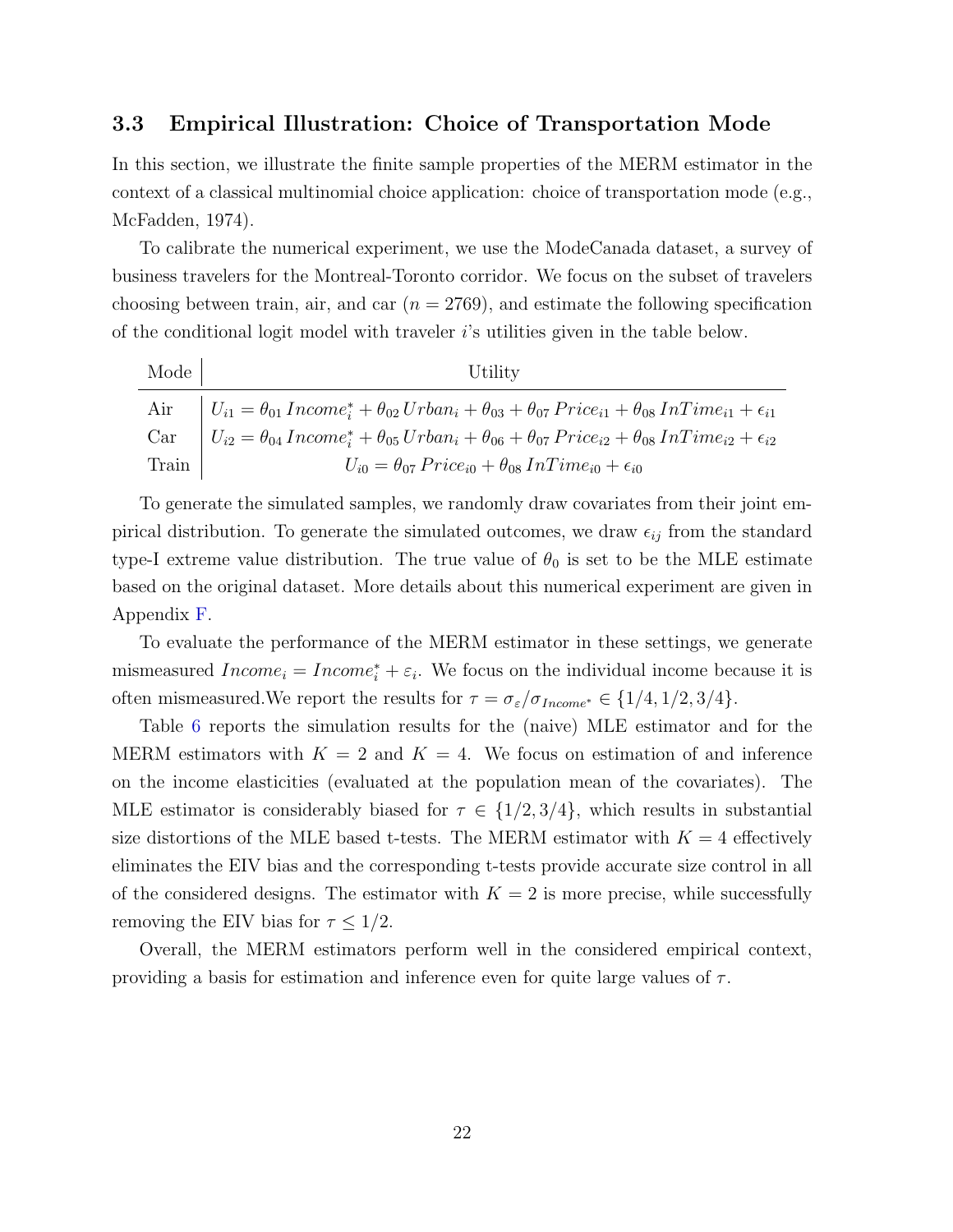### 3.3 Empirical Illustration: Choice of Transportation Mode

In this section, we illustrate the finite sample properties of the MERM estimator in the context of a classical multinomial choice application: choice of transportation mode (e.g., McFadden, 1974).

To calibrate the numerical experiment, we use the ModeCanada dataset, a survey of business travelers for the Montreal-Toronto corridor. We focus on the subset of travelers choosing between train, air, and car ($n = 2769$), and estimate the following specification of the conditional logit model with traveler $i$'s utilities given in the table below.

| Mode | Utility |
|---|---|
| Air | $U_{i1} = \theta_{01}\, Income_i^* + \theta_{02}\, Urban_i + \theta_{03} + \theta_{07}\, Price_{i1} + \theta_{08}\, InTime_{i1} + \epsilon_{i1}$ |
| Car | $U_{i2} = \theta_{04}\, Income_i^* + \theta_{05}\, Urban_i + \theta_{06} + \theta_{07}\, Price_{i2} + \theta_{08}\, InTime_{i2} + \epsilon_{i2}$ |
| Train | $U_{i0} = \theta_{07}\, Price_{i0} + \theta_{08}\, InTime_{i0} + \epsilon_{i0}$ |

To generate the simulated samples, we randomly draw covariates from their joint empirical distribution. To generate the simulated outcomes, we draw $\epsilon_{ij}$ from the standard type-I extreme value distribution. The true value of $\theta_0$ is set to be the MLE estimate based on the original dataset. More details about this numerical experiment are given in Appendix F.

To evaluate the performance of the MERM estimator in these settings, we generate mismeasured $Income_i = Income_i^* + \varepsilon_i$. We focus on the individual income because it is often mismeasured.We report the results for $\tau = \sigma_\varepsilon / \sigma_{Income^*} \in \{1/4, 1/2, 3/4\}$.

Table 6 reports the simulation results for the (naive) MLE estimator and for the MERM estimators with $K = 2$ and $K = 4$. We focus on estimation of and inference on the income elasticities (evaluated at the population mean of the covariates). The MLE estimator is considerably biased for $\tau \in \{1/2, 3/4\}$, which results in substantial size distortions of the MLE based t-tests. The MERM estimator with $K = 4$ effectively eliminates the EIV bias and the corresponding t-tests provide accurate size control in all of the considered designs. The estimator with $K = 2$ is more precise, while successfully removing the EIV bias for $\tau \leq 1/2$.

Overall, the MERM estimators perform well in the considered empirical context, providing a basis for estimation and inference even for quite large values of $\tau$.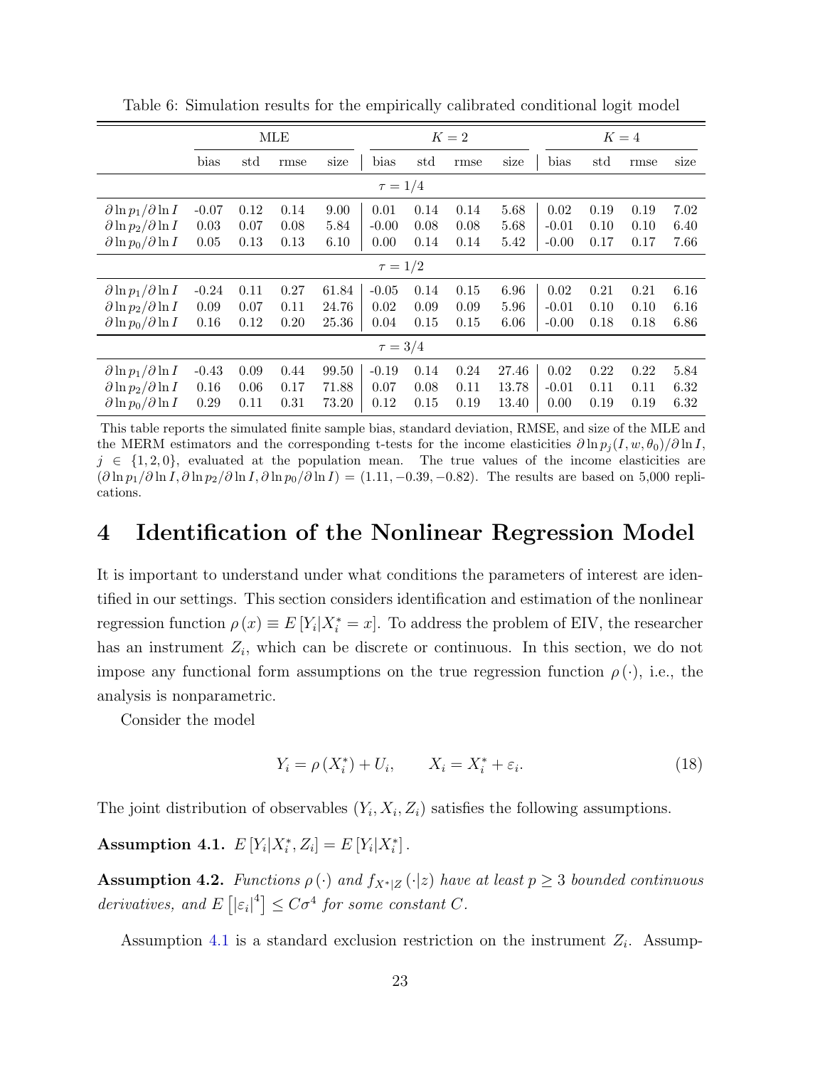Table 6: Simulation results for the empirically calibrated conditional logit model

| | MLE | | | | $K=2$ | | | | $K=4$ | | | |
|---|---|---|---|---|---|---|---|---|---|---|---|---|
| | bias | std | rmse | size | bias | std | rmse | size | bias | std | rmse | size |
| | | | | | $\tau=1/4$ | | | | | | | |
| $\partial \ln p_1/\partial \ln I$ | -0.07 | 0.12 | 0.14 | 9.00 | 0.01 | 0.14 | 0.14 | 5.68 | 0.02 | 0.19 | 0.19 | 7.02 |
| $\partial \ln p_2/\partial \ln I$ | 0.03 | 0.07 | 0.08 | 5.84 | -0.00 | 0.08 | 0.08 | 5.68 | -0.01 | 0.10 | 0.10 | 6.40 |
| $\partial \ln p_0/\partial \ln I$ | 0.05 | 0.13 | 0.13 | 6.10 | 0.00 | 0.14 | 0.14 | 5.42 | -0.00 | 0.17 | 0.17 | 7.66 |
| | | | | | $\tau=1/2$ | | | | | | | |
| $\partial \ln p_1/\partial \ln I$ | -0.24 | 0.11 | 0.27 | 61.84 | -0.05 | 0.14 | 0.15 | 6.96 | 0.02 | 0.21 | 0.21 | 6.16 |
| $\partial \ln p_2/\partial \ln I$ | 0.09 | 0.07 | 0.11 | 24.76 | 0.02 | 0.09 | 0.09 | 5.96 | -0.01 | 0.10 | 0.10 | 6.16 |
| $\partial \ln p_0/\partial \ln I$ | 0.16 | 0.12 | 0.20 | 25.36 | 0.04 | 0.15 | 0.15 | 6.06 | -0.00 | 0.18 | 0.18 | 6.86 |
| | | | | | $\tau=3/4$ | | | | | | | |
| $\partial \ln p_1/\partial \ln I$ | -0.43 | 0.09 | 0.44 | 99.50 | -0.19 | 0.14 | 0.24 | 27.46 | 0.02 | 0.22 | 0.22 | 5.84 |
| $\partial \ln p_2/\partial \ln I$ | 0.16 | 0.06 | 0.17 | 71.88 | 0.07 | 0.08 | 0.11 | 13.78 | -0.01 | 0.11 | 0.11 | 6.32 |
| $\partial \ln p_0/\partial \ln I$ | 0.29 | 0.11 | 0.31 | 73.20 | 0.12 | 0.15 | 0.19 | 13.40 | 0.00 | 0.19 | 0.19 | 6.32 |

This table reports the simulated finite sample bias, standard deviation, RMSE, and size of the MLE and the MERM estimators and the corresponding t-tests for the income elasticities $\partial \ln p_j(I, w, \theta_0)/\partial \ln I$, $j \in \{1, 2, 0\}$, evaluated at the population mean. The true values of the income elasticities are $(\partial \ln p_1/\partial \ln I, \partial \ln p_2/\partial \ln I, \partial \ln p_0/\partial \ln I) = (1.11, -0.39, -0.82)$. The results are based on 5,000 replications.

# 4 Identification of the Nonlinear Regression Model

It is important to understand under what conditions the parameters of interest are identified in our settings. This section considers identification and estimation of the nonlinear regression function $\rho(x) \equiv E[Y_i|X_i^* = x]$. To address the problem of EIV, the researcher has an instrument $Z_i$, which can be discrete or continuous. In this section, we do not impose any functional form assumptions on the true regression function $\rho(\cdot)$, i.e., the analysis is nonparametric.

Consider the model

$$Y_i = \rho(X_i^*) + U_i, \qquad X_i = X_i^* + \varepsilon_i. \tag{18}$$

The joint distribution of observables $(Y_i, X_i, Z_i)$ satisfies the following assumptions.

**Assumption 4.1.** $E[Y_i|X_i^*, Z_i] = E[Y_i|X_i^*]$.

**Assumption 4.2.** *Functions $\rho(\cdot)$ and $f_{X^*|Z}(\cdot|z)$ have at least $p \geq 3$ bounded continuous derivatives, and $E\left[|\varepsilon_i|^4\right] \leq C\sigma^4$ for some constant $C$.*

Assumption 4.1 is a standard exclusion restriction on the instrument $Z_i$. Assump-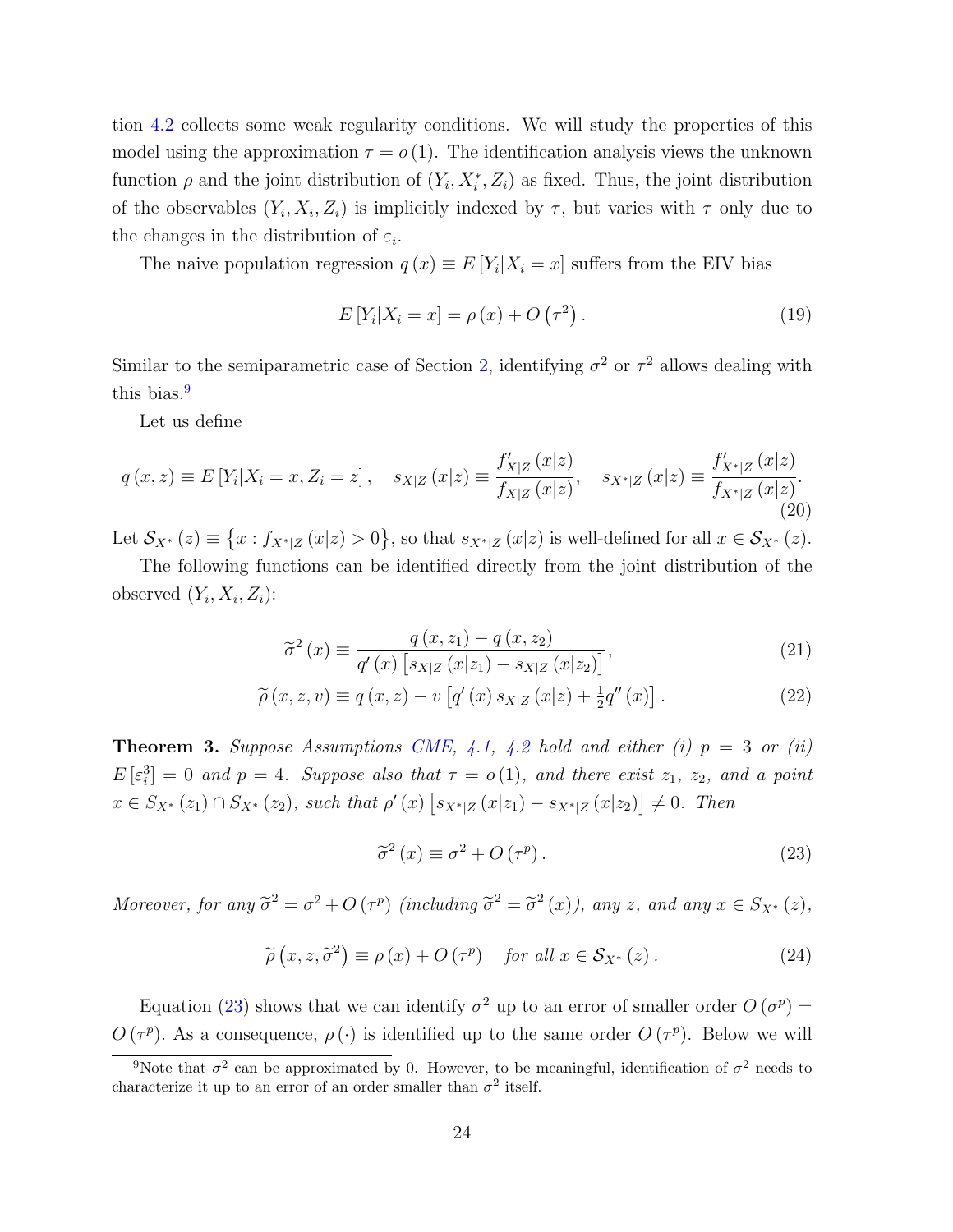tion 4.2 collects some weak regularity conditions. We will study the properties of this model using the approximation $\tau = o(1)$. The identification analysis views the unknown function $\rho$ and the joint distribution of $(Y_i, X_i^*, Z_i)$ as fixed. Thus, the joint distribution of the observables $(Y_i, X_i, Z_i)$ is implicitly indexed by $\tau$, but varies with $\tau$ only due to the changes in the distribution of $\varepsilon_i$.

The naive population regression $q(x) \equiv E[Y_i|X_i = x]$ suffers from the EIV bias

$$E[Y_i|X_i = x] = \rho(x) + O(\tau^2). \tag{19}$$

Similar to the semiparametric case of Section 2, identifying $\sigma^2$ or $\tau^2$ allows dealing with this bias.[9]

Let us define

$$q(x,z) \equiv E[Y_i|X_i = x, Z_i = z], \quad s_{X|Z}(x|z) \equiv \frac{f'_{X|Z}(x|z)}{f_{X|Z}(x|z)}, \quad s_{X^*|Z}(x|z) \equiv \frac{f'_{X^*|Z}(x|z)}{f_{X^*|Z}(x|z)}. \tag{20}$$

Let $\mathcal{S}_{X^*}(z) \equiv \{x : f_{X^*|Z}(x|z) > 0\}$, so that $s_{X^*|Z}(x|z)$ is well-defined for all $x \in \mathcal{S}_{X^*}(z)$.

The following functions can be identified directly from the joint distribution of the observed $(Y_i, X_i, Z_i)$:

$$\widetilde{\sigma}^2(x) \equiv \frac{q(x,z_1) - q(x,z_2)}{q'(x)\left[s_{X|Z}(x|z_1) - s_{X|Z}(x|z_2)\right]}, \tag{21}$$

$$\widetilde{\rho}(x,z,v) \equiv q(x,z) - v\left[q'(x)\, s_{X|Z}(x|z) + \tfrac{1}{2}q''(x)\right]. \tag{22}$$

**Theorem 3.** *Suppose Assumptions CME, 4.1, 4.2 hold and either (i) $p = 3$ or (ii) $E[\varepsilon_i^3] = 0$ and $p = 4$. Suppose also that $\tau = o(1)$, and there exist $z_1$, $z_2$, and a point $x \in S_{X^*}(z_1) \cap S_{X^*}(z_2)$, such that $\rho'(x)\left[s_{X^*|Z}(x|z_1) - s_{X^*|Z}(x|z_2)\right] \neq 0$. Then*

$$\widetilde{\sigma}^2(x) \equiv \sigma^2 + O(\tau^p). \tag{23}$$

*Moreover, for any $\widetilde{\sigma}^2 = \sigma^2 + O(\tau^p)$ (including $\widetilde{\sigma}^2 = \widetilde{\sigma}^2(x)$), any $z$, and any $x \in S_{X^*}(z)$,*

$$\widetilde{\rho}\left(x,z,\widetilde{\sigma}^2\right) \equiv \rho(x) + O(\tau^p) \quad \textit{for all } x \in \mathcal{S}_{X^*}(z). \tag{24}$$

Equation (23) shows that we can identify $\sigma^2$ up to an error of smaller order $O(\sigma^p) = O(\tau^p)$. As a consequence, $\rho(\cdot)$ is identified up to the same order $O(\tau^p)$. Below we will

[9] Note that $\sigma^2$ can be approximated by 0. However, to be meaningful, identification of $\sigma^2$ needs to characterize it up to an error of an order smaller than $\sigma^2$ itself.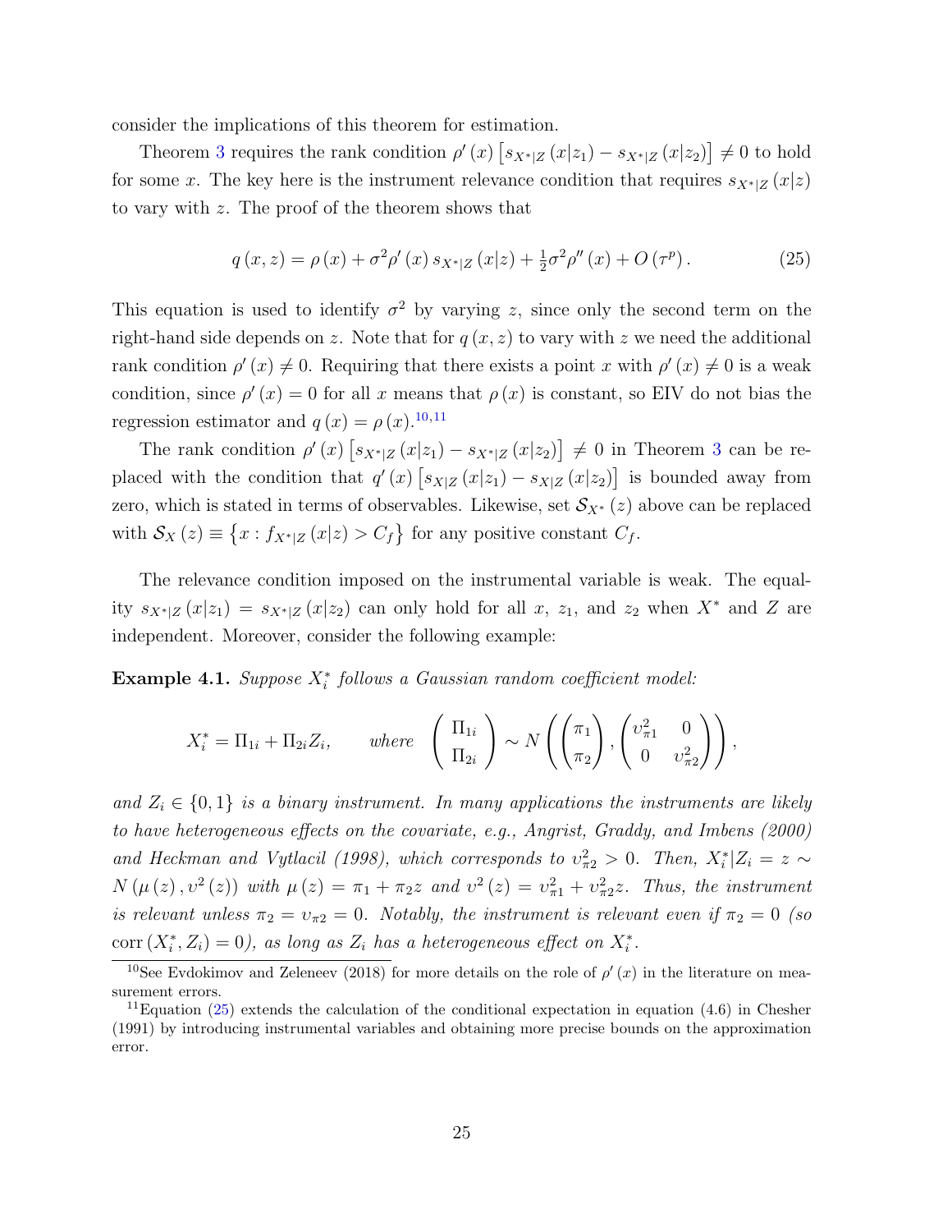consider the implications of this theorem for estimation.

Theorem 3 requires the rank condition $\rho'(x)\left[s_{X^*|Z}(x|z_1) - s_{X^*|Z}(x|z_2)\right] \neq 0$ to hold for some $x$. The key here is the instrument relevance condition that requires $s_{X^*|Z}(x|z)$ to vary with $z$. The proof of the theorem shows that

$$q(x,z) = \rho(x) + \sigma^2 \rho'(x)\, s_{X^*|Z}(x|z) + \tfrac{1}{2}\sigma^2 \rho''(x) + O(\tau^p). \tag{25}$$

This equation is used to identify $\sigma^2$ by varying $z$, since only the second term on the right-hand side depends on $z$. Note that for $q(x,z)$ to vary with $z$ we need the additional rank condition $\rho'(x) \neq 0$. Requiring that there exists a point $x$ with $\rho'(x) \neq 0$ is a weak condition, since $\rho'(x) = 0$ for all $x$ means that $\rho(x)$ is constant, so EIV do not bias the regression estimator and $q(x) = \rho(x)$.[10,11]

The rank condition $\rho'(x)\left[s_{X^*|Z}(x|z_1) - s_{X^*|Z}(x|z_2)\right] \neq 0$ in Theorem 3 can be replaced with the condition that $q'(x)\left[s_{X|Z}(x|z_1) - s_{X|Z}(x|z_2)\right]$ is bounded away from zero, which is stated in terms of observables. Likewise, set $\mathcal{S}_{X^*}(z)$ above can be replaced with $\mathcal{S}_X(z) \equiv \left\{x : f_{X^*|Z}(x|z) > C_f\right\}$ for any positive constant $C_f$.

The relevance condition imposed on the instrumental variable is weak. The equality $s_{X^*|Z}(x|z_1) = s_{X^*|Z}(x|z_2)$ can only hold for all $x$, $z_1$, and $z_2$ when $X^*$ and $Z$ are independent. Moreover, consider the following example:

**Example 4.1.** *Suppose $X_i^*$ follows a Gaussian random coefficient model:*

$$X_i^* = \Pi_{1i} + \Pi_{2i} Z_i, \qquad \text{where} \quad \begin{pmatrix} \Pi_{1i} \\ \Pi_{2i} \end{pmatrix} \sim N\left( \begin{pmatrix} \pi_1 \\ \pi_2 \end{pmatrix}, \begin{pmatrix} \upsilon_{\pi 1}^2 & 0 \\ 0 & \upsilon_{\pi 2}^2 \end{pmatrix} \right),$$

*and $Z_i \in \{0,1\}$ is a binary instrument. In many applications the instruments are likely to have heterogeneous effects on the covariate, e.g., Angrist, Graddy, and Imbens (2000) and Heckman and Vytlacil (1998), which corresponds to $\upsilon_{\pi 2}^2 > 0$. Then, $X_i^*|Z_i = z \sim N(\mu(z), \upsilon^2(z))$ with $\mu(z) = \pi_1 + \pi_2 z$ and $\upsilon^2(z) = \upsilon_{\pi 1}^2 + \upsilon_{\pi 2}^2 z$. Thus, the instrument is relevant unless $\pi_2 = \upsilon_{\pi 2} = 0$. Notably, the instrument is relevant even if $\pi_2 = 0$ (so $\operatorname{corr}(X_i^*, Z_i) = 0$), as long as $Z_i$ has a heterogeneous effect on $X_i^*$.*

---

[10] See Evdokimov and Zeleneev (2018) for more details on the role of $\rho'(x)$ in the literature on measurement errors.

[11] Equation (25) extends the calculation of the conditional expectation in equation (4.6) in Chesher (1991) by introducing instrumental variables and obtaining more precise bounds on the approximation error.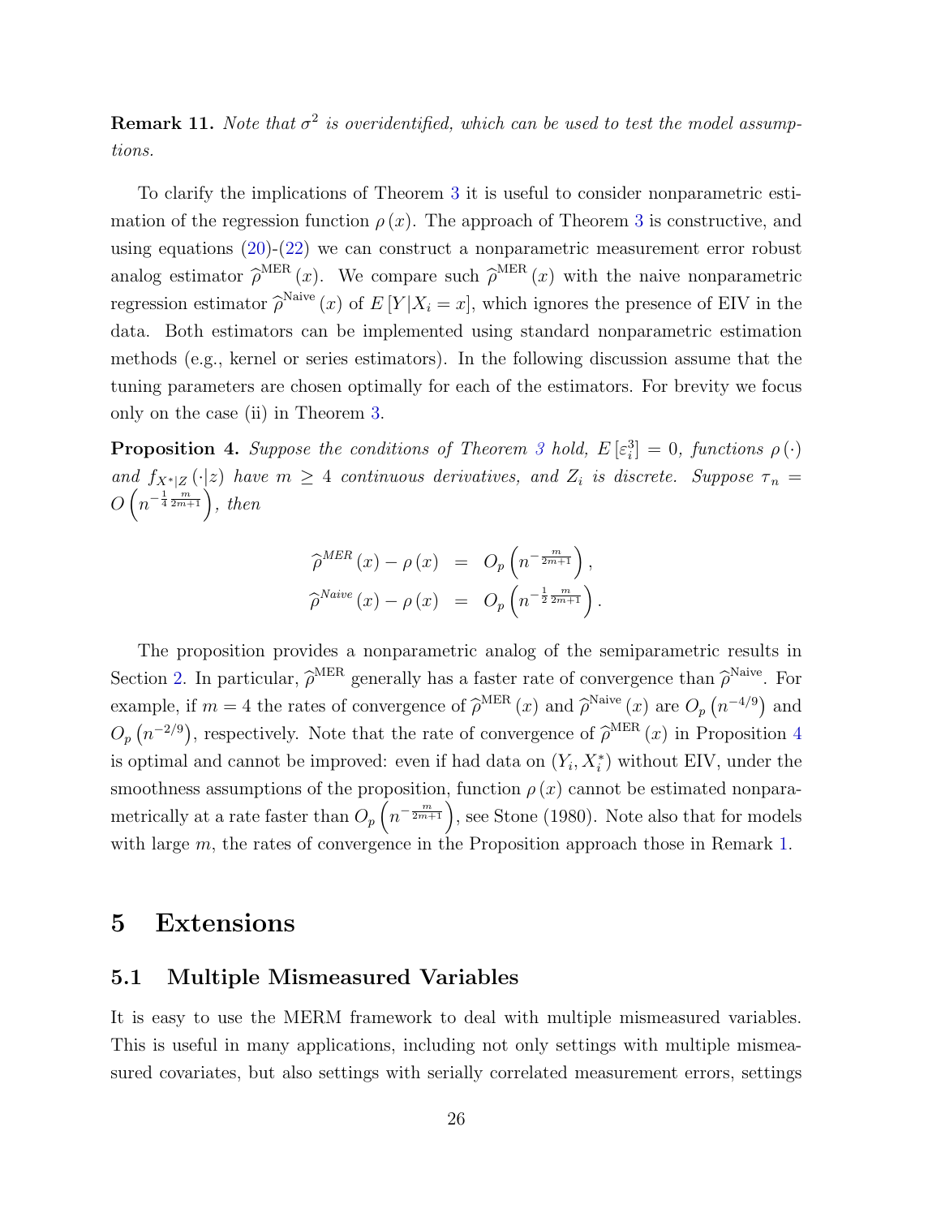**Remark 11.** *Note that $\sigma^2$ is overidentified, which can be used to test the model assumptions.*

To clarify the implications of Theorem 3 it is useful to consider nonparametric estimation of the regression function $\rho(x)$. The approach of Theorem 3 is constructive, and using equations (20)-(22) we can construct a nonparametric measurement error robust analog estimator $\widehat{\rho}^{\text{MER}}(x)$. We compare such $\widehat{\rho}^{\text{MER}}(x)$ with the naive nonparametric regression estimator $\widehat{\rho}^{\text{Naive}}(x)$ of $E[Y|X_i = x]$, which ignores the presence of EIV in the data. Both estimators can be implemented using standard nonparametric estimation methods (e.g., kernel or series estimators). In the following discussion assume that the tuning parameters are chosen optimally for each of the estimators. For brevity we focus only on the case (ii) in Theorem 3.

**Proposition 4.** *Suppose the conditions of Theorem 3 hold, $E[\varepsilon_i^3] = 0$, functions $\rho(\cdot)$ and $f_{X^*|Z}(\cdot|z)$ have $m \geq 4$ continuous derivatives, and $Z_i$ is discrete. Suppose $\tau_n = O\left(n^{-\frac{1}{4}\frac{m}{2m+1}}\right)$, then*

$$\begin{aligned}
\widehat{\rho}^{MER}(x) - \rho(x) &= O_p\left(n^{-\frac{m}{2m+1}}\right), \\
\widehat{\rho}^{Naive}(x) - \rho(x) &= O_p\left(n^{-\frac{1}{2}\frac{m}{2m+1}}\right).
\end{aligned}$$

The proposition provides a nonparametric analog of the semiparametric results in Section 2. In particular, $\widehat{\rho}^{\text{MER}}$ generally has a faster rate of convergence than $\widehat{\rho}^{\text{Naive}}$. For example, if $m = 4$ the rates of convergence of $\widehat{\rho}^{\text{MER}}(x)$ and $\widehat{\rho}^{\text{Naive}}(x)$ are $O_p\left(n^{-4/9}\right)$ and $O_p\left(n^{-2/9}\right)$, respectively. Note that the rate of convergence of $\widehat{\rho}^{\text{MER}}(x)$ in Proposition 4 is optimal and cannot be improved: even if had data on $(Y_i, X_i^*)$ without EIV, under the smoothness assumptions of the proposition, function $\rho(x)$ cannot be estimated nonparametrically at a rate faster than $O_p\left(n^{-\frac{m}{2m+1}}\right)$, see Stone (1980). Note also that for models with large $m$, the rates of convergence in the Proposition approach those in Remark 1.

# 5 Extensions

## 5.1 Multiple Mismeasured Variables

It is easy to use the MERM framework to deal with multiple mismeasured variables. This is useful in many applications, including not only settings with multiple mismeasured covariates, but also settings with serially correlated measurement errors, settings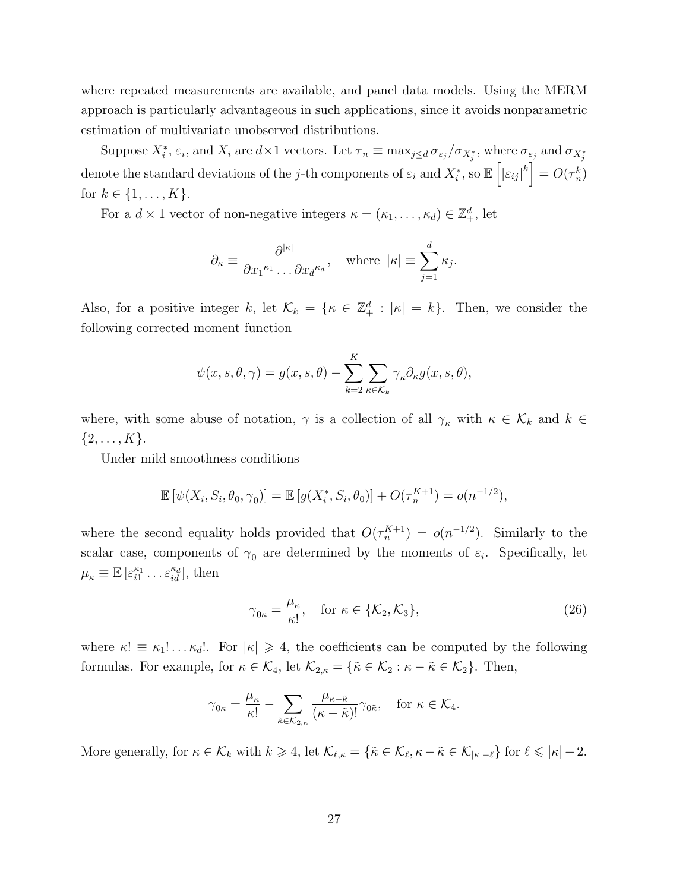where repeated measurements are available, and panel data models. Using the MERM approach is particularly advantageous in such applications, since it avoids nonparametric estimation of multivariate unobserved distributions.

Suppose $X_i^*$, $\varepsilon_i$, and $X_i$ are $d \times 1$ vectors. Let $\tau_n \equiv \max_{j \leq d} \sigma_{\varepsilon_j}/\sigma_{X_j^*}$, where $\sigma_{\varepsilon_j}$ and $\sigma_{X_j^*}$ denote the standard deviations of the $j$-th components of $\varepsilon_i$ and $X_i^*$, so $\mathbb{E}\left[|\varepsilon_{ij}|^k\right] = O(\tau_n^k)$ for $k \in \{1, \ldots, K\}$.

For a $d \times 1$ vector of non-negative integers $\kappa = (\kappa_1, \ldots, \kappa_d) \in \mathbb{Z}_+^d$, let

$$
\partial_\kappa \equiv \frac{\partial^{|\kappa|}}{\partial x_1{}^{\kappa_1} \ldots \partial x_d{}^{\kappa_d}}, \quad \text{where } |\kappa| \equiv \sum_{j=1}^{d} \kappa_j.
$$

Also, for a positive integer $k$, let $\mathcal{K}_k = \{\kappa \in \mathbb{Z}_+^d : |\kappa| = k\}$. Then, we consider the following corrected moment function

$$
\psi(x, s, \theta, \gamma) = g(x, s, \theta) - \sum_{k=2}^{K} \sum_{\kappa \in \mathcal{K}_k} \gamma_\kappa \partial_\kappa g(x, s, \theta),
$$

where, with some abuse of notation, $\gamma$ is a collection of all $\gamma_\kappa$ with $\kappa \in \mathcal{K}_k$ and $k \in \{2, \ldots, K\}$.

Under mild smoothness conditions

$$
\mathbb{E}\left[\psi(X_i, S_i, \theta_0, \gamma_0)\right] = \mathbb{E}\left[g(X_i^*, S_i, \theta_0)\right] + O(\tau_n^{K+1}) = o(n^{-1/2}),
$$

where the second equality holds provided that $O(\tau_n^{K+1}) = o(n^{-1/2})$. Similarly to the scalar case, components of $\gamma_0$ are determined by the moments of $\varepsilon_i$. Specifically, let $\mu_\kappa \equiv \mathbb{E}\left[\varepsilon_{i1}^{\kappa_1} \ldots \varepsilon_{id}^{\kappa_d}\right]$, then

$$
\gamma_{0\kappa} = \frac{\mu_\kappa}{\kappa!}, \quad \text{for } \kappa \in \{\mathcal{K}_2, \mathcal{K}_3\}, \tag{26}
$$

where $\kappa! \equiv \kappa_1! \ldots \kappa_d!$. For $|\kappa| \geqslant 4$, the coefficients can be computed by the following formulas. For example, for $\kappa \in \mathcal{K}_4$, let $\mathcal{K}_{2,\kappa} = \{\tilde{\kappa} \in \mathcal{K}_2 : \kappa - \tilde{\kappa} \in \mathcal{K}_2\}$. Then,

$$
\gamma_{0\kappa} = \frac{\mu_\kappa}{\kappa!} - \sum_{\tilde{\kappa} \in \mathcal{K}_{2,\kappa}} \frac{\mu_{\kappa - \tilde{\kappa}}}{(\kappa - \tilde{\kappa})!} \gamma_{0\tilde{\kappa}}, \quad \text{for } \kappa \in \mathcal{K}_4.
$$

More generally, for $\kappa \in \mathcal{K}_k$ with $k \geqslant 4$, let $\mathcal{K}_{\ell,\kappa} = \{\tilde{\kappa} \in \mathcal{K}_\ell, \kappa - \tilde{\kappa} \in \mathcal{K}_{|\kappa| - \ell}\}$ for $\ell \leqslant |\kappa| - 2$.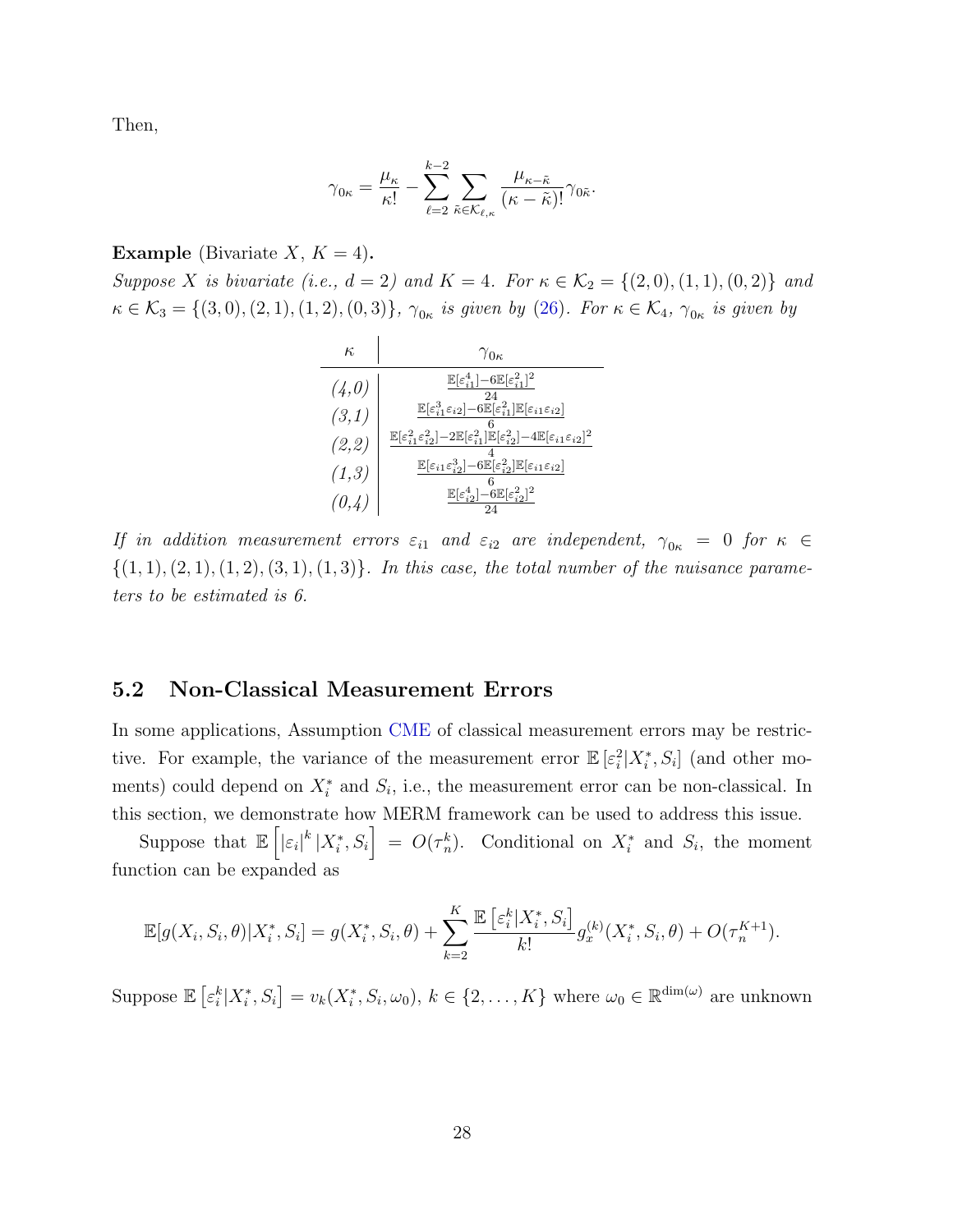Then,

$$\gamma_{0\kappa} = \frac{\mu_\kappa}{\kappa!} - \sum_{\ell=2}^{k-2} \sum_{\tilde{\kappa} \in \mathcal{K}_{\ell,\kappa}} \frac{\mu_{\kappa-\tilde{\kappa}}}{(\kappa-\tilde{\kappa})!} \gamma_{0\tilde{\kappa}}.$$

**Example** (Bivariate $X$, $K=4$)**.**
*Suppose $X$ is bivariate (i.e., $d=2$) and $K=4$. For $\kappa \in \mathcal{K}_2 = \{(2,0),(1,1),(0,2)\}$ and $\kappa \in \mathcal{K}_3 = \{(3,0),(2,1),(1,2),(0,3)\}$, $\gamma_{0\kappa}$ is given by (26). For $\kappa \in \mathcal{K}_4$, $\gamma_{0\kappa}$ is given by*

| $\kappa$ | $\gamma_{0\kappa}$ |
|---|---|
| (4,0) | $\frac{\mathbb{E}[\varepsilon_{i1}^4] - 6\mathbb{E}[\varepsilon_{i1}^2]^2}{24}$ |
| (3,1) | $\frac{\mathbb{E}[\varepsilon_{i1}^3 \varepsilon_{i2}] - 6\mathbb{E}[\varepsilon_{i1}^2]\mathbb{E}[\varepsilon_{i1}\varepsilon_{i2}]}{6}$ |
| (2,2) | $\frac{\mathbb{E}[\varepsilon_{i1}^2 \varepsilon_{i2}^2] - 2\mathbb{E}[\varepsilon_{i1}^2]\mathbb{E}[\varepsilon_{i2}^2] - 4\mathbb{E}[\varepsilon_{i1}\varepsilon_{i2}]^2}{4}$ |
| (1,3) | $\frac{\mathbb{E}[\varepsilon_{i1} \varepsilon_{i2}^3] - 6\mathbb{E}[\varepsilon_{i2}^2]\mathbb{E}[\varepsilon_{i1}\varepsilon_{i2}]}{6}$ |
| (0,4) | $\frac{\mathbb{E}[\varepsilon_{i2}^4] - 6\mathbb{E}[\varepsilon_{i2}^2]^2}{24}$ |

*If in addition measurement errors $\varepsilon_{i1}$ and $\varepsilon_{i2}$ are independent, $\gamma_{0\kappa} = 0$ for $\kappa \in \{(1,1),(2,1),(1,2),(3,1),(1,3)\}$. In this case, the total number of the nuisance parameters to be estimated is 6.*

## 5.2 Non-Classical Measurement Errors

In some applications, Assumption CME of classical measurement errors may be restrictive. For example, the variance of the measurement error $\mathbb{E}\left[\varepsilon_i^2 | X_i^*, S_i\right]$ (and other moments) could depend on $X_i^*$ and $S_i$, i.e., the measurement error can be non-classical. In this section, we demonstrate how MERM framework can be used to address this issue.

Suppose that $\mathbb{E}\left[|\varepsilon_i|^k | X_i^*, S_i\right] = O(\tau_n^k)$. Conditional on $X_i^*$ and $S_i$, the moment function can be expanded as

$$\mathbb{E}[g(X_i, S_i, \theta) | X_i^*, S_i] = g(X_i^*, S_i, \theta) + \sum_{k=2}^{K} \frac{\mathbb{E}\left[\varepsilon_i^k | X_i^*, S_i\right]}{k!} g_x^{(k)}(X_i^*, S_i, \theta) + O(\tau_n^{K+1}).$$

Suppose $\mathbb{E}\left[\varepsilon_i^k | X_i^*, S_i\right] = v_k(X_i^*, S_i, \omega_0)$, $k \in \{2, \ldots, K\}$ where $\omega_0 \in \mathbb{R}^{\dim(\omega)}$ are unknown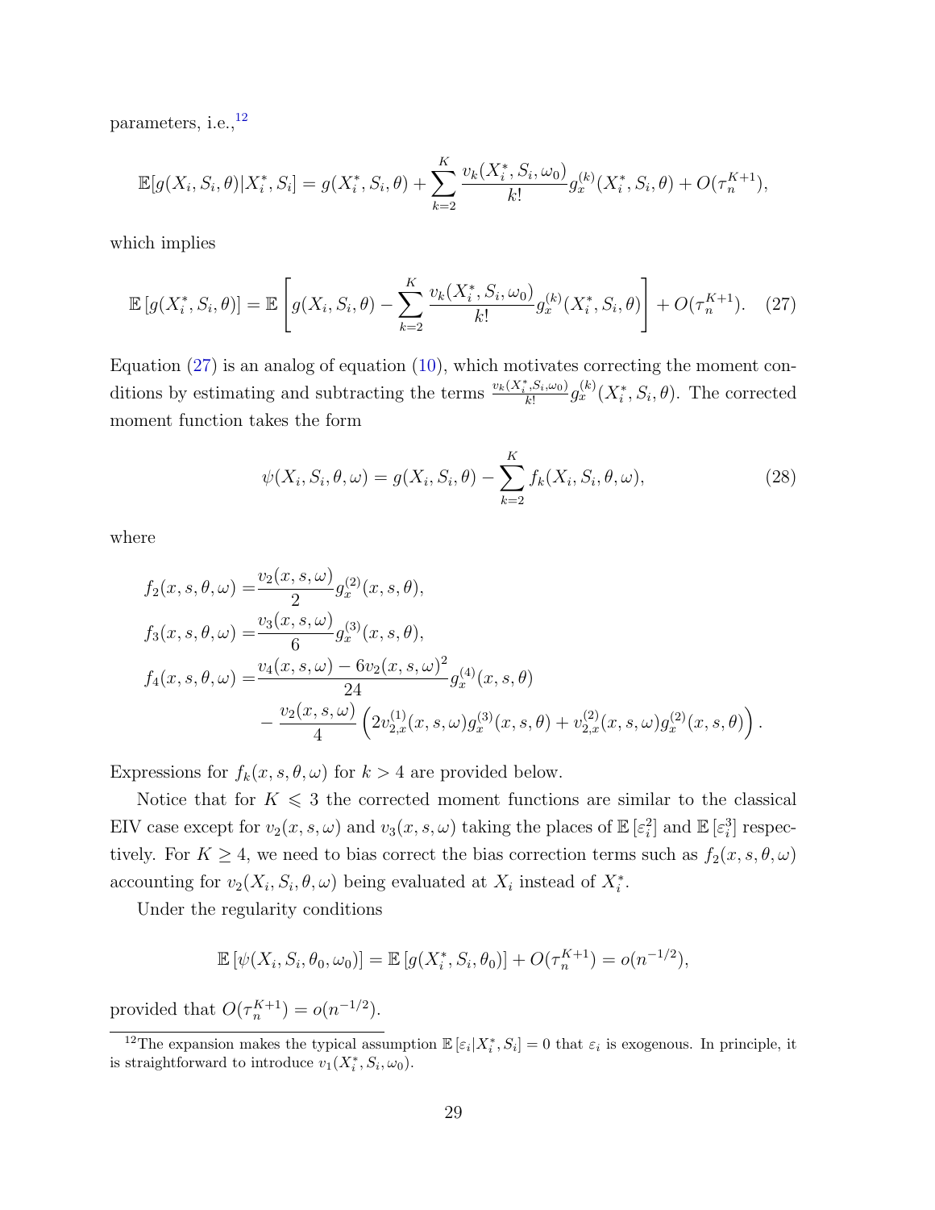parameters, i.e.,[12]

$$\mathbb{E}[g(X_i, S_i, \theta)|X_i^*, S_i] = g(X_i^*, S_i, \theta) + \sum_{k=2}^{K} \frac{v_k(X_i^*, S_i, \omega_0)}{k!} g_x^{(k)}(X_i^*, S_i, \theta) + O(\tau_n^{K+1}),$$

which implies

$$\mathbb{E}\left[g(X_i^*, S_i, \theta)\right] = \mathbb{E}\left[g(X_i, S_i, \theta) - \sum_{k=2}^{K} \frac{v_k(X_i^*, S_i, \omega_0)}{k!} g_x^{(k)}(X_i^*, S_i, \theta)\right] + O(\tau_n^{K+1}). \quad (27)$$

Equation (27) is an analog of equation (10), which motivates correcting the moment conditions by estimating and subtracting the terms $\frac{v_k(X_i^*, S_i, \omega_0)}{k!} g_x^{(k)}(X_i^*, S_i, \theta)$. The corrected moment function takes the form

$$\psi(X_i, S_i, \theta, \omega) = g(X_i, S_i, \theta) - \sum_{k=2}^{K} f_k(X_i, S_i, \theta, \omega), \quad (28)$$

where

$$\begin{aligned}
f_2(x, s, \theta, \omega) =& \frac{v_2(x, s, \omega)}{2} g_x^{(2)}(x, s, \theta),\\
f_3(x, s, \theta, \omega) =& \frac{v_3(x, s, \omega)}{6} g_x^{(3)}(x, s, \theta),\\
f_4(x, s, \theta, \omega) =& \frac{v_4(x, s, \omega) - 6 v_2(x, s, \omega)^2}{24} g_x^{(4)}(x, s, \theta)\\
& - \frac{v_2(x, s, \omega)}{4} \left(2 v_{2,x}^{(1)}(x, s, \omega) g_x^{(3)}(x, s, \theta) + v_{2,x}^{(2)}(x, s, \omega) g_x^{(2)}(x, s, \theta)\right).
\end{aligned}$$

Expressions for $f_k(x, s, \theta, \omega)$ for $k > 4$ are provided below.

Notice that for $K \leqslant 3$ the corrected moment functions are similar to the classical EIV case except for $v_2(x, s, \omega)$ and $v_3(x, s, \omega)$ taking the places of $\mathbb{E}\left[\varepsilon_i^2\right]$ and $\mathbb{E}\left[\varepsilon_i^3\right]$ respectively. For $K \geq 4$, we need to bias correct the bias correction terms such as $f_2(x, s, \theta, \omega)$ accounting for $v_2(X_i, S_i, \theta, \omega)$ being evaluated at $X_i$ instead of $X_i^*$.

Under the regularity conditions

$$\mathbb{E}\left[\psi(X_i, S_i, \theta_0, \omega_0)\right] = \mathbb{E}\left[g(X_i^*, S_i, \theta_0)\right] + O(\tau_n^{K+1}) = o(n^{-1/2}),$$

provided that $O(\tau_n^{K+1}) = o(n^{-1/2})$.

[12] The expansion makes the typical assumption $\mathbb{E}\left[\varepsilon_i | X_i^*, S_i\right] = 0$ that $\varepsilon_i$ is exogenous. In principle, it is straightforward to introduce $v_1(X_i^*, S_i, \omega_0)$.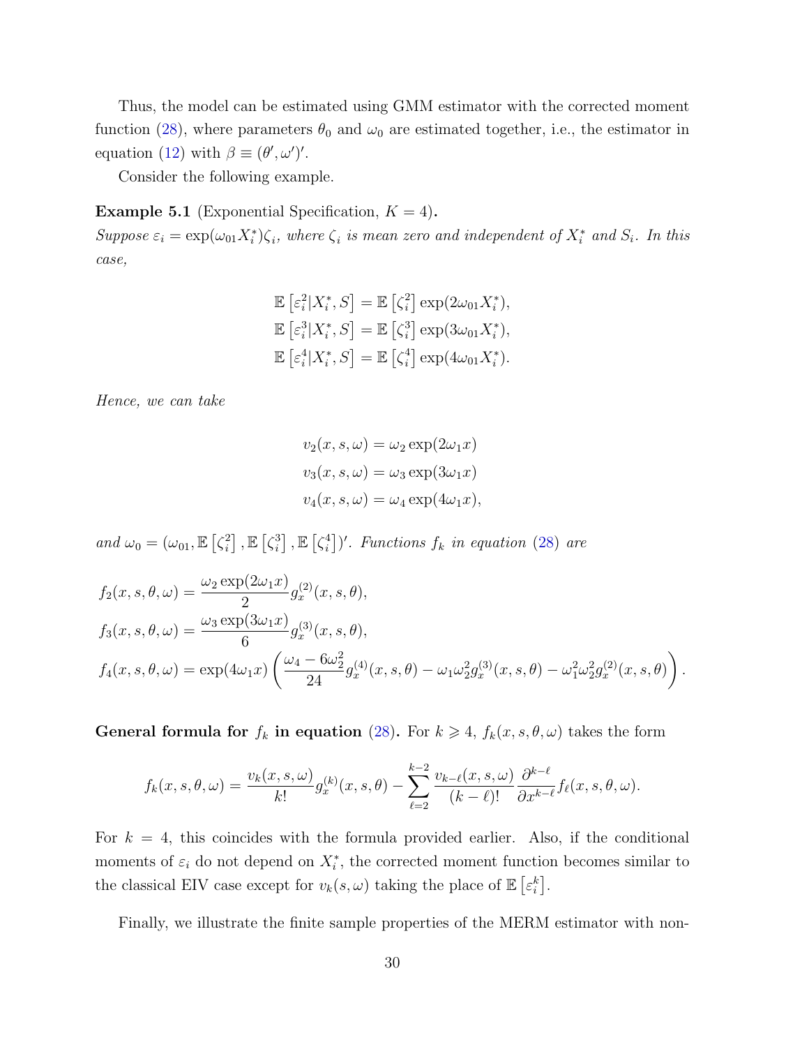Thus, the model can be estimated using GMM estimator with the corrected moment function (28), where parameters $\theta_0$ and $\omega_0$ are estimated together, i.e., the estimator in equation (12) with $\beta \equiv (\theta', \omega')'$.

Consider the following example.

**Example 5.1** (Exponential Specification, $K = 4$)**.**
*Suppose $\varepsilon_i = \exp(\omega_{01} X_i^*)\zeta_i$, where $\zeta_i$ is mean zero and independent of $X_i^*$ and $S_i$. In this case,*

$$
\begin{aligned}
\mathbb{E}\left[\varepsilon_i^2 | X_i^*, S\right] &= \mathbb{E}\left[\zeta_i^2\right] \exp(2\omega_{01} X_i^*), \\
\mathbb{E}\left[\varepsilon_i^3 | X_i^*, S\right] &= \mathbb{E}\left[\zeta_i^3\right] \exp(3\omega_{01} X_i^*), \\
\mathbb{E}\left[\varepsilon_i^4 | X_i^*, S\right] &= \mathbb{E}\left[\zeta_i^4\right] \exp(4\omega_{01} X_i^*).
\end{aligned}
$$

*Hence, we can take*

$$
\begin{aligned}
v_2(x, s, \omega) &= \omega_2 \exp(2\omega_1 x) \\
v_3(x, s, \omega) &= \omega_3 \exp(3\omega_1 x) \\
v_4(x, s, \omega) &= \omega_4 \exp(4\omega_1 x),
\end{aligned}
$$

*and $\omega_0 = (\omega_{01}, \mathbb{E}\left[\zeta_i^2\right], \mathbb{E}\left[\zeta_i^3\right], \mathbb{E}\left[\zeta_i^4\right])'$. Functions $f_k$ in equation (28) are*

$$
\begin{aligned}
f_2(x, s, \theta, \omega) &= \frac{\omega_2 \exp(2\omega_1 x)}{2} g_x^{(2)}(x, s, \theta), \\
f_3(x, s, \theta, \omega) &= \frac{\omega_3 \exp(3\omega_1 x)}{6} g_x^{(3)}(x, s, \theta), \\
f_4(x, s, \theta, \omega) &= \exp(4\omega_1 x) \left( \frac{\omega_4 - 6\omega_2^2}{24} g_x^{(4)}(x, s, \theta) - \omega_1 \omega_2^2 g_x^{(3)}(x, s, \theta) - \omega_1^2 \omega_2^2 g_x^{(2)}(x, s, \theta) \right).
\end{aligned}
$$

**General formula for $f_k$ in equation (28).** For $k \geqslant 4$, $f_k(x, s, \theta, \omega)$ takes the form

$$
f_k(x, s, \theta, \omega) = \frac{v_k(x, s, \omega)}{k!} g_x^{(k)}(x, s, \theta) - \sum_{\ell=2}^{k-2} \frac{v_{k-\ell}(x, s, \omega)}{(k-\ell)!} \frac{\partial^{k-\ell}}{\partial x^{k-\ell}} f_\ell(x, s, \theta, \omega).
$$

For $k = 4$, this coincides with the formula provided earlier. Also, if the conditional moments of $\varepsilon_i$ do not depend on $X_i^*$, the corrected moment function becomes similar to the classical EIV case except for $v_k(s, \omega)$ taking the place of $\mathbb{E}\left[\varepsilon_i^k\right]$.

Finally, we illustrate the finite sample properties of the MERM estimator with non-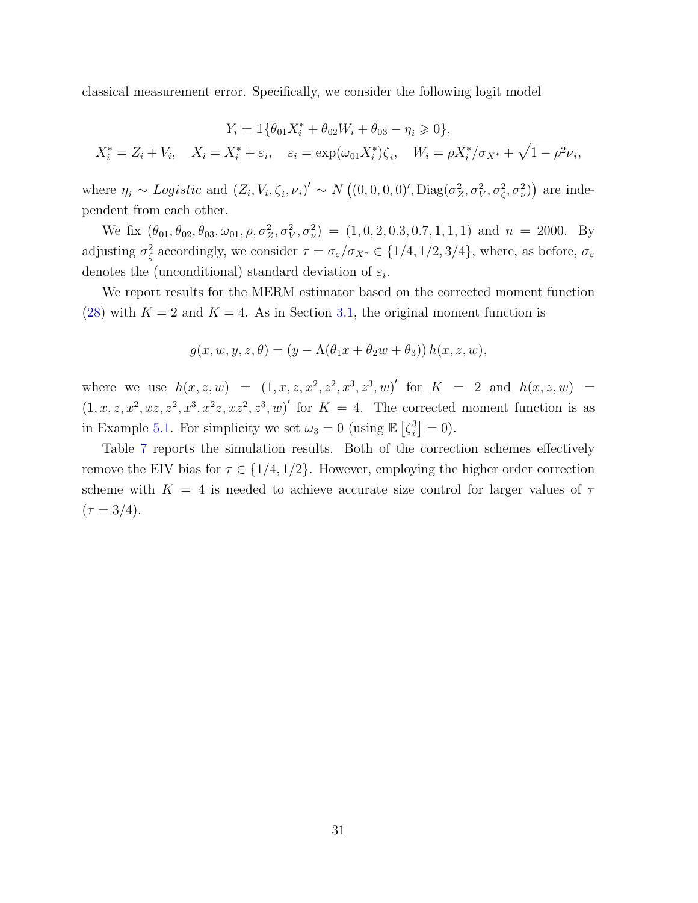classical measurement error. Specifically, we consider the following logit model

$$Y_i = \mathbb{1}\{\theta_{01} X_i^* + \theta_{02} W_i + \theta_{03} - \eta_i \geqslant 0\},$$
$$X_i^* = Z_i + V_i, \quad X_i = X_i^* + \varepsilon_i, \quad \varepsilon_i = \exp(\omega_{01} X_i^*)\zeta_i, \quad W_i = \rho X_i^*/\sigma_{X^*} + \sqrt{1-\rho^2}\nu_i,$$

where $\eta_i \sim$ *Logistic* and $(Z_i, V_i, \zeta_i, \nu_i)' \sim N\left((0,0,0,0)', \mathrm{Diag}(\sigma_Z^2, \sigma_V^2, \sigma_\zeta^2, \sigma_\nu^2)\right)$ are independent from each other.

We fix $(\theta_{01}, \theta_{02}, \theta_{03}, \omega_{01}, \rho, \sigma_Z^2, \sigma_V^2, \sigma_\nu^2) = (1, 0, 2, 0.3, 0.7, 1, 1, 1)$ and $n = 2000$. By adjusting $\sigma_\zeta^2$ accordingly, we consider $\tau = \sigma_\varepsilon/\sigma_{X^*} \in \{1/4, 1/2, 3/4\}$, where, as before, $\sigma_\varepsilon$ denotes the (unconditional) standard deviation of $\varepsilon_i$.

We report results for the MERM estimator based on the corrected moment function (28) with $K = 2$ and $K = 4$. As in Section 3.1, the original moment function is

$$g(x, w, y, z, \theta) = (y - \Lambda(\theta_1 x + \theta_2 w + \theta_3))\, h(x, z, w),$$

where we use $h(x, z, w) = (1, x, z, x^2, z^2, x^3, z^3, w)'$ for $K = 2$ and $h(x, z, w) = (1, x, z, x^2, xz, z^2, x^3, x^2 z, xz^2, z^3, w)'$ for $K = 4$. The corrected moment function is as in Example 5.1. For simplicity we set $\omega_3 = 0$ (using $\mathbb{E}\left[\zeta_i^3\right] = 0$).

Table 7 reports the simulation results. Both of the correction schemes effectively remove the EIV bias for $\tau \in \{1/4, 1/2\}$. However, employing the higher order correction scheme with $K = 4$ is needed to achieve accurate size control for larger values of $\tau$ ($\tau = 3/4$).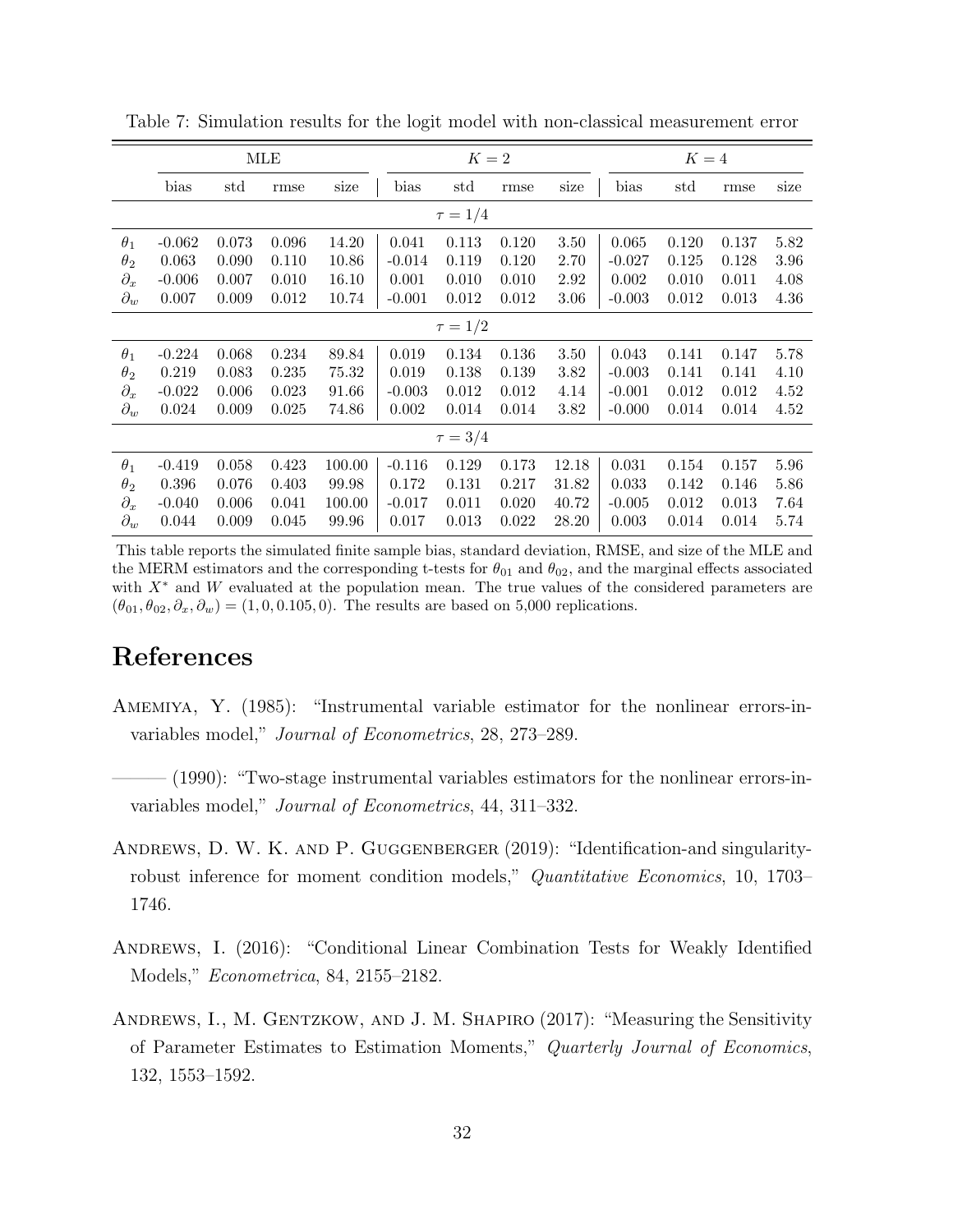Table 7: Simulation results for the logit model with non-classical measurement error

| | MLE | | | | $K=2$ | | | | $K=4$ | | | |
|---|---|---|---|---|---|---|---|---|---|---|---|---|
| | bias | std | rmse | size | bias | std | rmse | size | bias | std | rmse | size |
| | | | | | $\tau=1/4$ | | | | | | | |
| $\theta_1$ | -0.062 | 0.073 | 0.096 | 14.20 | 0.041 | 0.113 | 0.120 | 3.50 | 0.065 | 0.120 | 0.137 | 5.82 |
| $\theta_2$ | 0.063 | 0.090 | 0.110 | 10.86 | -0.014 | 0.119 | 0.120 | 2.70 | -0.027 | 0.125 | 0.128 | 3.96 |
| $\partial_x$ | -0.006 | 0.007 | 0.010 | 16.10 | 0.001 | 0.010 | 0.010 | 2.92 | 0.002 | 0.010 | 0.011 | 4.08 |
| $\partial_w$ | 0.007 | 0.009 | 0.012 | 10.74 | -0.001 | 0.012 | 0.012 | 3.06 | -0.003 | 0.012 | 0.013 | 4.36 |
| | | | | | $\tau=1/2$ | | | | | | | |
| $\theta_1$ | -0.224 | 0.068 | 0.234 | 89.84 | 0.019 | 0.134 | 0.136 | 3.50 | 0.043 | 0.141 | 0.147 | 5.78 |
| $\theta_2$ | 0.219 | 0.083 | 0.235 | 75.32 | 0.019 | 0.138 | 0.139 | 3.82 | -0.003 | 0.141 | 0.141 | 4.10 |
| $\partial_x$ | -0.022 | 0.006 | 0.023 | 91.66 | -0.003 | 0.012 | 0.012 | 4.14 | -0.001 | 0.012 | 0.012 | 4.52 |
| $\partial_w$ | 0.024 | 0.009 | 0.025 | 74.86 | 0.002 | 0.014 | 0.014 | 3.82 | -0.000 | 0.014 | 0.014 | 4.52 |
| | | | | | $\tau=3/4$ | | | | | | | |
| $\theta_1$ | -0.419 | 0.058 | 0.423 | 100.00 | -0.116 | 0.129 | 0.173 | 12.18 | 0.031 | 0.154 | 0.157 | 5.96 |
| $\theta_2$ | 0.396 | 0.076 | 0.403 | 99.98 | 0.172 | 0.131 | 0.217 | 31.82 | 0.033 | 0.142 | 0.146 | 5.86 |
| $\partial_x$ | -0.040 | 0.006 | 0.041 | 100.00 | -0.017 | 0.011 | 0.020 | 40.72 | -0.005 | 0.012 | 0.013 | 7.64 |
| $\partial_w$ | 0.044 | 0.009 | 0.045 | 99.96 | 0.017 | 0.013 | 0.022 | 28.20 | 0.003 | 0.014 | 0.014 | 5.74 |

This table reports the simulated finite sample bias, standard deviation, RMSE, and size of the MLE and the MERM estimators and the corresponding t-tests for $\theta_{01}$ and $\theta_{02}$, and the marginal effects associated with $X^*$ and $W$ evaluated at the population mean. The true values of the considered parameters are $(\theta_{01}, \theta_{02}, \partial_x, \partial_w) = (1, 0, 0.105, 0)$. The results are based on 5,000 replications.

# References

Amemiya, Y. (1985): "Instrumental variable estimator for the nonlinear errors-in-variables model," *Journal of Econometrics*, 28, 273–289.

——— (1990): "Two-stage instrumental variables estimators for the nonlinear errors-in-variables model," *Journal of Econometrics*, 44, 311–332.

Andrews, D. W. K. and P. Guggenberger (2019): "Identification-and singularity-robust inference for moment condition models," *Quantitative Economics*, 10, 1703–1746.

Andrews, I. (2016): "Conditional Linear Combination Tests for Weakly Identified Models," *Econometrica*, 84, 2155–2182.

Andrews, I., M. Gentzkow, and J. M. Shapiro (2017): "Measuring the Sensitivity of Parameter Estimates to Estimation Moments," *Quarterly Journal of Economics*, 132, 1553–1592.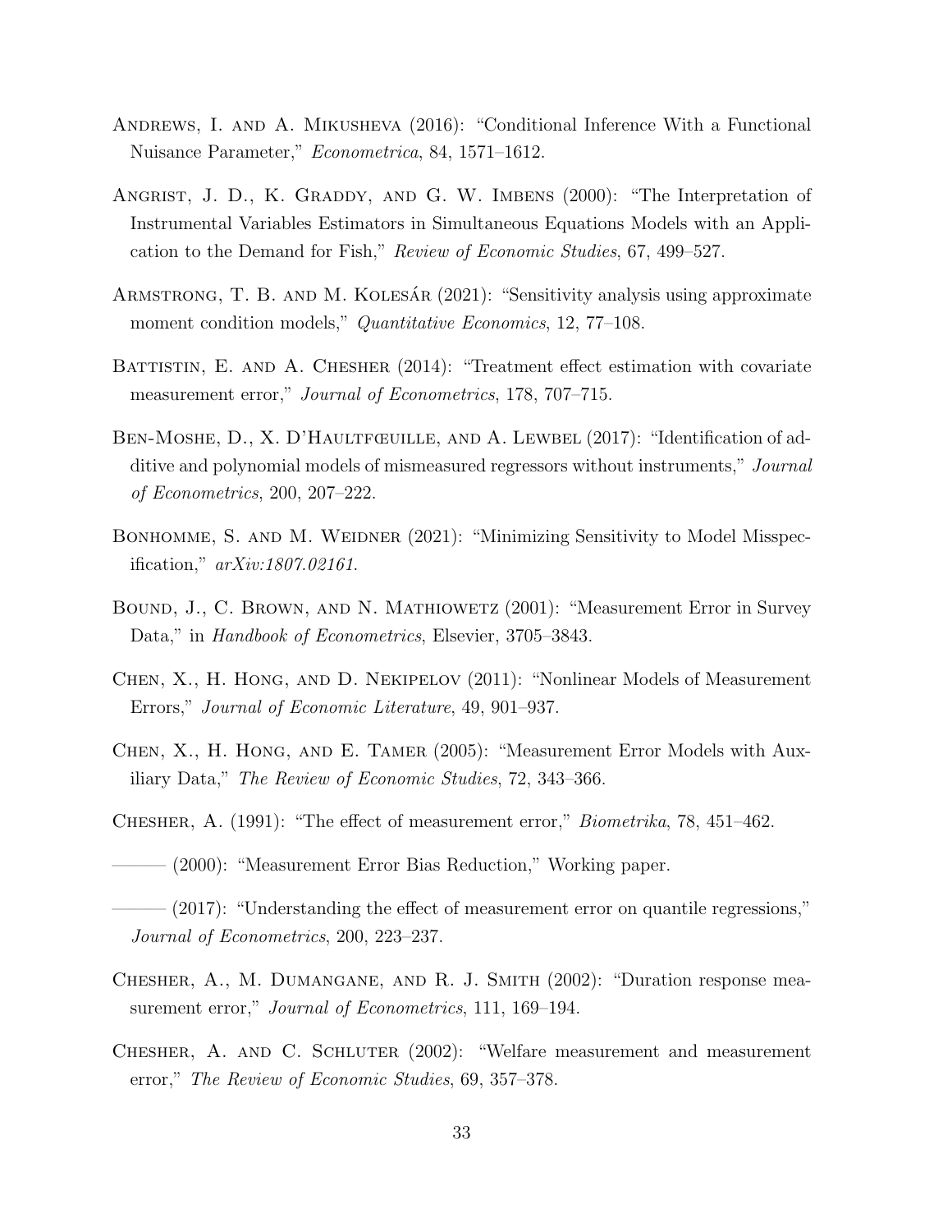Andrews, I. and A. Mikusheva (2016): "Conditional Inference With a Functional Nuisance Parameter," *Econometrica*, 84, 1571–1612.

Angrist, J. D., K. Graddy, and G. W. Imbens (2000): "The Interpretation of Instrumental Variables Estimators in Simultaneous Equations Models with an Application to the Demand for Fish," *Review of Economic Studies*, 67, 499–527.

Armstrong, T. B. and M. Kolesár (2021): "Sensitivity analysis using approximate moment condition models," *Quantitative Economics*, 12, 77–108.

Battistin, E. and A. Chesher (2014): "Treatment effect estimation with covariate measurement error," *Journal of Econometrics*, 178, 707–715.

Ben-Moshe, D., X. D'Haultfœuille, and A. Lewbel (2017): "Identification of additive and polynomial models of mismeasured regressors without instruments," *Journal of Econometrics*, 200, 207–222.

Bonhomme, S. and M. Weidner (2021): "Minimizing Sensitivity to Model Misspecification," *arXiv:1807.02161*.

Bound, J., C. Brown, and N. Mathiowetz (2001): "Measurement Error in Survey Data," in *Handbook of Econometrics*, Elsevier, 3705–3843.

Chen, X., H. Hong, and D. Nekipelov (2011): "Nonlinear Models of Measurement Errors," *Journal of Economic Literature*, 49, 901–937.

Chen, X., H. Hong, and E. Tamer (2005): "Measurement Error Models with Auxiliary Data," *The Review of Economic Studies*, 72, 343–366.

Chesher, A. (1991): "The effect of measurement error," *Biometrika*, 78, 451–462.

——— (2000): "Measurement Error Bias Reduction," Working paper.

——— (2017): "Understanding the effect of measurement error on quantile regressions," *Journal of Econometrics*, 200, 223–237.

Chesher, A., M. Dumangane, and R. J. Smith (2002): "Duration response measurement error," *Journal of Econometrics*, 111, 169–194.

Chesher, A. and C. Schluter (2002): "Welfare measurement and measurement error," *The Review of Economic Studies*, 69, 357–378.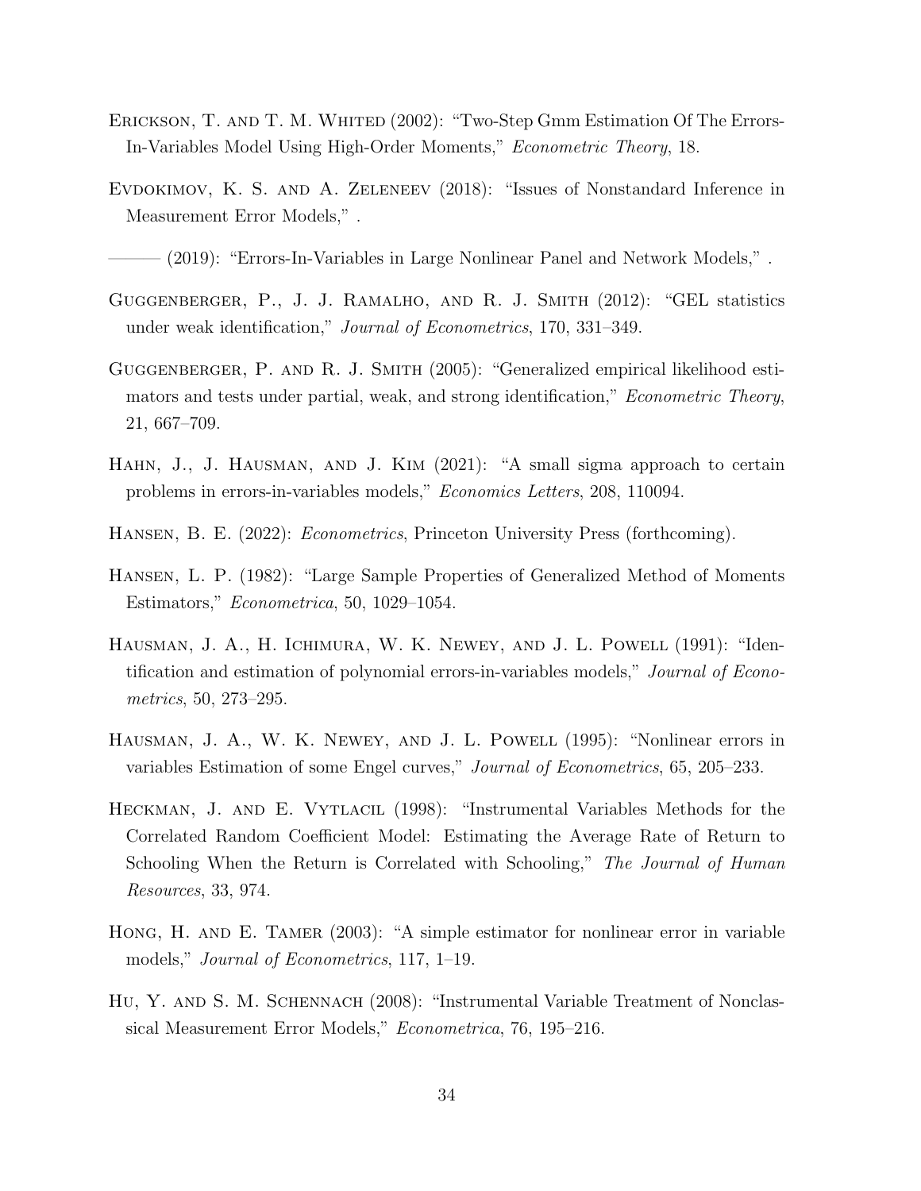Erickson, T. and T. M. Whited (2002): "Two-Step Gmm Estimation Of The Errors-In-Variables Model Using High-Order Moments," *Econometric Theory*, 18.

Evdokimov, K. S. and A. Zeleneev (2018): "Issues of Nonstandard Inference in Measurement Error Models," .

——— (2019): "Errors-In-Variables in Large Nonlinear Panel and Network Models," .

Guggenberger, P., J. J. Ramalho, and R. J. Smith (2012): "GEL statistics under weak identification," *Journal of Econometrics*, 170, 331–349.

Guggenberger, P. and R. J. Smith (2005): "Generalized empirical likelihood estimators and tests under partial, weak, and strong identification," *Econometric Theory*, 21, 667–709.

Hahn, J., J. Hausman, and J. Kim (2021): "A small sigma approach to certain problems in errors-in-variables models," *Economics Letters*, 208, 110094.

Hansen, B. E. (2022): *Econometrics*, Princeton University Press (forthcoming).

Hansen, L. P. (1982): "Large Sample Properties of Generalized Method of Moments Estimators," *Econometrica*, 50, 1029–1054.

Hausman, J. A., H. Ichimura, W. K. Newey, and J. L. Powell (1991): "Identification and estimation of polynomial errors-in-variables models," *Journal of Econometrics*, 50, 273–295.

Hausman, J. A., W. K. Newey, and J. L. Powell (1995): "Nonlinear errors in variables Estimation of some Engel curves," *Journal of Econometrics*, 65, 205–233.

Heckman, J. and E. Vytlacil (1998): "Instrumental Variables Methods for the Correlated Random Coefficient Model: Estimating the Average Rate of Return to Schooling When the Return is Correlated with Schooling," *The Journal of Human Resources*, 33, 974.

Hong, H. and E. Tamer (2003): "A simple estimator for nonlinear error in variable models," *Journal of Econometrics*, 117, 1–19.

Hu, Y. and S. M. Schennach (2008): "Instrumental Variable Treatment of Nonclassical Measurement Error Models," *Econometrica*, 76, 195–216.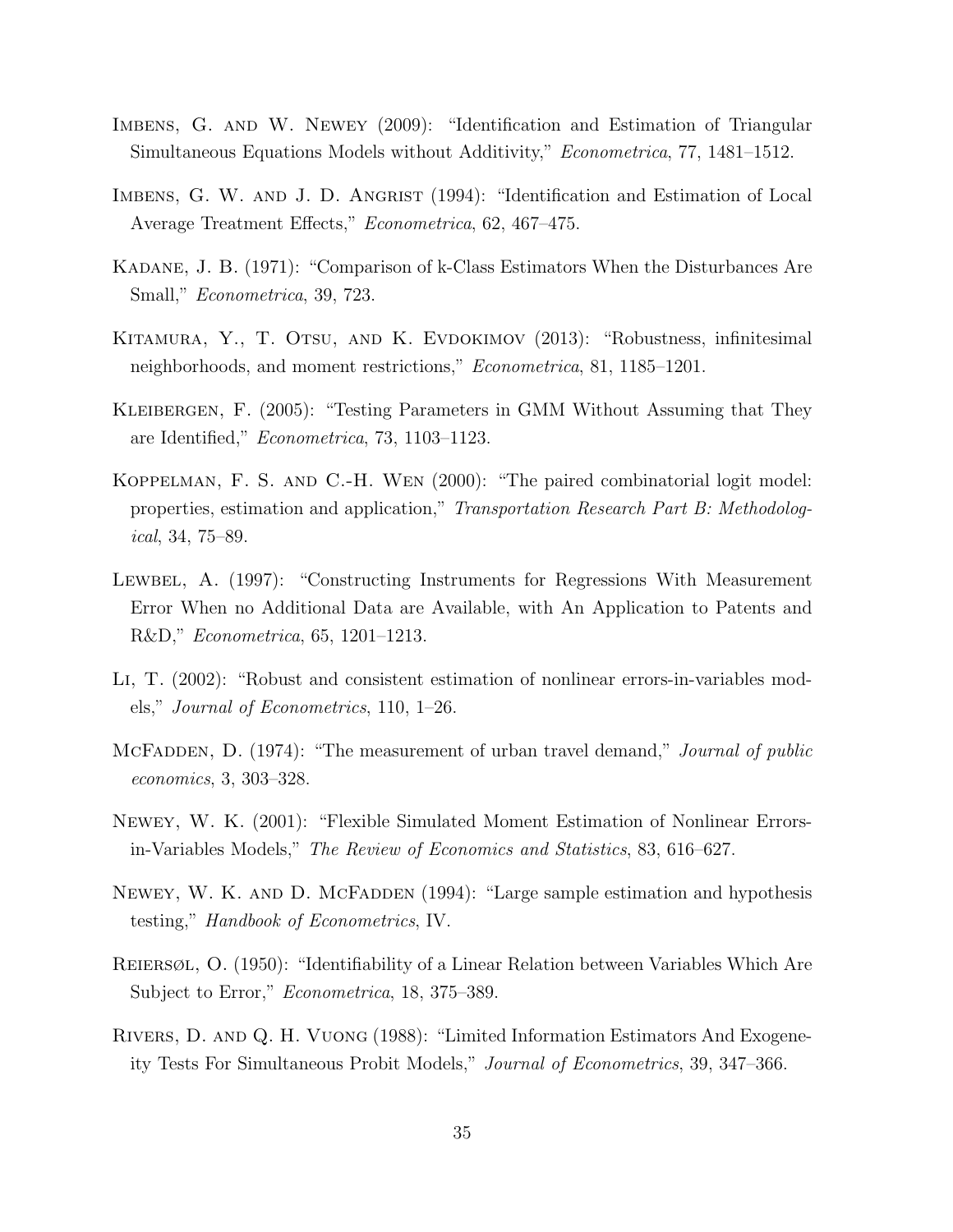Imbens, G. and W. Newey (2009): "Identification and Estimation of Triangular Simultaneous Equations Models without Additivity," *Econometrica*, 77, 1481–1512.

Imbens, G. W. and J. D. Angrist (1994): "Identification and Estimation of Local Average Treatment Effects," *Econometrica*, 62, 467–475.

Kadane, J. B. (1971): "Comparison of k-Class Estimators When the Disturbances Are Small," *Econometrica*, 39, 723.

Kitamura, Y., T. Otsu, and K. Evdokimov (2013): "Robustness, infinitesimal neighborhoods, and moment restrictions," *Econometrica*, 81, 1185–1201.

Kleibergen, F. (2005): "Testing Parameters in GMM Without Assuming that They are Identified," *Econometrica*, 73, 1103–1123.

Koppelman, F. S. and C.-H. Wen (2000): "The paired combinatorial logit model: properties, estimation and application," *Transportation Research Part B: Methodological*, 34, 75–89.

Lewbel, A. (1997): "Constructing Instruments for Regressions With Measurement Error When no Additional Data are Available, with An Application to Patents and R&D," *Econometrica*, 65, 1201–1213.

Li, T. (2002): "Robust and consistent estimation of nonlinear errors-in-variables models," *Journal of Econometrics*, 110, 1–26.

McFadden, D. (1974): "The measurement of urban travel demand," *Journal of public economics*, 3, 303–328.

Newey, W. K. (2001): "Flexible Simulated Moment Estimation of Nonlinear Errors-in-Variables Models," *The Review of Economics and Statistics*, 83, 616–627.

Newey, W. K. and D. McFadden (1994): "Large sample estimation and hypothesis testing," *Handbook of Econometrics*, IV.

Reiersøl, O. (1950): "Identifiability of a Linear Relation between Variables Which Are Subject to Error," *Econometrica*, 18, 375–389.

Rivers, D. and Q. H. Vuong (1988): "Limited Information Estimators And Exogeneity Tests For Simultaneous Probit Models," *Journal of Econometrics*, 39, 347–366.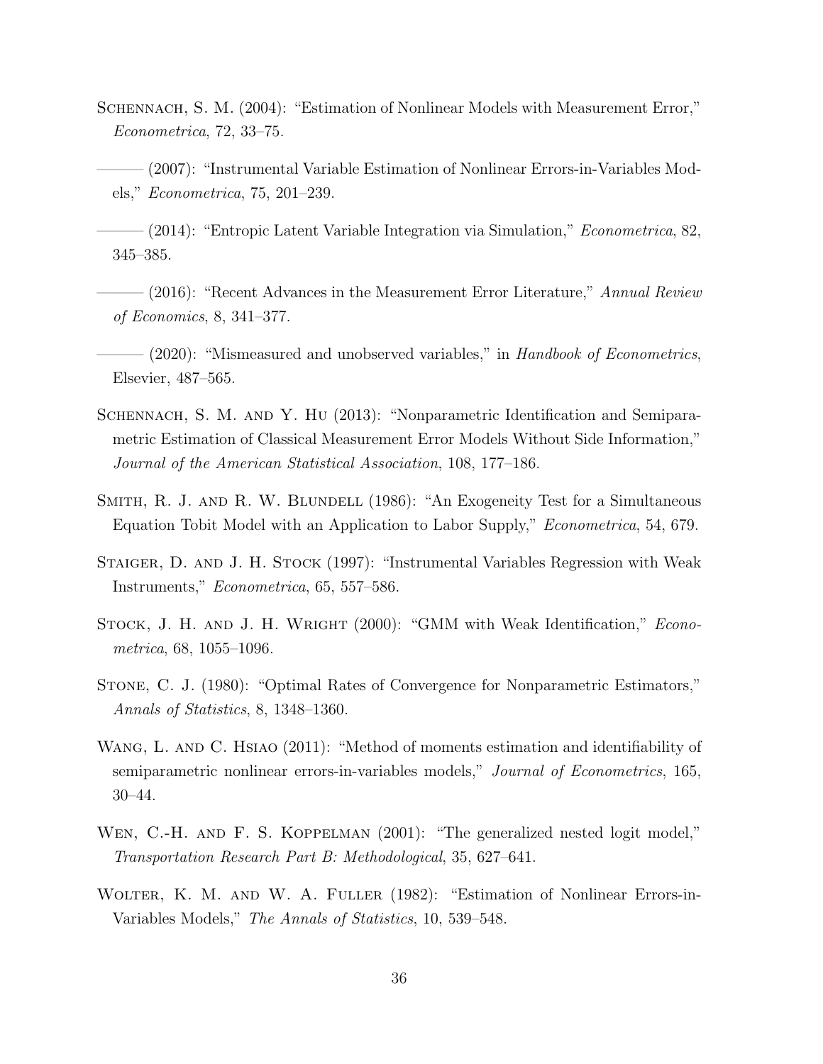Schennach, S. M. (2004): "Estimation of Nonlinear Models with Measurement Error," *Econometrica*, 72, 33–75.

——— (2007): "Instrumental Variable Estimation of Nonlinear Errors-in-Variables Models," *Econometrica*, 75, 201–239.

——— (2014): "Entropic Latent Variable Integration via Simulation," *Econometrica*, 82, 345–385.

——— (2016): "Recent Advances in the Measurement Error Literature," *Annual Review of Economics*, 8, 341–377.

——— (2020): "Mismeasured and unobserved variables," in *Handbook of Econometrics*, Elsevier, 487–565.

Schennach, S. M. and Y. Hu (2013): "Nonparametric Identification and Semiparametric Estimation of Classical Measurement Error Models Without Side Information," *Journal of the American Statistical Association*, 108, 177–186.

Smith, R. J. and R. W. Blundell (1986): "An Exogeneity Test for a Simultaneous Equation Tobit Model with an Application to Labor Supply," *Econometrica*, 54, 679.

Staiger, D. and J. H. Stock (1997): "Instrumental Variables Regression with Weak Instruments," *Econometrica*, 65, 557–586.

Stock, J. H. and J. H. Wright (2000): "GMM with Weak Identification," *Econometrica*, 68, 1055–1096.

Stone, C. J. (1980): "Optimal Rates of Convergence for Nonparametric Estimators," *Annals of Statistics*, 8, 1348–1360.

Wang, L. and C. Hsiao (2011): "Method of moments estimation and identifiability of semiparametric nonlinear errors-in-variables models," *Journal of Econometrics*, 165, 30–44.

Wen, C.-H. and F. S. Koppelman (2001): "The generalized nested logit model," *Transportation Research Part B: Methodological*, 35, 627–641.

Wolter, K. M. and W. A. Fuller (1982): "Estimation of Nonlinear Errors-in-Variables Models," *The Annals of Statistics*, 10, 539–548.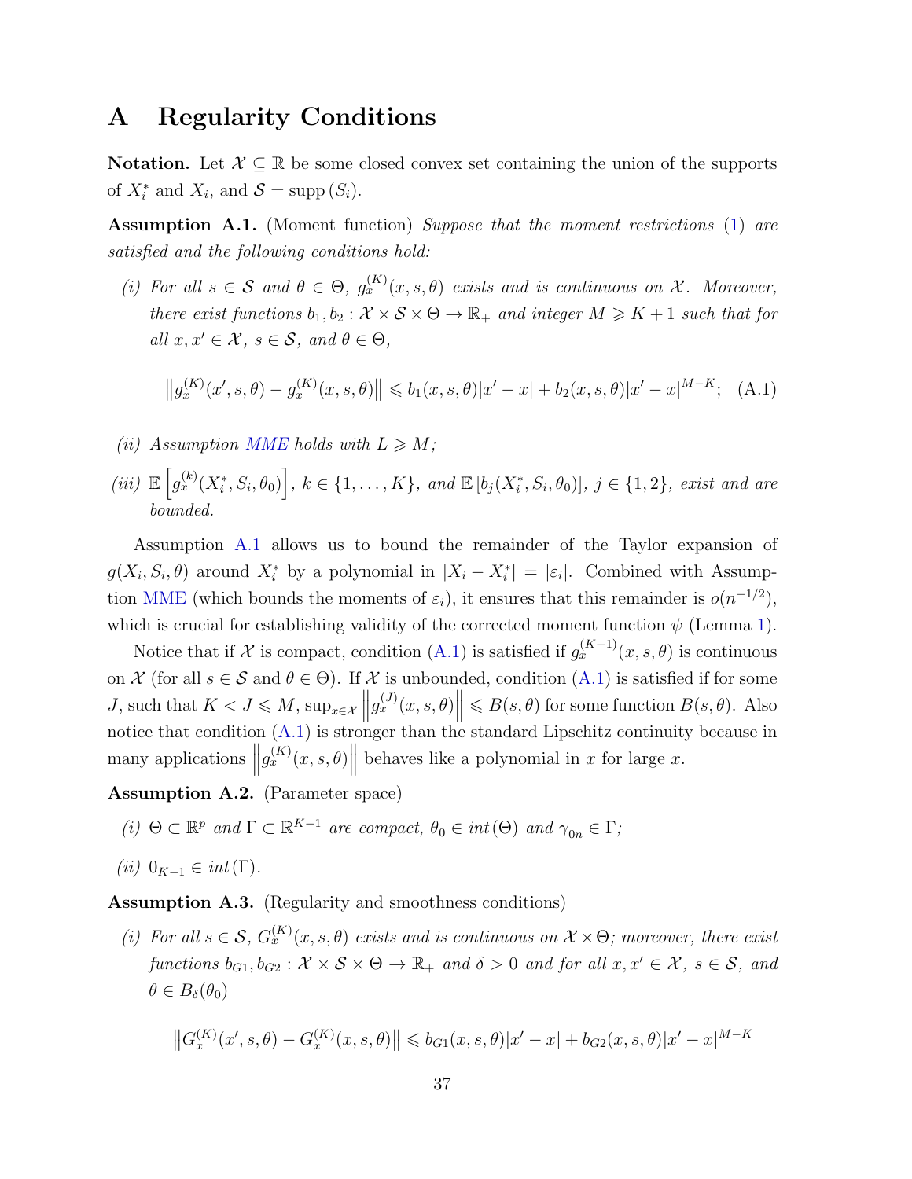# A Regularity Conditions

**Notation.** Let $\mathcal{X} \subseteq \mathbb{R}$ be some closed convex set containing the union of the supports of $X_i^*$ and $X_i$, and $\mathcal{S} = \operatorname{supp}(S_i)$.

**Assumption A.1.** (Moment function) *Suppose that the moment restrictions (1) are satisfied and the following conditions hold:*

*(i) For all $s \in \mathcal{S}$ and $\theta \in \Theta$, $g_x^{(K)}(x, s, \theta)$ exists and is continuous on $\mathcal{X}$. Moreover, there exist functions $b_1, b_2 : \mathcal{X} \times \mathcal{S} \times \Theta \to \mathbb{R}_+$ and integer $M \geqslant K+1$ such that for all $x, x' \in \mathcal{X}$, $s \in \mathcal{S}$, and $\theta \in \Theta$,*

$$\left\|g_x^{(K)}(x', s, \theta) - g_x^{(K)}(x, s, \theta)\right\| \leqslant b_1(x, s, \theta)|x' - x| + b_2(x, s, \theta)|x' - x|^{M-K}; \quad \text{(A.1)}$$

*(ii) Assumption MME holds with $L \geqslant M$;*

*(iii) $\mathbb{E}\left[g_x^{(k)}(X_i^*, S_i, \theta_0)\right]$, $k \in \{1, \ldots, K\}$, and $\mathbb{E}\left[b_j(X_i^*, S_i, \theta_0)\right]$, $j \in \{1, 2\}$, exist and are bounded.*

Assumption A.1 allows us to bound the remainder of the Taylor expansion of $g(X_i, S_i, \theta)$ around $X_i^*$ by a polynomial in $|X_i - X_i^*| = |\varepsilon_i|$. Combined with Assumption MME (which bounds the moments of $\varepsilon_i$), it ensures that this remainder is $o(n^{-1/2})$, which is crucial for establishing validity of the corrected moment function $\psi$ (Lemma 1).

Notice that if $\mathcal{X}$ is compact, condition (A.1) is satisfied if $g_x^{(K+1)}(x, s, \theta)$ is continuous on $\mathcal{X}$ (for all $s \in \mathcal{S}$ and $\theta \in \Theta$). If $\mathcal{X}$ is unbounded, condition (A.1) is satisfied if for some $J$, such that $K < J \leqslant M$, $\sup_{x \in \mathcal{X}} \left\|g_x^{(J)}(x, s, \theta)\right\| \leqslant B(s, \theta)$ for some function $B(s, \theta)$. Also notice that condition (A.1) is stronger than the standard Lipschitz continuity because in many applications $\left\|g_x^{(K)}(x, s, \theta)\right\|$ behaves like a polynomial in $x$ for large $x$.

**Assumption A.2.** (Parameter space)

*(i) $\Theta \subset \mathbb{R}^p$ and $\Gamma \subset \mathbb{R}^{K-1}$ are compact, $\theta_0 \in int(\Theta)$ and $\gamma_{0n} \in \Gamma$;*

*(ii) $0_{K-1} \in int(\Gamma)$.*

**Assumption A.3.** (Regularity and smoothness conditions)

*(i) For all $s \in \mathcal{S}$, $G_x^{(K)}(x, s, \theta)$ exists and is continuous on $\mathcal{X} \times \Theta$; moreover, there exist functions $b_{G1}, b_{G2} : \mathcal{X} \times \mathcal{S} \times \Theta \to \mathbb{R}_+$ and $\delta > 0$ and for all $x, x' \in \mathcal{X}$, $s \in \mathcal{S}$, and $\theta \in B_\delta(\theta_0)$*

$$\left\|G_x^{(K)}(x', s, \theta) - G_x^{(K)}(x, s, \theta)\right\| \leqslant b_{G1}(x, s, \theta)|x' - x| + b_{G2}(x, s, \theta)|x' - x|^{M-K}$$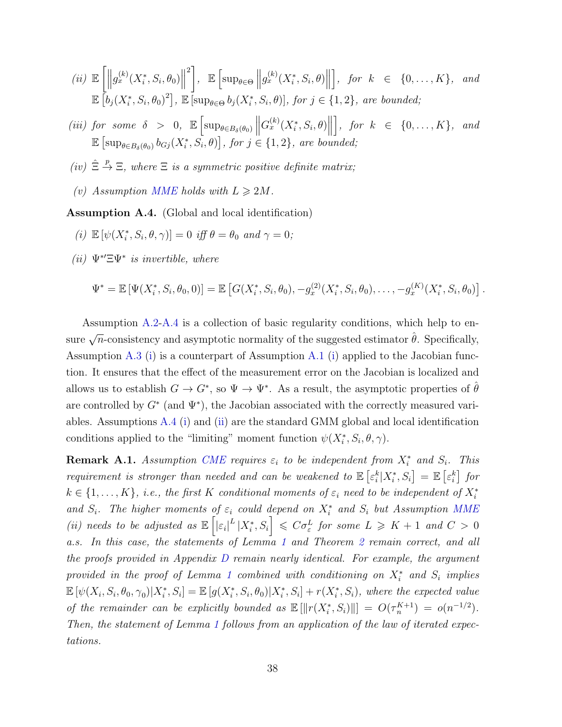*(ii)* $\mathbb{E}\left[\left\|g_x^{(k)}(X_i^*, S_i, \theta_0)\right\|^2\right]$, $\mathbb{E}\left[\sup_{\theta\in\Theta}\left\|g_x^{(k)}(X_i^*, S_i, \theta)\right\|\right]$, *for* $k \in \{0, \ldots, K\}$, *and* $\mathbb{E}\left[b_j(X_i^*, S_i, \theta_0)^2\right]$, $\mathbb{E}\left[\sup_{\theta\in\Theta} b_j(X_i^*, S_i, \theta)\right]$, *for* $j \in \{1, 2\}$, *are bounded;*

*(iii)* *for some* $\delta > 0$, $\mathbb{E}\left[\sup_{\theta\in B_\delta(\theta_0)}\left\|G_x^{(k)}(X_i^*, S_i, \theta)\right\|\right]$, *for* $k \in \{0, \ldots, K\}$, *and* $\mathbb{E}\left[\sup_{\theta\in B_\delta(\theta_0)} b_{Gj}(X_i^*, S_i, \theta)\right]$, *for* $j \in \{1, 2\}$, *are bounded;*

*(iv)* $\hat{\Xi} \xrightarrow{p} \Xi$, *where* $\Xi$ *is a symmetric positive definite matrix;*

*(v)* *Assumption MME holds with* $L \geqslant 2M$.

**Assumption A.4.** (Global and local identification)

*(i)* $\mathbb{E}\left[\psi(X_i^*, S_i, \theta, \gamma)\right] = 0$ *iff* $\theta = \theta_0$ *and* $\gamma = 0$;

*(ii)* $\Psi^{*\prime}\Xi\Psi^*$ *is invertible, where*

$$\Psi^* = \mathbb{E}\left[\Psi(X_i^*, S_i, \theta_0, 0)\right] = \mathbb{E}\left[G(X_i^*, S_i, \theta_0), -g_x^{(2)}(X_i^*, S_i, \theta_0), \ldots, -g_x^{(K)}(X_i^*, S_i, \theta_0)\right].$$

Assumption A.2-A.4 is a collection of basic regularity conditions, which help to ensure $\sqrt{n}$-consistency and asymptotic normality of the suggested estimator $\hat{\theta}$. Specifically, Assumption A.3 (i) is a counterpart of Assumption A.1 (i) applied to the Jacobian function. It ensures that the effect of the measurement error on the Jacobian is localized and allows us to establish $G \to G^*$, so $\Psi \to \Psi^*$. As a result, the asymptotic properties of $\hat{\theta}$ are controlled by $G^*$ (and $\Psi^*$), the Jacobian associated with the correctly measured variables. Assumptions A.4 (i) and (ii) are the standard GMM global and local identification conditions applied to the "limiting" moment function $\psi(X_i^*, S_i, \theta, \gamma)$.

**Remark A.1.** *Assumption CME requires* $\varepsilon_i$ *to be independent from* $X_i^*$ *and* $S_i$. *This requirement is stronger than needed and can be weakened to* $\mathbb{E}\left[\varepsilon_i^k | X_i^*, S_i\right] = \mathbb{E}\left[\varepsilon_i^k\right]$ *for* $k \in \{1, \ldots, K\}$, *i.e., the first* $K$ *conditional moments of* $\varepsilon_i$ *need to be independent of* $X_i^*$ *and* $S_i$. *The higher moments of* $\varepsilon_i$ *could depend on* $X_i^*$ *and* $S_i$ *but Assumption MME (ii) needs to be adjusted as* $\mathbb{E}\left[|\varepsilon_i|^L | X_i^*, S_i\right] \leqslant C\sigma_\varepsilon^L$ *for some* $L \geqslant K+1$ *and* $C > 0$ *a.s. In this case, the statements of Lemma 1 and Theorem 2 remain correct, and all the proofs provided in Appendix D remain nearly identical. For example, the argument provided in the proof of Lemma 1 combined with conditioning on* $X_i^*$ *and* $S_i$ *implies* $\mathbb{E}\left[\psi(X_i, S_i, \theta_0, \gamma_0) | X_i^*, S_i\right] = \mathbb{E}\left[g(X_i^*, S_i, \theta_0) | X_i^*, S_i\right] + r(X_i^*, S_i)$, *where the expected value of the remainder can be explicitly bounded as* $\mathbb{E}\left[\|r(X_i^*, S_i)\|\right] = O(\tau_n^{K+1}) = o(n^{-1/2})$. *Then, the statement of Lemma 1 follows from an application of the law of iterated expectations.*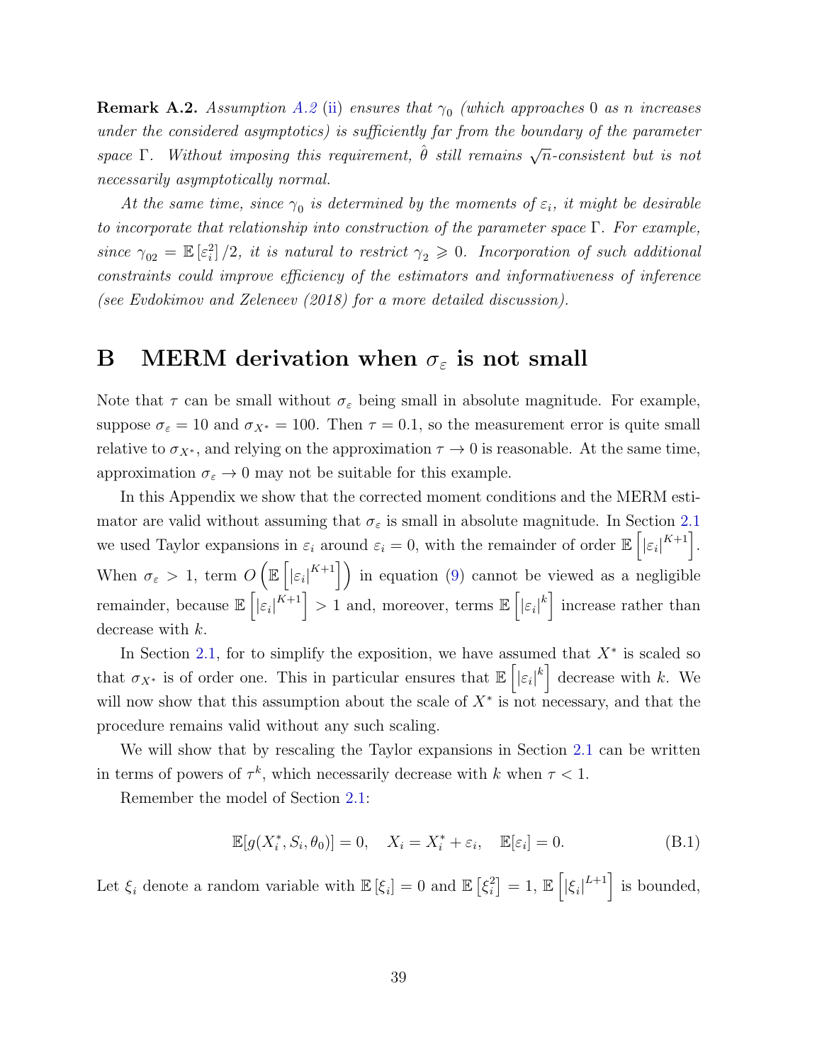**Remark A.2.** *Assumption A.2 (ii) ensures that $\gamma_0$ (which approaches 0 as $n$ increases under the considered asymptotics) is sufficiently far from the boundary of the parameter space $\Gamma$. Without imposing this requirement, $\hat{\theta}$ still remains $\sqrt{n}$-consistent but is not necessarily asymptotically normal.*

*At the same time, since $\gamma_0$ is determined by the moments of $\varepsilon_i$, it might be desirable to incorporate that relationship into construction of the parameter space $\Gamma$. For example, since $\gamma_{02} = \mathbb{E}\left[\varepsilon_i^2\right]/2$, it is natural to restrict $\gamma_2 \geqslant 0$. Incorporation of such additional constraints could improve efficiency of the estimators and informativeness of inference (see Evdokimov and Zeleneev (2018) for a more detailed discussion).*

# B MERM derivation when $\sigma_\varepsilon$ is not small

Note that $\tau$ can be small without $\sigma_\varepsilon$ being small in absolute magnitude. For example, suppose $\sigma_\varepsilon = 10$ and $\sigma_{X^*} = 100$. Then $\tau = 0.1$, so the measurement error is quite small relative to $\sigma_{X^*}$, and relying on the approximation $\tau \to 0$ is reasonable. At the same time, approximation $\sigma_\varepsilon \to 0$ may not be suitable for this example.

In this Appendix we show that the corrected moment conditions and the MERM estimator are valid without assuming that $\sigma_\varepsilon$ is small in absolute magnitude. In Section 2.1 we used Taylor expansions in $\varepsilon_i$ around $\varepsilon_i = 0$, with the remainder of order $\mathbb{E}\left[|\varepsilon_i|^{K+1}\right]$. When $\sigma_\varepsilon > 1$, term $O\left(\mathbb{E}\left[|\varepsilon_i|^{K+1}\right]\right)$ in equation (9) cannot be viewed as a negligible remainder, because $\mathbb{E}\left[|\varepsilon_i|^{K+1}\right] > 1$ and, moreover, terms $\mathbb{E}\left[|\varepsilon_i|^{k}\right]$ increase rather than decrease with $k$.

In Section 2.1, for to simplify the exposition, we have assumed that $X^*$ is scaled so that $\sigma_{X^*}$ is of order one. This in particular ensures that $\mathbb{E}\left[|\varepsilon_i|^{k}\right]$ decrease with $k$. We will now show that this assumption about the scale of $X^*$ is not necessary, and that the procedure remains valid without any such scaling.

We will show that by rescaling the Taylor expansions in Section 2.1 can be written in terms of powers of $\tau^k$, which necessarily decrease with $k$ when $\tau < 1$.

Remember the model of Section 2.1:

$$\mathbb{E}[g(X_i^*, S_i, \theta_0)] = 0, \quad X_i = X_i^* + \varepsilon_i, \quad \mathbb{E}[\varepsilon_i] = 0. \tag{B.1}$$

Let $\xi_i$ denote a random variable with $\mathbb{E}\left[\xi_i\right] = 0$ and $\mathbb{E}\left[\xi_i^2\right] = 1$, $\mathbb{E}\left[|\xi_i|^{L+1}\right]$ is bounded,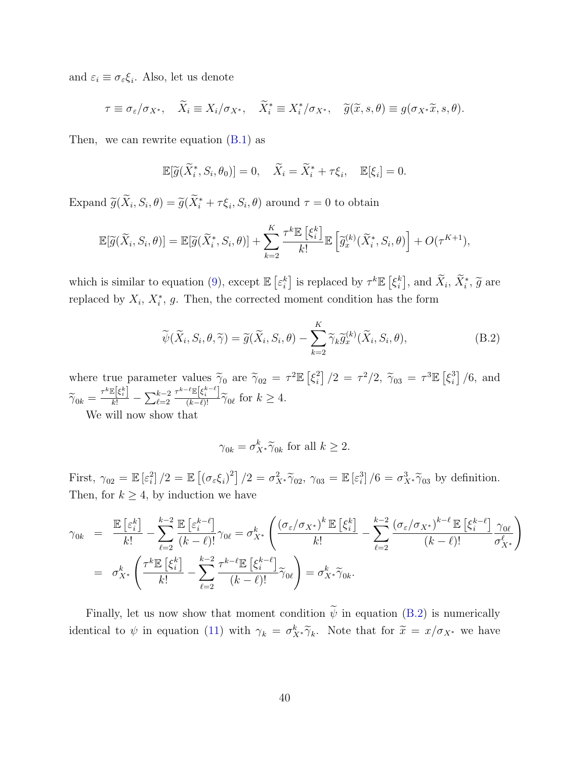and $\varepsilon_i \equiv \sigma_\varepsilon \xi_i$. Also, let us denote

$$\tau \equiv \sigma_\varepsilon / \sigma_{X^*}, \quad \widetilde{X}_i \equiv X_i / \sigma_{X^*}, \quad \widetilde{X}_i^* \equiv X_i^* / \sigma_{X^*}, \quad \widetilde{g}(\widetilde{x}, s, \theta) \equiv g(\sigma_{X^*} \widetilde{x}, s, \theta).$$

Then, we can rewrite equation (B.1) as

$$\mathbb{E}[\widetilde{g}(\widetilde{X}_i^*, S_i, \theta_0)] = 0, \quad \widetilde{X}_i = \widetilde{X}_i^* + \tau \xi_i, \quad \mathbb{E}[\xi_i] = 0.$$

Expand $\widetilde{g}(\widetilde{X}_i, S_i, \theta) = \widetilde{g}(\widetilde{X}_i^* + \tau \xi_i, S_i, \theta)$ around $\tau = 0$ to obtain

$$\mathbb{E}[\widetilde{g}(\widetilde{X}_i, S_i, \theta)] = \mathbb{E}[\widetilde{g}(\widetilde{X}_i^*, S_i, \theta)] + \sum_{k=2}^{K} \frac{\tau^k \mathbb{E}\left[\xi_i^k\right]}{k!} \mathbb{E}\left[\widetilde{g}_x^{(k)}(\widetilde{X}_i^*, S_i, \theta)\right] + O(\tau^{K+1}),$$

which is similar to equation (9), except $\mathbb{E}\left[\varepsilon_i^k\right]$ is replaced by $\tau^k \mathbb{E}\left[\xi_i^k\right]$, and $\widetilde{X}_i$, $\widetilde{X}_i^*$, $\widetilde{g}$ are replaced by $X_i$, $X_i^*$, $g$. Then, the corrected moment condition has the form

$$\widetilde{\psi}(\widetilde{X}_i, S_i, \theta, \widetilde{\gamma}) = \widetilde{g}(\widetilde{X}_i, S_i, \theta) - \sum_{k=2}^{K} \widetilde{\gamma}_k \widetilde{g}_x^{(k)}(\widetilde{X}_i, S_i, \theta), \tag{B.2}$$

where true parameter values $\widetilde{\gamma}_0$ are $\widetilde{\gamma}_{02} = \tau^2 \mathbb{E}\left[\xi_i^2\right]/2 = \tau^2/2$, $\widetilde{\gamma}_{03} = \tau^3 \mathbb{E}\left[\xi_i^3\right]/6$, and $\widetilde{\gamma}_{0k} = \frac{\tau^k \mathbb{E}\left[\xi_i^k\right]}{k!} - \sum_{\ell=2}^{k-2} \frac{\tau^{k-\ell} \mathbb{E}\left[\xi_i^{k-\ell}\right]}{(k-\ell)!} \widetilde{\gamma}_{0\ell}$ for $k \geq 4$.

We will now show that

$$\gamma_{0k} = \sigma_{X^*}^k \widetilde{\gamma}_{0k} \text{ for all } k \geq 2.$$

First, $\gamma_{02} = \mathbb{E}\left[\varepsilon_i^2\right]/2 = \mathbb{E}\left[(\sigma_\varepsilon \xi_i)^2\right]/2 = \sigma_{X^*}^2 \widetilde{\gamma}_{02}$, $\gamma_{03} = \mathbb{E}\left[\varepsilon_i^3\right]/6 = \sigma_{X^*}^3 \widetilde{\gamma}_{03}$ by definition. Then, for $k \geq 4$, by induction we have

$$\begin{aligned}
\gamma_{0k} &= \frac{\mathbb{E}\left[\varepsilon_i^k\right]}{k!} - \sum_{\ell=2}^{k-2} \frac{\mathbb{E}\left[\varepsilon_i^{k-\ell}\right]}{(k-\ell)!} \gamma_{0\ell} = \sigma_{X^*}^k \left( \frac{(\sigma_\varepsilon/\sigma_{X^*})^k \mathbb{E}\left[\xi_i^k\right]}{k!} - \sum_{\ell=2}^{k-2} \frac{(\sigma_\varepsilon/\sigma_{X^*})^{k-\ell} \mathbb{E}\left[\xi_i^{k-\ell}\right]}{(k-\ell)!} \frac{\gamma_{0\ell}}{\sigma_{X^*}^\ell} \right) \\
&= \sigma_{X^*}^k \left( \frac{\tau^k \mathbb{E}\left[\xi_i^k\right]}{k!} - \sum_{\ell=2}^{k-2} \frac{\tau^{k-\ell} \mathbb{E}\left[\xi_i^{k-\ell}\right]}{(k-\ell)!} \widetilde{\gamma}_{0\ell} \right) = \sigma_{X^*}^k \widetilde{\gamma}_{0k}.
\end{aligned}$$

Finally, let us now show that moment condition $\widetilde{\psi}$ in equation (B.2) is numerically identical to $\psi$ in equation (11) with $\gamma_k = \sigma_{X^*}^k \widetilde{\gamma}_k$. Note that for $\widetilde{x} = x/\sigma_{X^*}$ we have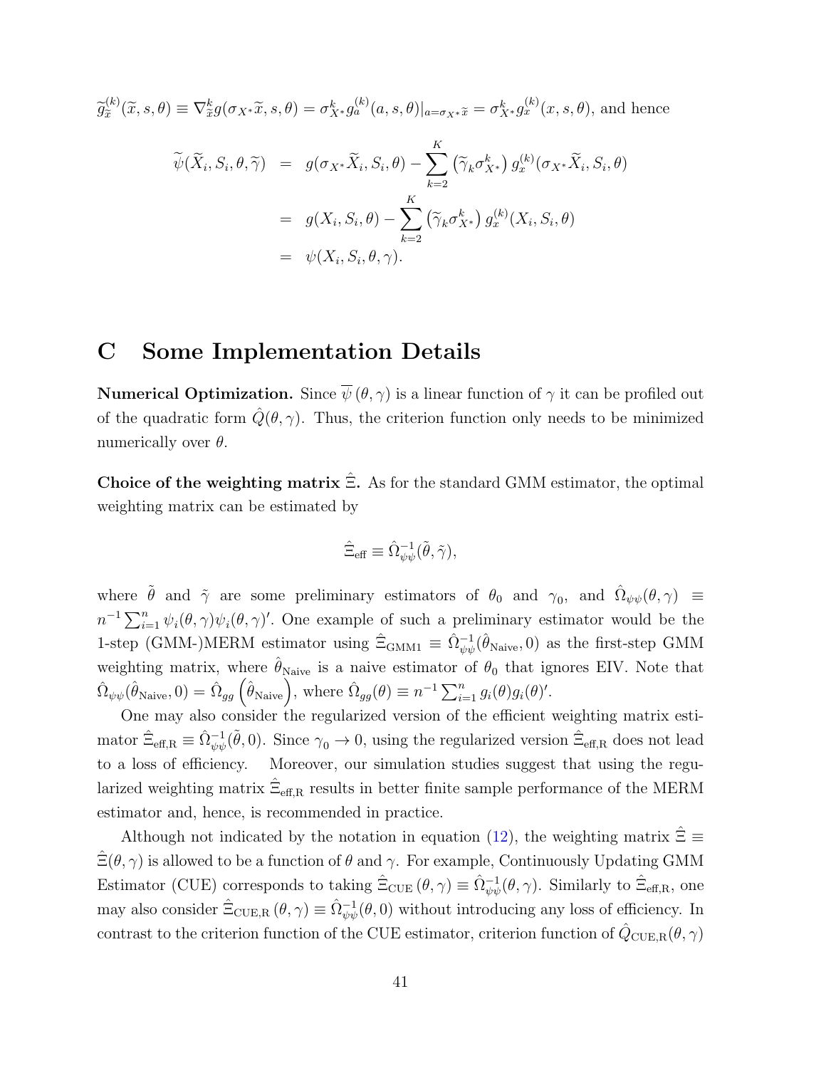$\widetilde{g}_{\widetilde{x}}^{(k)}(\widetilde{x}, s, \theta) \equiv \nabla_{\widetilde{x}}^k g(\sigma_{X^*}\widetilde{x}, s, \theta) = \sigma_{X^*}^k g_a^{(k)}(a, s, \theta)|_{a=\sigma_{X^*}\widetilde{x}} = \sigma_{X^*}^k g_x^{(k)}(x, s, \theta)$, and hence

$$
\begin{aligned}
\widetilde{\psi}(\widetilde{X}_i, S_i, \theta, \widetilde{\gamma}) &= g(\sigma_{X^*}\widetilde{X}_i, S_i, \theta) - \sum_{k=2}^{K} \left(\widetilde{\gamma}_k \sigma_{X^*}^k\right) g_x^{(k)}(\sigma_{X^*}\widetilde{X}_i, S_i, \theta) \\
&= g(X_i, S_i, \theta) - \sum_{k=2}^{K} \left(\widetilde{\gamma}_k \sigma_{X^*}^k\right) g_x^{(k)}(X_i, S_i, \theta) \\
&= \psi(X_i, S_i, \theta, \gamma).
\end{aligned}
$$

# C Some Implementation Details

**Numerical Optimization.** Since $\overline{\psi}(\theta, \gamma)$ is a linear function of $\gamma$ it can be profiled out of the quadratic form $\hat{Q}(\theta, \gamma)$. Thus, the criterion function only needs to be minimized numerically over $\theta$.

**Choice of the weighting matrix $\hat{\Xi}$.** As for the standard GMM estimator, the optimal weighting matrix can be estimated by

$$
\hat{\Xi}_{\text{eff}} \equiv \hat{\Omega}_{\psi\psi}^{-1}(\tilde{\theta}, \tilde{\gamma}),
$$

where $\tilde{\theta}$ and $\tilde{\gamma}$ are some preliminary estimators of $\theta_0$ and $\gamma_0$, and $\hat{\Omega}_{\psi\psi}(\theta, \gamma) \equiv n^{-1}\sum_{i=1}^{n} \psi_i(\theta, \gamma)\psi_i(\theta, \gamma)'$. One example of such a preliminary estimator would be the 1-step (GMM-)MERM estimator using $\hat{\Xi}_{\text{GMM1}} \equiv \hat{\Omega}_{\psi\psi}^{-1}(\hat{\theta}_{\text{Naive}}, 0)$ as the first-step GMM weighting matrix, where $\hat{\theta}_{\text{Naive}}$ is a naive estimator of $\theta_0$ that ignores EIV. Note that $\hat{\Omega}_{\psi\psi}(\hat{\theta}_{\text{Naive}}, 0) = \hat{\Omega}_{gg}\left(\hat{\theta}_{\text{Naive}}\right)$, where $\hat{\Omega}_{gg}(\theta) \equiv n^{-1}\sum_{i=1}^{n} g_i(\theta)g_i(\theta)'$.

One may also consider the regularized version of the efficient weighting matrix estimator $\hat{\Xi}_{\text{eff,R}} \equiv \hat{\Omega}_{\psi\psi}^{-1}(\tilde{\theta}, 0)$. Since $\gamma_0 \to 0$, using the regularized version $\hat{\Xi}_{\text{eff,R}}$ does not lead to a loss of efficiency. Moreover, our simulation studies suggest that using the regularized weighting matrix $\hat{\Xi}_{\text{eff,R}}$ results in better finite sample performance of the MERM estimator and, hence, is recommended in practice.

Although not indicated by the notation in equation (12), the weighting matrix $\hat{\Xi} \equiv \hat{\Xi}(\theta, \gamma)$ is allowed to be a function of $\theta$ and $\gamma$. For example, Continuously Updating GMM Estimator (CUE) corresponds to taking $\hat{\Xi}_{\text{CUE}}(\theta, \gamma) \equiv \hat{\Omega}_{\psi\psi}^{-1}(\theta, \gamma)$. Similarly to $\hat{\Xi}_{\text{eff,R}}$, one may also consider $\hat{\Xi}_{\text{CUE,R}}(\theta, \gamma) \equiv \hat{\Omega}_{\psi\psi}^{-1}(\theta, 0)$ without introducing any loss of efficiency. In contrast to the criterion function of the CUE estimator, criterion function of $\hat{Q}_{\text{CUE,R}}(\theta, \gamma)$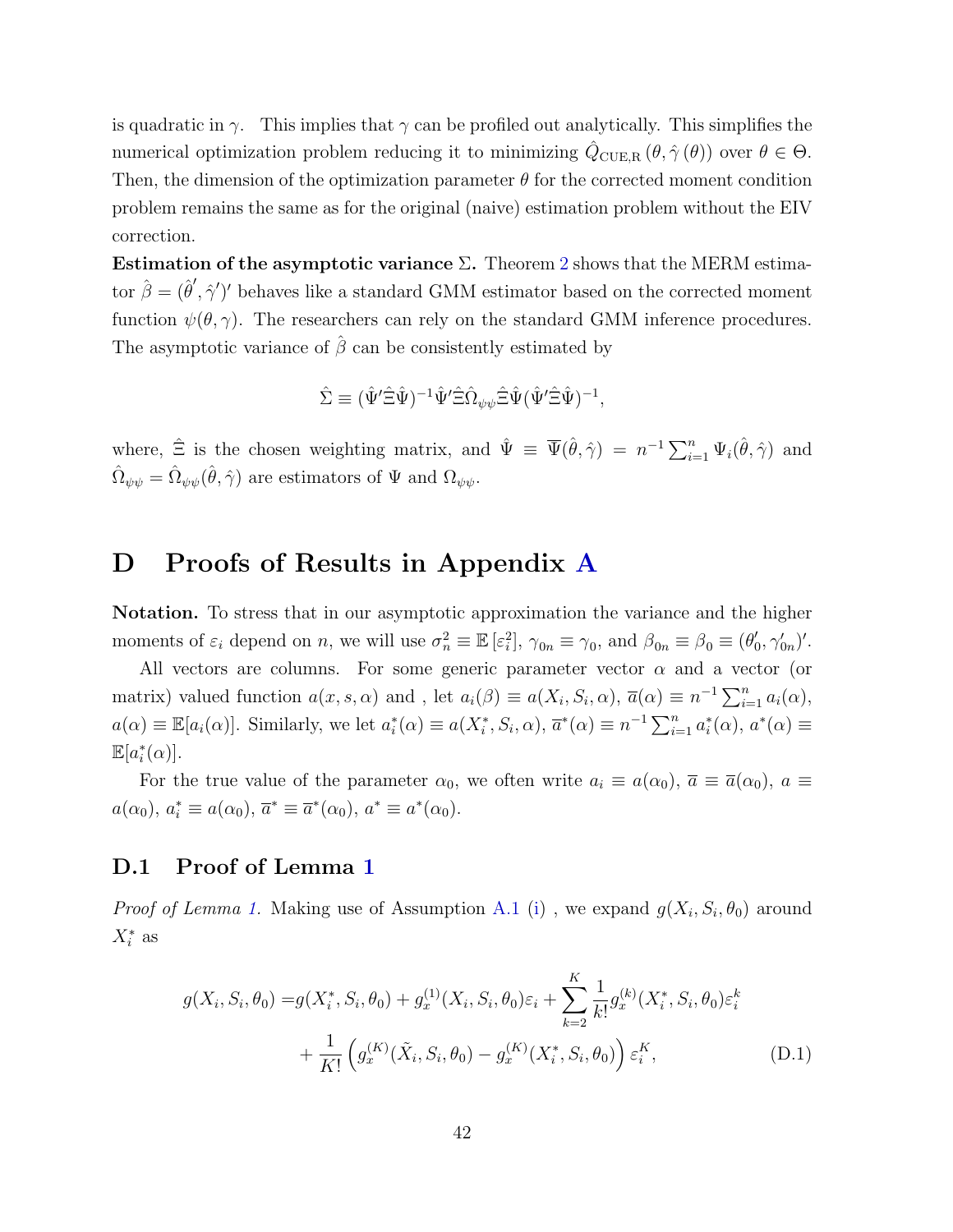is quadratic in $\gamma$. This implies that $\gamma$ can be profiled out analytically. This simplifies the numerical optimization problem reducing it to minimizing $\hat{Q}_{\text{CUE,R}}(\theta, \hat{\gamma}(\theta))$ over $\theta \in \Theta$. Then, the dimension of the optimization parameter $\theta$ for the corrected moment condition problem remains the same as for the original (naive) estimation problem without the EIV correction.

**Estimation of the asymptotic variance $\Sigma$.** Theorem 2 shows that the MERM estimator $\hat{\beta} = (\hat{\theta}', \hat{\gamma}')'$ behaves like a standard GMM estimator based on the corrected moment function $\psi(\theta, \gamma)$. The researchers can rely on the standard GMM inference procedures. The asymptotic variance of $\hat{\beta}$ can be consistently estimated by

$$\hat{\Sigma} \equiv (\hat{\Psi}'\hat{\Xi}\hat{\Psi})^{-1}\hat{\Psi}'\hat{\Xi}\hat{\Omega}_{\psi\psi}\hat{\Xi}\hat{\Psi}(\hat{\Psi}'\hat{\Xi}\hat{\Psi})^{-1},$$

where, $\hat{\Xi}$ is the chosen weighting matrix, and $\hat{\Psi} \equiv \overline{\Psi}(\hat{\theta}, \hat{\gamma}) = n^{-1}\sum_{i=1}^{n} \Psi_i(\hat{\theta}, \hat{\gamma})$ and $\hat{\Omega}_{\psi\psi} = \hat{\Omega}_{\psi\psi}(\hat{\theta}, \hat{\gamma})$ are estimators of $\Psi$ and $\Omega_{\psi\psi}$.

# D Proofs of Results in Appendix A

**Notation.** To stress that in our asymptotic approximation the variance and the higher moments of $\varepsilon_i$ depend on $n$, we will use $\sigma_n^2 \equiv \mathbb{E}[\varepsilon_i^2]$, $\gamma_{0n} \equiv \gamma_0$, and $\beta_{0n} \equiv \beta_0 \equiv (\theta_0', \gamma_{0n}')'$.

All vectors are columns. For some generic parameter vector $\alpha$ and a vector (or matrix) valued function $a(x, s, \alpha)$ and , let $a_i(\beta) \equiv a(X_i, S_i, \alpha)$, $\overline{a}(\alpha) \equiv n^{-1}\sum_{i=1}^{n} a_i(\alpha)$, $a(\alpha) \equiv \mathbb{E}[a_i(\alpha)]$. Similarly, we let $a_i^*(\alpha) \equiv a(X_i^*, S_i, \alpha)$, $\overline{a}^*(\alpha) \equiv n^{-1}\sum_{i=1}^{n} a_i^*(\alpha)$, $a^*(\alpha) \equiv \mathbb{E}[a_i^*(\alpha)]$.

For the true value of the parameter $\alpha_0$, we often write $a_i \equiv a(\alpha_0)$, $\overline{a} \equiv \overline{a}(\alpha_0)$, $a \equiv a(\alpha_0)$, $a_i^* \equiv a(\alpha_0)$, $\overline{a}^* \equiv \overline{a}^*(\alpha_0)$, $a^* \equiv a^*(\alpha_0)$.

## D.1 Proof of Lemma 1

*Proof of Lemma 1.* Making use of Assumption A.1 (i) , we expand $g(X_i, S_i, \theta_0)$ around $X_i^*$ as

$$\begin{aligned} g(X_i, S_i, \theta_0) =& g(X_i^*, S_i, \theta_0) + g_x^{(1)}(X_i, S_i, \theta_0)\varepsilon_i + \sum_{k=2}^{K} \frac{1}{k!} g_x^{(k)}(X_i^*, S_i, \theta_0)\varepsilon_i^k \\ &+ \frac{1}{K!}\left(g_x^{(K)}(\tilde{X}_i, S_i, \theta_0) - g_x^{(K)}(X_i^*, S_i, \theta_0)\right)\varepsilon_i^K, \end{aligned} \tag{D.1}$$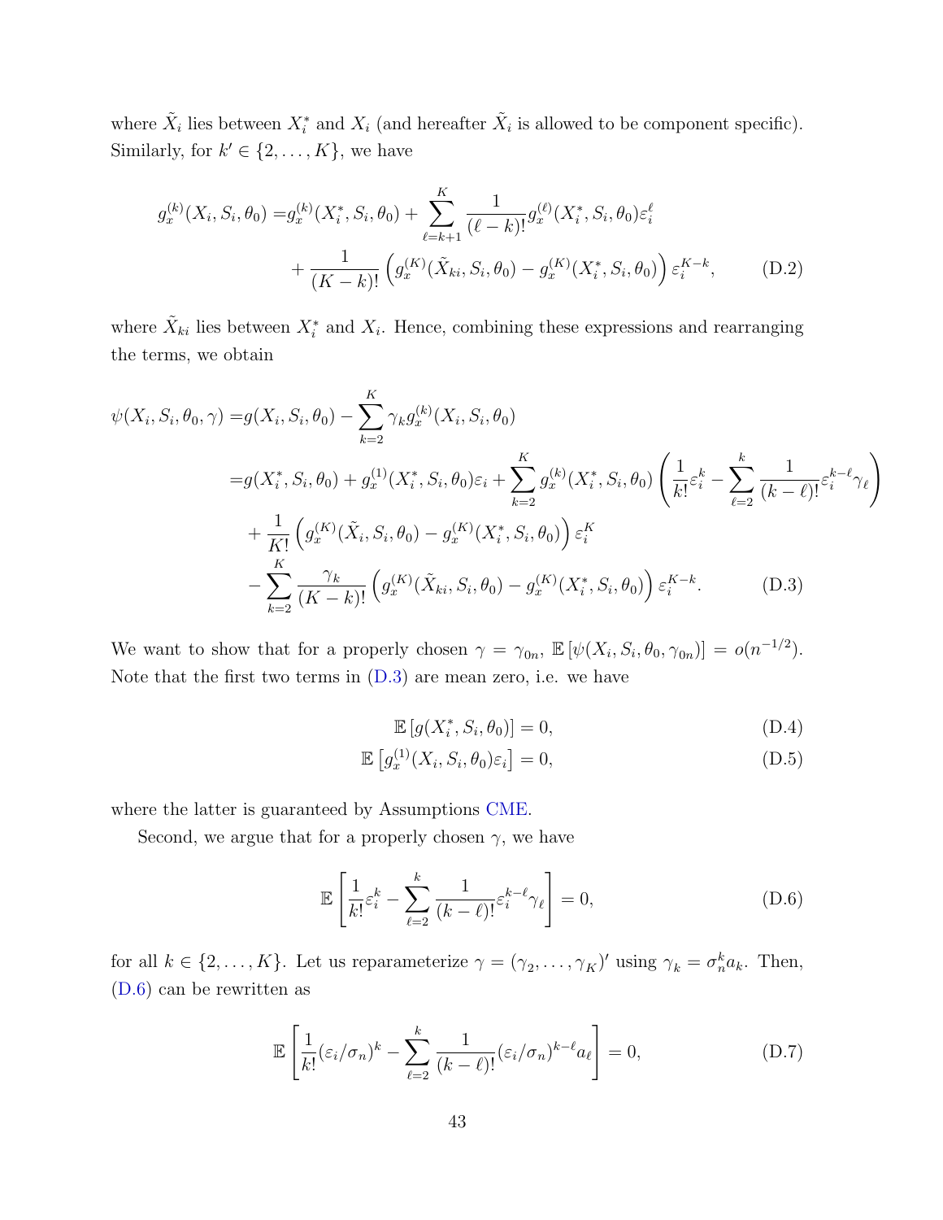where $\tilde{X}_i$ lies between $X_i^*$ and $X_i$ (and hereafter $\tilde{X}_i$ is allowed to be component specific). Similarly, for $k' \in \{2, \ldots, K\}$, we have

$$
\begin{aligned}
g_x^{(k)}(X_i, S_i, \theta_0) =& g_x^{(k)}(X_i^*, S_i, \theta_0) + \sum_{\ell=k+1}^{K} \frac{1}{(\ell-k)!} g_x^{(\ell)}(X_i^*, S_i, \theta_0) \varepsilon_i^\ell \\
&+ \frac{1}{(K-k)!} \left( g_x^{(K)}(\tilde{X}_{ki}, S_i, \theta_0) - g_x^{(K)}(X_i^*, S_i, \theta_0) \right) \varepsilon_i^{K-k},
\end{aligned}
\tag{D.2}
$$

where $\tilde{X}_{ki}$ lies between $X_i^*$ and $X_i$. Hence, combining these expressions and rearranging the terms, we obtain

$$
\begin{aligned}
\psi(X_i, S_i, \theta_0, \gamma) =& g(X_i, S_i, \theta_0) - \sum_{k=2}^{K} \gamma_k g_x^{(k)}(X_i, S_i, \theta_0) \\
=& g(X_i^*, S_i, \theta_0) + g_x^{(1)}(X_i^*, S_i, \theta_0)\varepsilon_i + \sum_{k=2}^{K} g_x^{(k)}(X_i^*, S_i, \theta_0) \left( \frac{1}{k!}\varepsilon_i^k - \sum_{\ell=2}^{k} \frac{1}{(k-\ell)!} \varepsilon_i^{k-\ell} \gamma_\ell \right) \\
&+ \frac{1}{K!} \left( g_x^{(K)}(\tilde{X}_i, S_i, \theta_0) - g_x^{(K)}(X_i^*, S_i, \theta_0) \right) \varepsilon_i^K \\
&- \sum_{k=2}^{K} \frac{\gamma_k}{(K-k)!} \left( g_x^{(K)}(\tilde{X}_{ki}, S_i, \theta_0) - g_x^{(K)}(X_i^*, S_i, \theta_0) \right) \varepsilon_i^{K-k}.
\end{aligned}
\tag{D.3}
$$

We want to show that for a properly chosen $\gamma = \gamma_{0n}$, $\mathbb{E}\left[\psi(X_i, S_i, \theta_0, \gamma_{0n})\right] = o(n^{-1/2})$. Note that the first two terms in (D.3) are mean zero, i.e. we have

$$
\mathbb{E}\left[g(X_i^*, S_i, \theta_0)\right] = 0, \tag{D.4}
$$

$$
\mathbb{E}\left[g_x^{(1)}(X_i, S_i, \theta_0)\varepsilon_i\right] = 0, \tag{D.5}
$$

where the latter is guaranteed by Assumptions CME.

Second, we argue that for a properly chosen $\gamma$, we have

$$
\mathbb{E}\left[ \frac{1}{k!}\varepsilon_i^k - \sum_{\ell=2}^{k} \frac{1}{(k-\ell)!} \varepsilon_i^{k-\ell} \gamma_\ell \right] = 0, \tag{D.6}
$$

for all $k \in \{2, \ldots, K\}$. Let us reparameterize $\gamma = (\gamma_2, \ldots, \gamma_K)'$ using $\gamma_k = \sigma_n^k a_k$. Then, (D.6) can be rewritten as

$$
\mathbb{E}\left[ \frac{1}{k!}(\varepsilon_i/\sigma_n)^k - \sum_{\ell=2}^{k} \frac{1}{(k-\ell)!} (\varepsilon_i/\sigma_n)^{k-\ell} a_\ell \right] = 0, \tag{D.7}
$$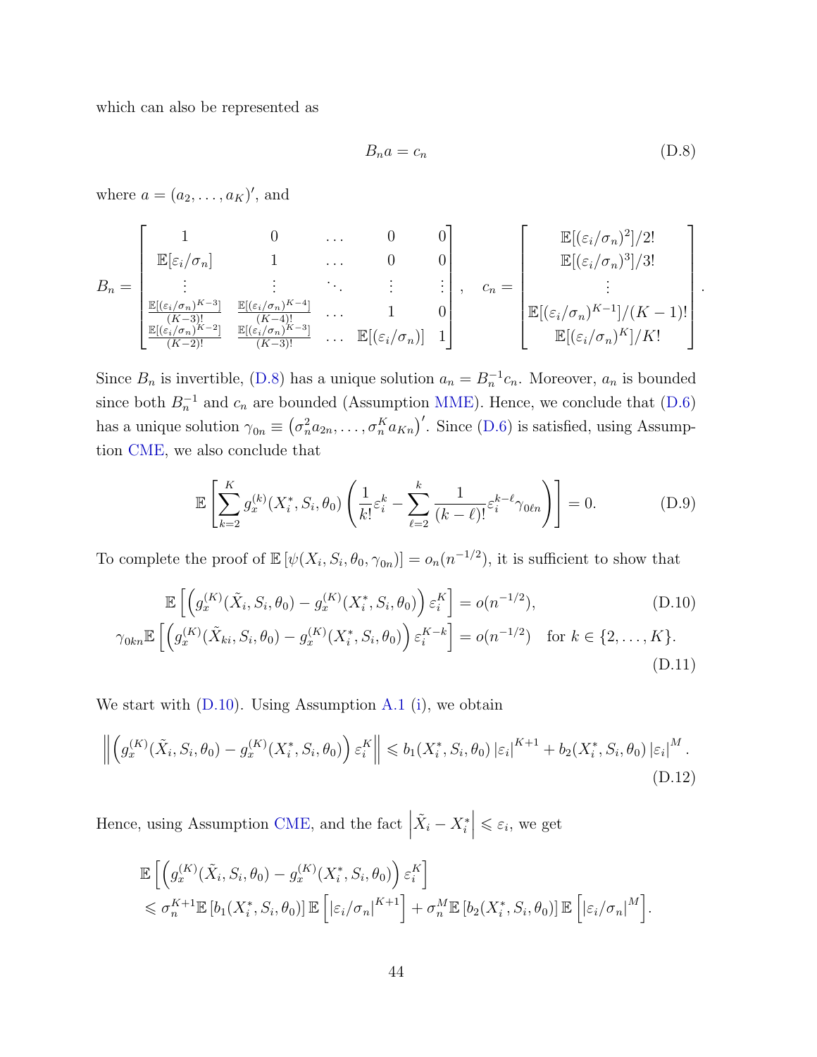which can also be represented as

$$B_n a = c_n \tag{D.8}$$

where $a = (a_2, \ldots, a_K)'$, and

$$B_n = \begin{bmatrix} 1 & 0 & \ldots & 0 & 0 \\ \mathbb{E}[\varepsilon_i/\sigma_n] & 1 & \ldots & 0 & 0 \\ \vdots & \vdots & \ddots & \vdots & \vdots \\ \frac{\mathbb{E}[(\varepsilon_i/\sigma_n)^{K-3}]}{(K-3)!} & \frac{\mathbb{E}[(\varepsilon_i/\sigma_n)^{K-4}]}{(K-4)!} & \ldots & 1 & 0 \\ \frac{\mathbb{E}[(\varepsilon_i/\sigma_n)^{K-2}]}{(K-2)!} & \frac{\mathbb{E}[(\varepsilon_i/\sigma_n)^{K-3}]}{(K-3)!} & \ldots & \mathbb{E}[(\varepsilon_i/\sigma_n)] & 1 \end{bmatrix}, \quad c_n = \begin{bmatrix} \mathbb{E}[(\varepsilon_i/\sigma_n)^2]/2! \\ \mathbb{E}[(\varepsilon_i/\sigma_n)^3]/3! \\ \vdots \\ \mathbb{E}[(\varepsilon_i/\sigma_n)^{K-1}]/(K-1)! \\ \mathbb{E}[(\varepsilon_i/\sigma_n)^K]/K! \end{bmatrix}.$$

Since $B_n$ is invertible, (D.8) has a unique solution $a_n = B_n^{-1} c_n$. Moreover, $a_n$ is bounded since both $B_n^{-1}$ and $c_n$ are bounded (Assumption MME). Hence, we conclude that (D.6) has a unique solution $\gamma_{0n} \equiv \left(\sigma_n^2 a_{2n}, \ldots, \sigma_n^K a_{Kn}\right)'$. Since (D.6) is satisfied, using Assumption CME, we also conclude that

$$\mathbb{E}\left[\sum_{k=2}^{K} g_x^{(k)}(X_i^*, S_i, \theta_0)\left(\frac{1}{k!}\varepsilon_i^k - \sum_{\ell=2}^{k}\frac{1}{(k-\ell)!}\varepsilon_i^{k-\ell}\gamma_{0\ell n}\right)\right] = 0. \tag{D.9}$$

To complete the proof of $\mathbb{E}\left[\psi(X_i, S_i, \theta_0, \gamma_{0n})\right] = o_n(n^{-1/2})$, it is sufficient to show that

$$\mathbb{E}\left[\left(g_x^{(K)}(\tilde{X}_i, S_i, \theta_0) - g_x^{(K)}(X_i^*, S_i, \theta_0)\right)\varepsilon_i^K\right] = o(n^{-1/2}), \tag{D.10}$$

$$\gamma_{0kn}\mathbb{E}\left[\left(g_x^{(K)}(\tilde{X}_{ki}, S_i, \theta_0) - g_x^{(K)}(X_i^*, S_i, \theta_0)\right)\varepsilon_i^{K-k}\right] = o(n^{-1/2}) \quad \text{for } k \in \{2, \ldots, K\}. \tag{D.11}$$

We start with (D.10). Using Assumption A.1 (i), we obtain

$$\left\|\left(g_x^{(K)}(\tilde{X}_i, S_i, \theta_0) - g_x^{(K)}(X_i^*, S_i, \theta_0)\right)\varepsilon_i^K\right\| \leqslant b_1(X_i^*, S_i, \theta_0)\left|\varepsilon_i\right|^{K+1} + b_2(X_i^*, S_i, \theta_0)\left|\varepsilon_i\right|^M. \tag{D.12}$$

Hence, using Assumption CME, and the fact $\left|\tilde{X}_i - X_i^*\right| \leqslant \varepsilon_i$, we get

$$\begin{aligned}
&\mathbb{E}\left[\left(g_x^{(K)}(\tilde{X}_i, S_i, \theta_0) - g_x^{(K)}(X_i^*, S_i, \theta_0)\right)\varepsilon_i^K\right] \\
&\leqslant \sigma_n^{K+1}\mathbb{E}\left[b_1(X_i^*, S_i, \theta_0)\right]\mathbb{E}\left[\left|\varepsilon_i/\sigma_n\right|^{K+1}\right] + \sigma_n^M\mathbb{E}\left[b_2(X_i^*, S_i, \theta_0)\right]\mathbb{E}\left[\left|\varepsilon_i/\sigma_n\right|^M\right].
\end{aligned}$$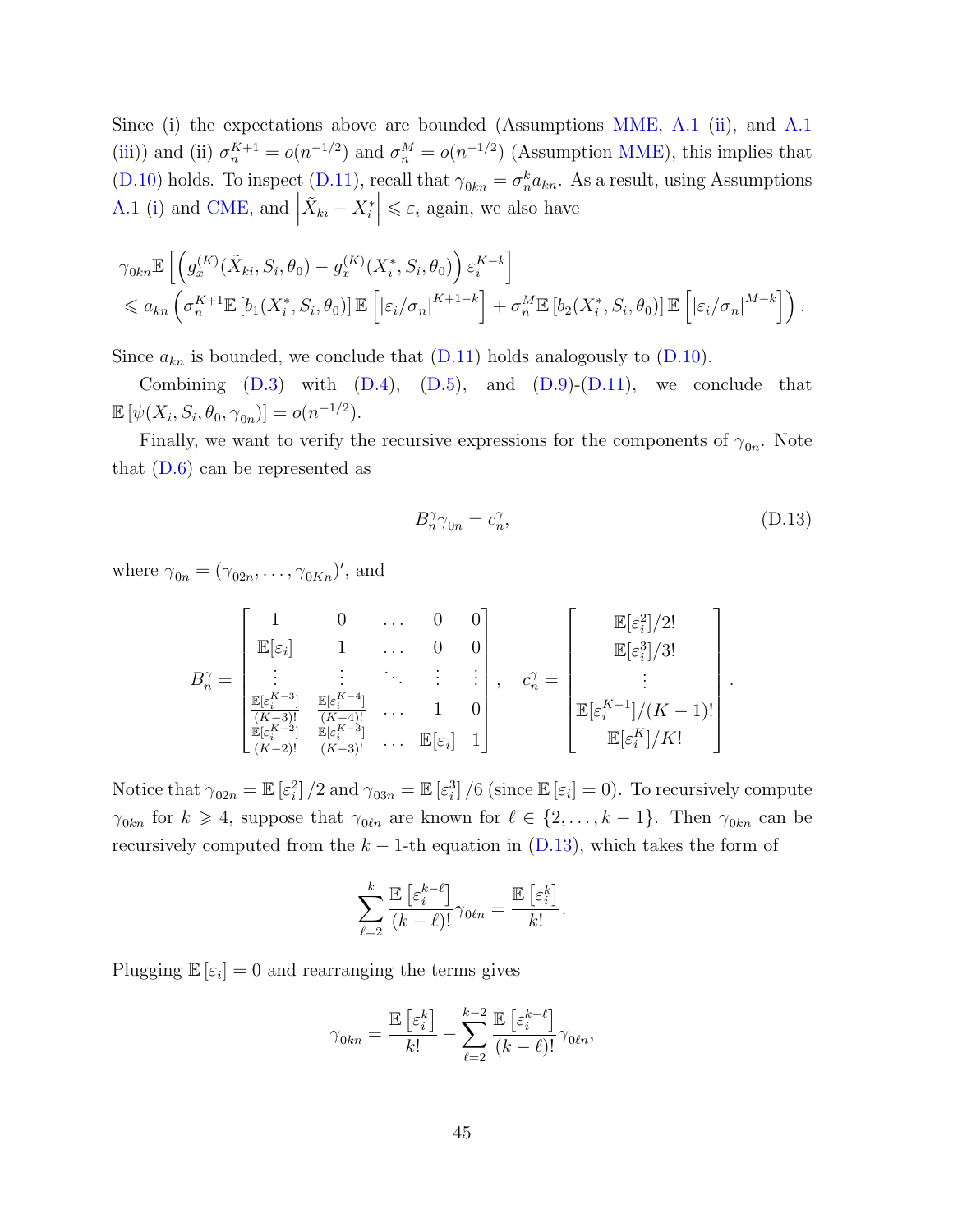Since (i) the expectations above are bounded (Assumptions MME, A.1 (ii), and A.1 (iii)) and (ii) $\sigma_n^{K+1} = o(n^{-1/2})$ and $\sigma_n^M = o(n^{-1/2})$ (Assumption MME), this implies that (D.10) holds. To inspect (D.11), recall that $\gamma_{0kn} = \sigma_n^k a_{kn}$. As a result, using Assumptions A.1 (i) and CME, and $\left|\tilde{X}_{ki} - X_i^*\right| \leqslant \varepsilon_i$ again, we also have

$$
\begin{aligned}
&\gamma_{0kn}\mathbb{E}\left[\left(g_x^{(K)}(\tilde{X}_{ki}, S_i, \theta_0) - g_x^{(K)}(X_i^*, S_i, \theta_0)\right)\varepsilon_i^{K-k}\right] \\
&\leqslant a_{kn}\left(\sigma_n^{K+1}\mathbb{E}\left[b_1(X_i^*, S_i, \theta_0)\right]\mathbb{E}\left[\left|\varepsilon_i/\sigma_n\right|^{K+1-k}\right] + \sigma_n^M \mathbb{E}\left[b_2(X_i^*, S_i, \theta_0)\right]\mathbb{E}\left[\left|\varepsilon_i/\sigma_n\right|^{M-k}\right]\right).
\end{aligned}
$$

Since $a_{kn}$ is bounded, we conclude that (D.11) holds analogously to (D.10).

Combining (D.3) with (D.4), (D.5), and (D.9)-(D.11), we conclude that $\mathbb{E}\left[\psi(X_i, S_i, \theta_0, \gamma_{0n})\right] = o(n^{-1/2})$.

Finally, we want to verify the recursive expressions for the components of $\gamma_{0n}$. Note that (D.6) can be represented as

$$
B_n^\gamma \gamma_{0n} = c_n^\gamma, \tag{D.13}
$$

where $\gamma_{0n} = (\gamma_{02n}, \ldots, \gamma_{0Kn})'$, and

$$
B_n^\gamma = \begin{bmatrix}
1 & 0 & \ldots & 0 & 0 \\
\mathbb{E}[\varepsilon_i] & 1 & \ldots & 0 & 0 \\
\vdots & \vdots & \ddots & \vdots & \vdots \\
\frac{\mathbb{E}[\varepsilon_i^{K-3}]}{(K-3)!} & \frac{\mathbb{E}[\varepsilon_i^{K-4}]}{(K-4)!} & \ldots & 1 & 0 \\
\frac{\mathbb{E}[\varepsilon_i^{K-2}]}{(K-2)!} & \frac{\mathbb{E}[\varepsilon_i^{K-3}]}{(K-3)!} & \ldots & \mathbb{E}[\varepsilon_i] & 1
\end{bmatrix}, \quad
c_n^\gamma = \begin{bmatrix}
\mathbb{E}[\varepsilon_i^2]/2! \\
\mathbb{E}[\varepsilon_i^3]/3! \\
\vdots \\
\mathbb{E}[\varepsilon_i^{K-1}]/(K-1)! \\
\mathbb{E}[\varepsilon_i^K]/K!
\end{bmatrix}.
$$

Notice that $\gamma_{02n} = \mathbb{E}\left[\varepsilon_i^2\right]/2$ and $\gamma_{03n} = \mathbb{E}\left[\varepsilon_i^3\right]/6$ (since $\mathbb{E}\left[\varepsilon_i\right] = 0$). To recursively compute $\gamma_{0kn}$ for $k \geqslant 4$, suppose that $\gamma_{0\ell n}$ are known for $\ell \in \{2, \ldots, k-1\}$. Then $\gamma_{0kn}$ can be recursively computed from the $k-1$-th equation in (D.13), which takes the form of

$$
\sum_{\ell=2}^{k} \frac{\mathbb{E}\left[\varepsilon_i^{k-\ell}\right]}{(k-\ell)!}\gamma_{0\ell n} = \frac{\mathbb{E}\left[\varepsilon_i^k\right]}{k!}.
$$

Plugging $\mathbb{E}\left[\varepsilon_i\right] = 0$ and rearranging the terms gives

$$
\gamma_{0kn} = \frac{\mathbb{E}\left[\varepsilon_i^k\right]}{k!} - \sum_{\ell=2}^{k-2} \frac{\mathbb{E}\left[\varepsilon_i^{k-\ell}\right]}{(k-\ell)!}\gamma_{0\ell n},
$$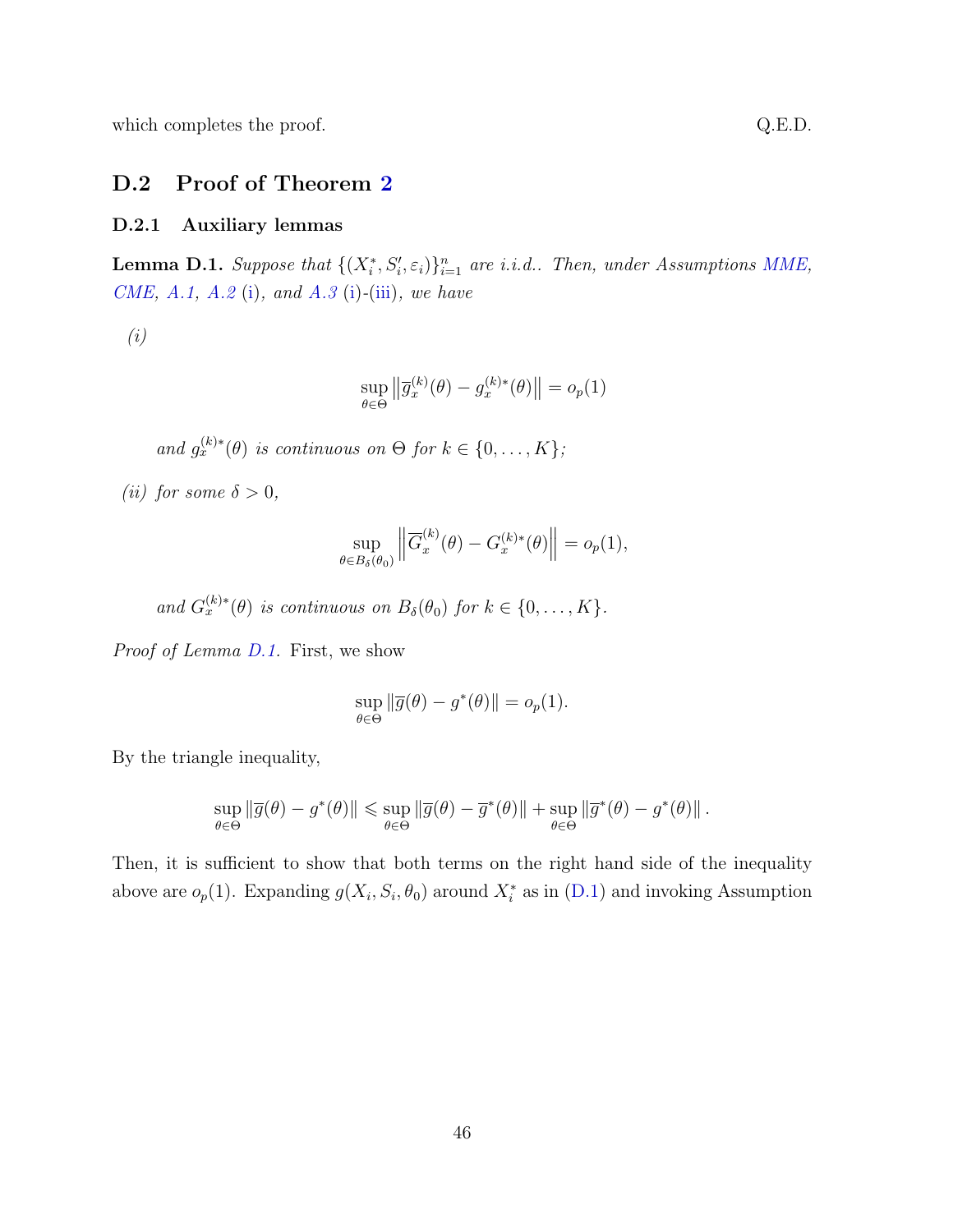which completes the proof. Q.E.D.

## D.2 Proof of Theorem 2

### D.2.1 Auxiliary lemmas

**Lemma D.1.** *Suppose that $\{(X_i^*, S_i', \varepsilon_i)\}_{i=1}^n$ are i.i.d.. Then, under Assumptions MME, CME, A.1, A.2 (i), and A.3 (i)-(iii), we have*

*(i)*

$$\sup_{\theta \in \Theta} \left\| \overline{g}_x^{(k)}(\theta) - g_x^{(k)*}(\theta) \right\| = o_p(1)$$

*and $g_x^{(k)*}(\theta)$ is continuous on $\Theta$ for $k \in \{0, \ldots, K\}$;*

*(ii) for some $\delta > 0$,*

$$\sup_{\theta \in B_\delta(\theta_0)} \left\| \overline{G}_x^{(k)}(\theta) - G_x^{(k)*}(\theta) \right\| = o_p(1),$$

*and $G_x^{(k)*}(\theta)$ is continuous on $B_\delta(\theta_0)$ for $k \in \{0, \ldots, K\}$.*

*Proof of Lemma D.1.* First, we show

$$\sup_{\theta \in \Theta} \|\overline{g}(\theta) - g^*(\theta)\| = o_p(1).$$

By the triangle inequality,

$$\sup_{\theta \in \Theta} \|\overline{g}(\theta) - g^*(\theta)\| \leqslant \sup_{\theta \in \Theta} \|\overline{g}(\theta) - \overline{g}^*(\theta)\| + \sup_{\theta \in \Theta} \|\overline{g}^*(\theta) - g^*(\theta)\|.$$

Then, it is sufficient to show that both terms on the right hand side of the inequality above are $o_p(1)$. Expanding $g(X_i, S_i, \theta_0)$ around $X_i^*$ as in (D.1) and invoking Assumption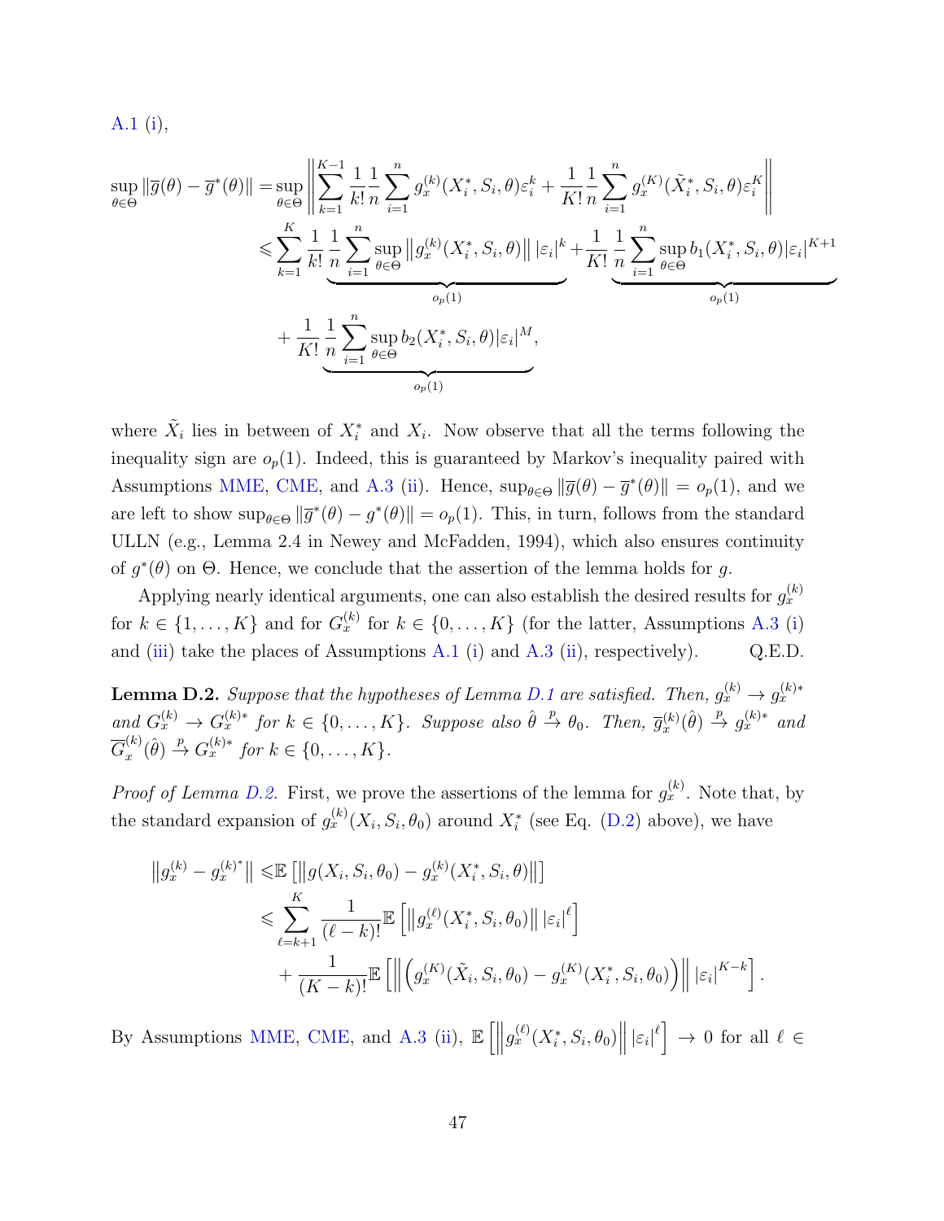A.1 (i),

$$
\begin{aligned}
\sup_{\theta\in\Theta}\|\overline{g}(\theta)-\overline{g}^*(\theta)\| =& \sup_{\theta\in\Theta}\left\|\sum_{k=1}^{K-1}\frac{1}{k!}\frac{1}{n}\sum_{i=1}^n g_x^{(k)}(X_i^*,S_i,\theta)\varepsilon_i^k+\frac{1}{K!}\frac{1}{n}\sum_{i=1}^n g_x^{(K)}(\tilde{X}_i^*,S_i,\theta)\varepsilon_i^K\right\| \\
\leqslant& \sum_{k=1}^{K}\frac{1}{k!}\underbrace{\frac{1}{n}\sum_{i=1}^n\sup_{\theta\in\Theta}\left\|g_x^{(k)}(X_i^*,S_i,\theta)\right\||\varepsilon_i|^k}_{o_p(1)}+\frac{1}{K!}\underbrace{\frac{1}{n}\sum_{i=1}^n\sup_{\theta\in\Theta}b_1(X_i^*,S_i,\theta)|\varepsilon_i|^{K+1}}_{o_p(1)} \\
&+\frac{1}{K!}\underbrace{\frac{1}{n}\sum_{i=1}^n\sup_{\theta\in\Theta}b_2(X_i^*,S_i,\theta)|\varepsilon_i|^{M}}_{o_p(1)},
\end{aligned}
$$

where $\tilde{X}_i$ lies in between of $X_i^*$ and $X_i$. Now observe that all the terms following the inequality sign are $o_p(1)$. Indeed, this is guaranteed by Markov's inequality paired with Assumptions MME, CME, and A.3 (ii). Hence, $\sup_{\theta\in\Theta}\|\overline{g}(\theta)-\overline{g}^*(\theta)\|=o_p(1)$, and we are left to show $\sup_{\theta\in\Theta}\|\overline{g}^*(\theta)-g^*(\theta)\|=o_p(1)$. This, in turn, follows from the standard ULLN (e.g., Lemma 2.4 in Newey and McFadden, 1994), which also ensures continuity of $g^*(\theta)$ on $\Theta$. Hence, we conclude that the assertion of the lemma holds for $g$.

Applying nearly identical arguments, one can also establish the desired results for $g_x^{(k)}$ for $k\in\{1,\dots,K\}$ and for $G_x^{(k)}$ for $k\in\{0,\dots,K\}$ (for the latter, Assumptions A.3 (i) and (iii) take the places of Assumptions A.1 (i) and A.3 (ii), respectively). Q.E.D.

**Lemma D.2.** *Suppose that the hypotheses of Lemma D.1 are satisfied. Then, $g_x^{(k)}\to g_x^{(k)*}$ and $G_x^{(k)}\to G_x^{(k)*}$ for $k\in\{0,\dots,K\}$. Suppose also $\hat{\theta}\xrightarrow{p}\theta_0$. Then, $\overline{g}_x^{(k)}(\hat{\theta})\xrightarrow{p}g_x^{(k)*}$ and $\overline{G}_x^{(k)}(\hat{\theta})\xrightarrow{p}G_x^{(k)*}$ for $k\in\{0,\dots,K\}$.*

*Proof of Lemma D.2.* First, we prove the assertions of the lemma for $g_x^{(k)}$. Note that, by the standard expansion of $g_x^{(k)}(X_i,S_i,\theta_0)$ around $X_i^*$ (see Eq. (D.2) above), we have

$$
\begin{aligned}
\left\|g_x^{(k)}-g_x^{(k)^*}\right\| \leqslant& \mathbb{E}\left[\left\|g(X_i,S_i,\theta_0)-g_x^{(k)}(X_i^*,S_i,\theta)\right\|\right] \\
\leqslant& \sum_{\ell=k+1}^{K}\frac{1}{(\ell-k)!}\mathbb{E}\left[\left\|g_x^{(\ell)}(X_i^*,S_i,\theta_0)\right\||\varepsilon_i|^\ell\right] \\
&+\frac{1}{(K-k)!}\mathbb{E}\left[\left\|\left(g_x^{(K)}(\tilde{X}_i,S_i,\theta_0)-g_x^{(K)}(X_i^*,S_i,\theta_0)\right)\right\||\varepsilon_i|^{K-k}\right].
\end{aligned}
$$

By Assumptions MME, CME, and A.3 (ii), $\mathbb{E}\left[\left\|g_x^{(\ell)}(X_i^*,S_i,\theta_0)\right\||\varepsilon_i|^\ell\right]\to 0$ for all $\ell\in$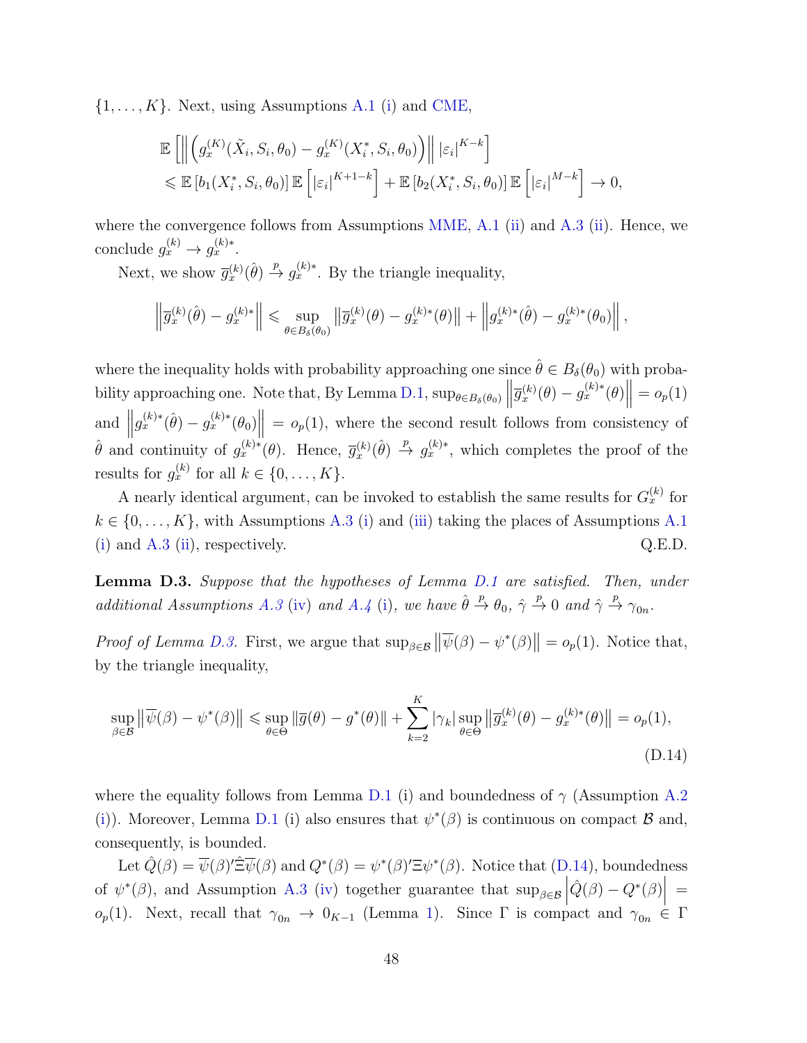$\{1, \ldots, K\}$. Next, using Assumptions A.1 (i) and CME,

$$\mathbb{E}\left[\left\|\left(g_x^{(K)}(\tilde{X}_i, S_i, \theta_0) - g_x^{(K)}(X_i^*, S_i, \theta_0)\right)\right\| |\varepsilon_i|^{K-k}\right]$$
$$\leqslant \mathbb{E}\left[b_1(X_i^*, S_i, \theta_0)\right] \mathbb{E}\left[|\varepsilon_i|^{K+1-k}\right] + \mathbb{E}\left[b_2(X_i^*, S_i, \theta_0)\right] \mathbb{E}\left[|\varepsilon_i|^{M-k}\right] \to 0,$$

where the convergence follows from Assumptions MME, A.1 (ii) and A.3 (ii). Hence, we conclude $g_x^{(k)} \to g_x^{(k)*}$.

Next, we show $\overline{g}_x^{(k)}(\hat{\theta}) \xrightarrow{p} g_x^{(k)*}$. By the triangle inequality,

$$\left\|\overline{g}_x^{(k)}(\hat{\theta}) - g_x^{(k)*}\right\| \leqslant \sup_{\theta \in B_\delta(\theta_0)} \left\|\overline{g}_x^{(k)}(\theta) - g_x^{(k)*}(\theta)\right\| + \left\|g_x^{(k)*}(\hat{\theta}) - g_x^{(k)*}(\theta_0)\right\|,$$

where the inequality holds with probability approaching one since $\hat{\theta} \in B_\delta(\theta_0)$ with probability approaching one. Note that, By Lemma D.1, $\sup_{\theta \in B_\delta(\theta_0)} \left\|\overline{g}_x^{(k)}(\theta) - g_x^{(k)*}(\theta)\right\| = o_p(1)$ and $\left\|g_x^{(k)*}(\hat{\theta}) - g_x^{(k)*}(\theta_0)\right\| = o_p(1)$, where the second result follows from consistency of $\hat{\theta}$ and continuity of $g_x^{(k)*}(\theta)$. Hence, $\overline{g}_x^{(k)}(\hat{\theta}) \xrightarrow{p} g_x^{(k)*}$, which completes the proof of the results for $g_x^{(k)}$ for all $k \in \{0, \ldots, K\}$.

A nearly identical argument, can be invoked to establish the same results for $G_x^{(k)}$ for $k \in \{0, \ldots, K\}$, with Assumptions A.3 (i) and (iii) taking the places of Assumptions A.1 (i) and A.3 (ii), respectively. Q.E.D.

**Lemma D.3.** *Suppose that the hypotheses of Lemma D.1 are satisfied. Then, under additional Assumptions A.3 (iv) and A.4 (i), we have $\hat{\theta} \xrightarrow{p} \theta_0$, $\hat{\gamma} \xrightarrow{p} 0$ and $\hat{\gamma} \xrightarrow{p} \gamma_{0n}$.*

*Proof of Lemma D.3.* First, we argue that $\sup_{\beta \in \mathcal{B}} \left\|\overline{\psi}(\beta) - \psi^*(\beta)\right\| = o_p(1)$. Notice that, by the triangle inequality,

$$\sup_{\beta \in \mathcal{B}} \left\|\overline{\psi}(\beta) - \psi^*(\beta)\right\| \leqslant \sup_{\theta \in \Theta} \left\|\overline{g}(\theta) - g^*(\theta)\right\| + \sum_{k=2}^{K} |\gamma_k| \sup_{\theta \in \Theta} \left\|\overline{g}_x^{(k)}(\theta) - g_x^{(k)*}(\theta)\right\| = o_p(1), \tag{D.14}$$

where the equality follows from Lemma D.1 (i) and boundedness of $\gamma$ (Assumption A.2 (i)). Moreover, Lemma D.1 (i) also ensures that $\psi^*(\beta)$ is continuous on compact $\mathcal{B}$ and, consequently, is bounded.

Let $\hat{Q}(\beta) = \overline{\psi}(\beta)'\hat{\Xi}\overline{\psi}(\beta)$ and $Q^*(\beta) = \psi^*(\beta)'\Xi\psi^*(\beta)$. Notice that (D.14), boundedness of $\psi^*(\beta)$, and Assumption A.3 (iv) together guarantee that $\sup_{\beta \in \mathcal{B}} \left|\hat{Q}(\beta) - Q^*(\beta)\right| = o_p(1)$. Next, recall that $\gamma_{0n} \to 0_{K-1}$ (Lemma 1). Since $\Gamma$ is compact and $\gamma_{0n} \in \Gamma$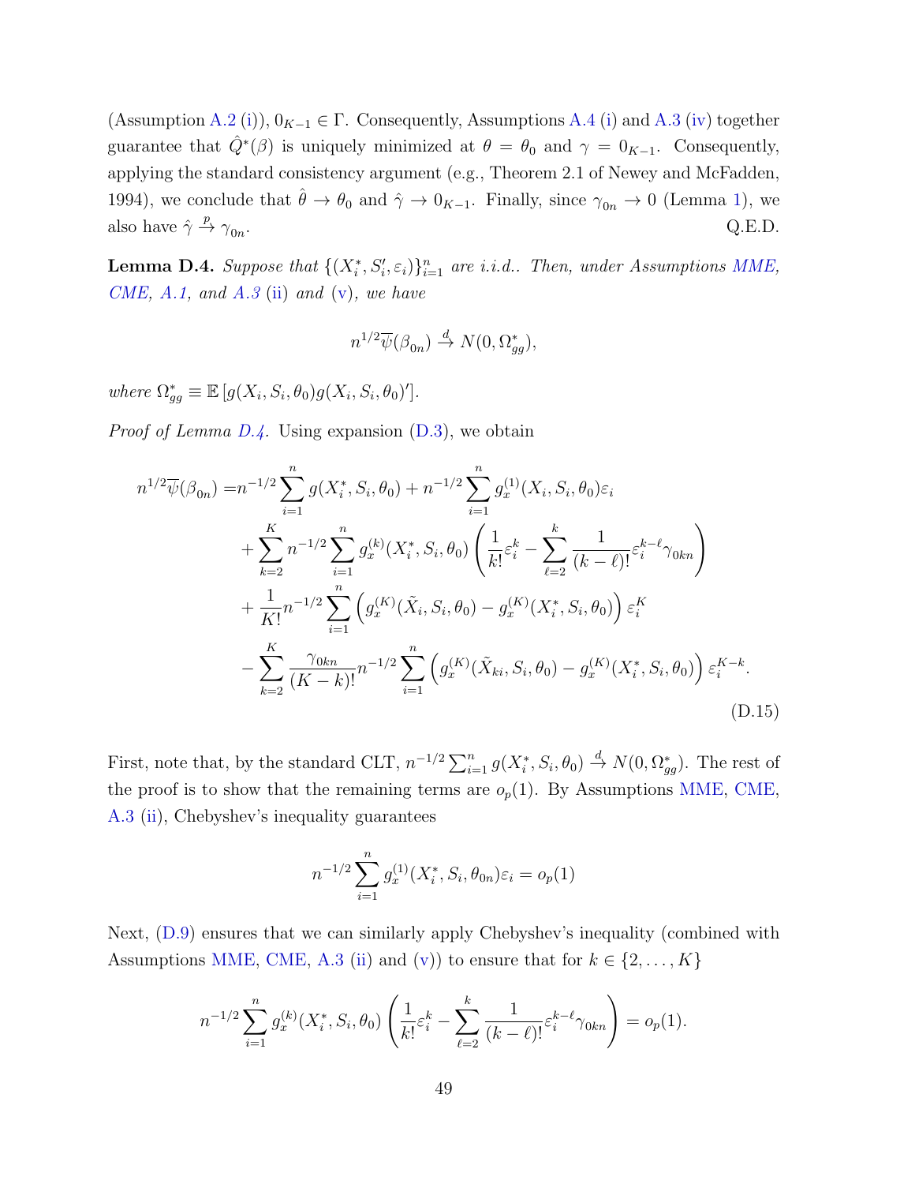(Assumption A.2 (i)), $0_{K-1} \in \Gamma$. Consequently, Assumptions A.4 (i) and A.3 (iv) together guarantee that $\hat{Q}^*(\beta)$ is uniquely minimized at $\theta = \theta_0$ and $\gamma = 0_{K-1}$. Consequently, applying the standard consistency argument (e.g., Theorem 2.1 of Newey and McFadden, 1994), we conclude that $\hat{\theta} \to \theta_0$ and $\hat{\gamma} \to 0_{K-1}$. Finally, since $\gamma_{0n} \to 0$ (Lemma 1), we also have $\hat{\gamma} \xrightarrow{p} \gamma_{0n}$. Q.E.D.

**Lemma D.4.** *Suppose that $\{(X_i^*, S_i', \varepsilon_i)\}_{i=1}^n$ are i.i.d.. Then, under Assumptions MME, CME, A.1, and A.3 (ii) and (v), we have*

$$n^{1/2}\overline{\psi}(\beta_{0n}) \xrightarrow{d} N(0, \Omega_{gg}^*),$$

*where $\Omega_{gg}^* \equiv \mathbb{E}\left[g(X_i, S_i, \theta_0) g(X_i, S_i, \theta_0)'\right]$.*

*Proof of Lemma D.4.* Using expansion (D.3), we obtain

$$\begin{aligned}
n^{1/2}\overline{\psi}(\beta_{0n}) =& n^{-1/2}\sum_{i=1}^n g(X_i^*, S_i, \theta_0) + n^{-1/2}\sum_{i=1}^n g_x^{(1)}(X_i, S_i, \theta_0)\varepsilon_i \\
&+ \sum_{k=2}^K n^{-1/2}\sum_{i=1}^n g_x^{(k)}(X_i^*, S_i, \theta_0)\left(\frac{1}{k!}\varepsilon_i^k - \sum_{\ell=2}^k \frac{1}{(k-\ell)!}\varepsilon_i^{k-\ell}\gamma_{0kn}\right) \\
&+ \frac{1}{K!}n^{-1/2}\sum_{i=1}^n \left(g_x^{(K)}(\tilde{X}_i, S_i, \theta_0) - g_x^{(K)}(X_i^*, S_i, \theta_0)\right)\varepsilon_i^K \\
&- \sum_{k=2}^K \frac{\gamma_{0kn}}{(K-k)!}n^{-1/2}\sum_{i=1}^n \left(g_x^{(K)}(\tilde{X}_{ki}, S_i, \theta_0) - g_x^{(K)}(X_i^*, S_i, \theta_0)\right)\varepsilon_i^{K-k}.
\end{aligned} \tag{D.15}$$

First, note that, by the standard CLT, $n^{-1/2}\sum_{i=1}^n g(X_i^*, S_i, \theta_0) \xrightarrow{d} N(0, \Omega_{gg}^*)$. The rest of the proof is to show that the remaining terms are $o_p(1)$. By Assumptions MME, CME, A.3 (ii), Chebyshev's inequality guarantees

$$n^{-1/2}\sum_{i=1}^n g_x^{(1)}(X_i^*, S_i, \theta_{0n})\varepsilon_i = o_p(1)$$

Next, (D.9) ensures that we can similarly apply Chebyshev's inequality (combined with Assumptions MME, CME, A.3 (ii) and (v)) to ensure that for $k \in \{2, \ldots, K\}$

$$n^{-1/2}\sum_{i=1}^n g_x^{(k)}(X_i^*, S_i, \theta_0)\left(\frac{1}{k!}\varepsilon_i^k - \sum_{\ell=2}^k \frac{1}{(k-\ell)!}\varepsilon_i^{k-\ell}\gamma_{0kn}\right) = o_p(1).$$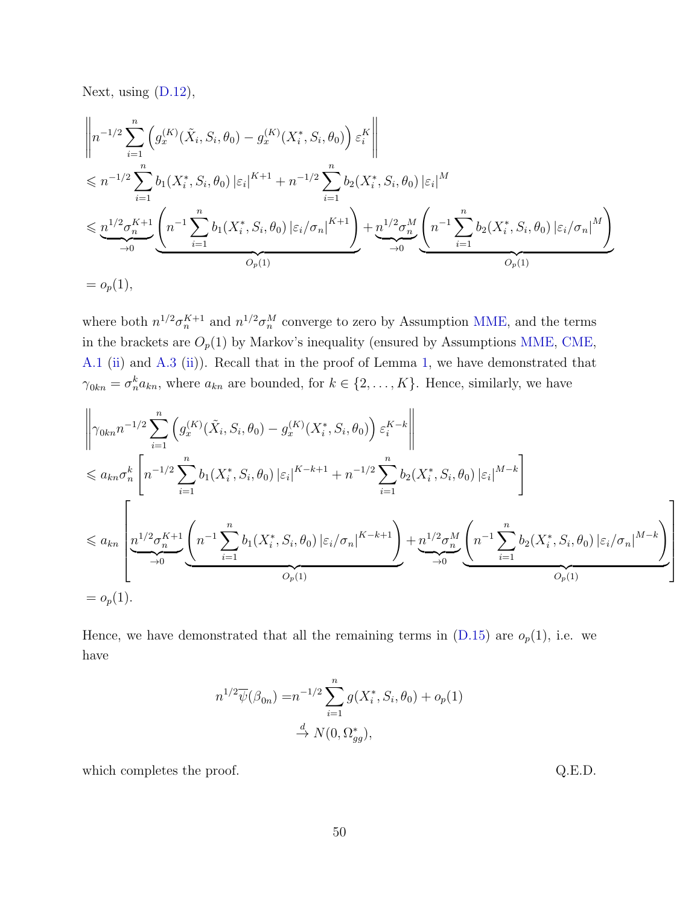Next, using (D.12),

$$
\begin{aligned}
&\left\| n^{-1/2} \sum_{i=1}^{n} \left( g_x^{(K)}(\tilde{X}_i, S_i, \theta_0) - g_x^{(K)}(X_i^*, S_i, \theta_0) \right) \varepsilon_i^K \right\| \\
&\leqslant n^{-1/2} \sum_{i=1}^{n} b_1(X_i^*, S_i, \theta_0) \left| \varepsilon_i \right|^{K+1} + n^{-1/2} \sum_{i=1}^{n} b_2(X_i^*, S_i, \theta_0) \left| \varepsilon_i \right|^{M} \\
&\leqslant \underbrace{n^{1/2} \sigma_n^{K+1}}_{\to 0} \underbrace{\left( n^{-1} \sum_{i=1}^{n} b_1(X_i^*, S_i, \theta_0) \left| \varepsilon_i / \sigma_n \right|^{K+1} \right)}_{O_p(1)} + \underbrace{n^{1/2} \sigma_n^{M}}_{\to 0} \underbrace{\left( n^{-1} \sum_{i=1}^{n} b_2(X_i^*, S_i, \theta_0) \left| \varepsilon_i / \sigma_n \right|^{M} \right)}_{O_p(1)} \\
&= o_p(1),
\end{aligned}
$$

where both $n^{1/2}\sigma_n^{K+1}$ and $n^{1/2}\sigma_n^{M}$ converge to zero by Assumption MME, and the terms in the brackets are $O_p(1)$ by Markov's inequality (ensured by Assumptions MME, CME, A.1 (ii) and A.3 (ii)). Recall that in the proof of Lemma 1, we have demonstrated that $\gamma_{0kn} = \sigma_n^k a_{kn}$, where $a_{kn}$ are bounded, for $k \in \{2, \ldots, K\}$. Hence, similarly, we have

$$
\begin{aligned}
&\left\| \gamma_{0kn} n^{-1/2} \sum_{i=1}^{n} \left( g_x^{(K)}(\tilde{X}_i, S_i, \theta_0) - g_x^{(K)}(X_i^*, S_i, \theta_0) \right) \varepsilon_i^{K-k} \right\| \\
&\leqslant a_{kn} \sigma_n^k \left[ n^{-1/2} \sum_{i=1}^{n} b_1(X_i^*, S_i, \theta_0) \left| \varepsilon_i \right|^{K-k+1} + n^{-1/2} \sum_{i=1}^{n} b_2(X_i^*, S_i, \theta_0) \left| \varepsilon_i \right|^{M-k} \right] \\
&\leqslant a_{kn} \left[ \underbrace{n^{1/2} \sigma_n^{K+1}}_{\to 0} \underbrace{\left( n^{-1} \sum_{i=1}^{n} b_1(X_i^*, S_i, \theta_0) \left| \varepsilon_i / \sigma_n \right|^{K-k+1} \right)}_{O_p(1)} + \underbrace{n^{1/2} \sigma_n^{M}}_{\to 0} \underbrace{\left( n^{-1} \sum_{i=1}^{n} b_2(X_i^*, S_i, \theta_0) \left| \varepsilon_i / \sigma_n \right|^{M-k} \right)}_{O_p(1)} \right] \\
&= o_p(1).
\end{aligned}
$$

Hence, we have demonstrated that all the remaining terms in (D.15) are $o_p(1)$, i.e. we have

$$
\begin{aligned}
n^{1/2} \overline{\psi}(\beta_{0n}) =& n^{-1/2} \sum_{i=1}^{n} g(X_i^*, S_i, \theta_0) + o_p(1) \\
&\xrightarrow{d} N(0, \Omega_{gg}^*),
\end{aligned}
$$

which completes the proof. Q.E.D.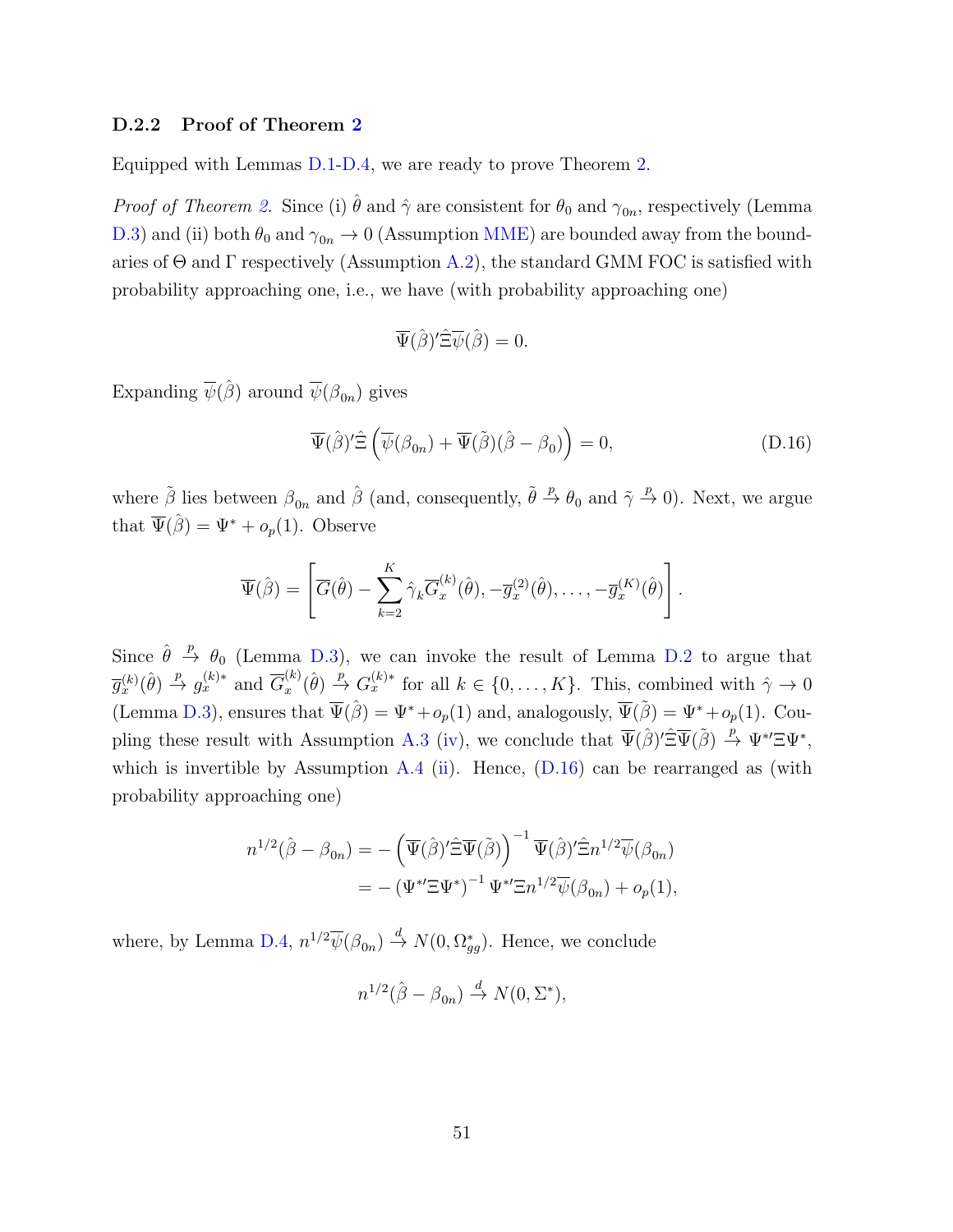### D.2.2 Proof of Theorem 2

Equipped with Lemmas D.1-D.4, we are ready to prove Theorem 2.

*Proof of Theorem 2.* Since (i) $\hat{\theta}$ and $\hat{\gamma}$ are consistent for $\theta_0$ and $\gamma_{0n}$, respectively (Lemma D.3) and (ii) both $\theta_0$ and $\gamma_{0n} \to 0$ (Assumption MME) are bounded away from the boundaries of $\Theta$ and $\Gamma$ respectively (Assumption A.2), the standard GMM FOC is satisfied with probability approaching one, i.e., we have (with probability approaching one)

$$\overline{\Psi}(\hat{\beta})'\hat{\Xi}\overline{\psi}(\hat{\beta}) = 0.$$

Expanding $\overline{\psi}(\hat{\beta})$ around $\overline{\psi}(\beta_{0n})$ gives

$$\overline{\Psi}(\hat{\beta})'\hat{\Xi}\left(\overline{\psi}(\beta_{0n}) + \overline{\Psi}(\tilde{\beta})(\hat{\beta} - \beta_0)\right) = 0, \tag{D.16}$$

where $\tilde{\beta}$ lies between $\beta_{0n}$ and $\hat{\beta}$ (and, consequently, $\tilde{\theta} \xrightarrow{p} \theta_0$ and $\tilde{\gamma} \xrightarrow{p} 0$). Next, we argue that $\overline{\Psi}(\hat{\beta}) = \Psi^* + o_p(1)$. Observe

$$\overline{\Psi}(\hat{\beta}) = \left[\overline{G}(\hat{\theta}) - \sum_{k=2}^{K} \hat{\gamma}_k \overline{G}_x^{(k)}(\hat{\theta}), -\overline{g}_x^{(2)}(\hat{\theta}), \ldots, -\overline{g}_x^{(K)}(\hat{\theta})\right].$$

Since $\hat{\theta} \xrightarrow{p} \theta_0$ (Lemma D.3), we can invoke the result of Lemma D.2 to argue that $\overline{g}_x^{(k)}(\hat{\theta}) \xrightarrow{p} g_x^{(k)*}$ and $\overline{G}_x^{(k)}(\hat{\theta}) \xrightarrow{p} G_x^{(k)*}$ for all $k \in \{0, \ldots, K\}$. This, combined with $\hat{\gamma} \to 0$ (Lemma D.3), ensures that $\overline{\Psi}(\hat{\beta}) = \Psi^* + o_p(1)$ and, analogously, $\overline{\Psi}(\tilde{\beta}) = \Psi^* + o_p(1)$. Coupling these result with Assumption A.3 (iv), we conclude that $\overline{\Psi}(\hat{\beta})'\hat{\Xi}\overline{\Psi}(\tilde{\beta}) \xrightarrow{p} \Psi^{*\prime}\Xi\Psi^*$, which is invertible by Assumption A.4 (ii). Hence, (D.16) can be rearranged as (with probability approaching one)

$$\begin{aligned}
n^{1/2}(\hat{\beta} - \beta_{0n}) &= -\left(\overline{\Psi}(\hat{\beta})'\hat{\Xi}\overline{\Psi}(\tilde{\beta})\right)^{-1}\overline{\Psi}(\hat{\beta})'\hat{\Xi}n^{1/2}\overline{\psi}(\beta_{0n}) \\
&= -\left(\Psi^{*\prime}\Xi\Psi^*\right)^{-1}\Psi^{*\prime}\Xi n^{1/2}\overline{\psi}(\beta_{0n}) + o_p(1),
\end{aligned}$$

where, by Lemma D.4, $n^{1/2}\overline{\psi}(\beta_{0n}) \xrightarrow{d} N(0, \Omega_{gg}^*)$. Hence, we conclude

$$n^{1/2}(\hat{\beta} - \beta_{0n}) \xrightarrow{d} N(0, \Sigma^*),$$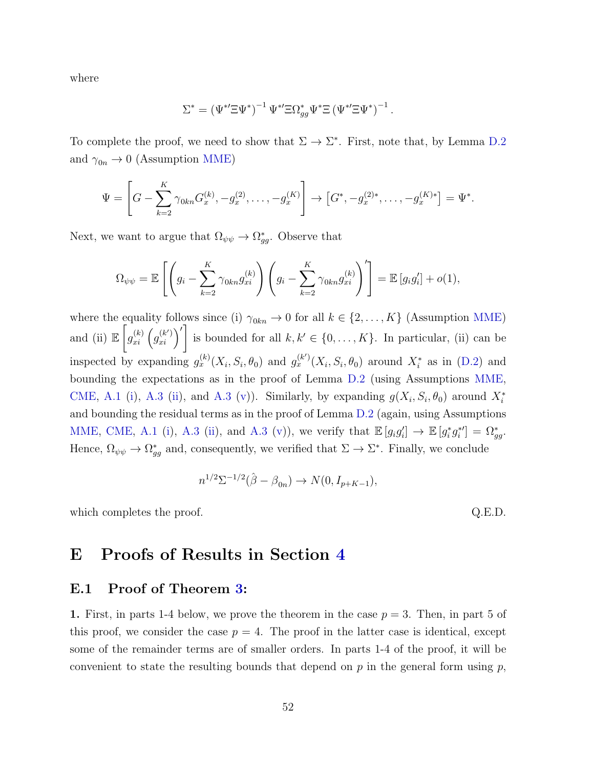where

$$\Sigma^* = \left(\Psi^{*\prime}\Xi\Psi^*\right)^{-1}\Psi^{*\prime}\Xi\Omega^*_{gg}\Psi^*\Xi\left(\Psi^{*\prime}\Xi\Psi^*\right)^{-1}.$$

To complete the proof, we need to show that $\Sigma \to \Sigma^*$. First, note that, by Lemma D.2 and $\gamma_{0n} \to 0$ (Assumption MME)

$$\Psi = \left[G - \sum_{k=2}^{K}\gamma_{0kn}G_x^{(k)}, -g_x^{(2)}, \ldots, -g_x^{(K)}\right] \to \left[G^*, -g_x^{(2)*}, \ldots, -g_x^{(K)*}\right] = \Psi^*.$$

Next, we want to argue that $\Omega_{\psi\psi} \to \Omega^*_{gg}$. Observe that

$$\Omega_{\psi\psi} = \mathbb{E}\left[\left(g_i - \sum_{k=2}^{K}\gamma_{0kn}g_{xi}^{(k)}\right)\left(g_i - \sum_{k=2}^{K}\gamma_{0kn}g_{xi}^{(k)}\right)'\right] = \mathbb{E}\left[g_i g_i'\right] + o(1),$$

where the equality follows since (i) $\gamma_{0kn} \to 0$ for all $k \in \{2, \ldots, K\}$ (Assumption MME) and (ii) $\mathbb{E}\left[g_{xi}^{(k)}\left(g_{xi}^{(k')}\right)'\right]$ is bounded for all $k, k' \in \{0, \ldots, K\}$. In particular, (ii) can be inspected by expanding $g_x^{(k)}(X_i, S_i, \theta_0)$ and $g_x^{(k')}(X_i, S_i, \theta_0)$ around $X_i^*$ as in (D.2) and bounding the expectations as in the proof of Lemma D.2 (using Assumptions MME, CME, A.1 (i), A.3 (ii), and A.3 (v)). Similarly, by expanding $g(X_i, S_i, \theta_0)$ around $X_i^*$ and bounding the residual terms as in the proof of Lemma D.2 (again, using Assumptions MME, CME, A.1 (i), A.3 (ii), and A.3 (v)), we verify that $\mathbb{E}\left[g_i g_i'\right] \to \mathbb{E}\left[g_i^* g_i^{*\prime}\right] = \Omega^*_{gg}$. Hence, $\Omega_{\psi\psi} \to \Omega^*_{gg}$ and, consequently, we verified that $\Sigma \to \Sigma^*$. Finally, we conclude

$$n^{1/2}\Sigma^{-1/2}(\hat{\beta} - \beta_{0n}) \to N(0, I_{p+K-1}),$$

which completes the proof. Q.E.D.

# E Proofs of Results in Section 4

## E.1 Proof of Theorem 3:

**1.** First, in parts 1-4 below, we prove the theorem in the case $p = 3$. Then, in part 5 of this proof, we consider the case $p = 4$. The proof in the latter case is identical, except some of the remainder terms are of smaller orders. In parts 1-4 of the proof, it will be convenient to state the resulting bounds that depend on $p$ in the general form using $p$,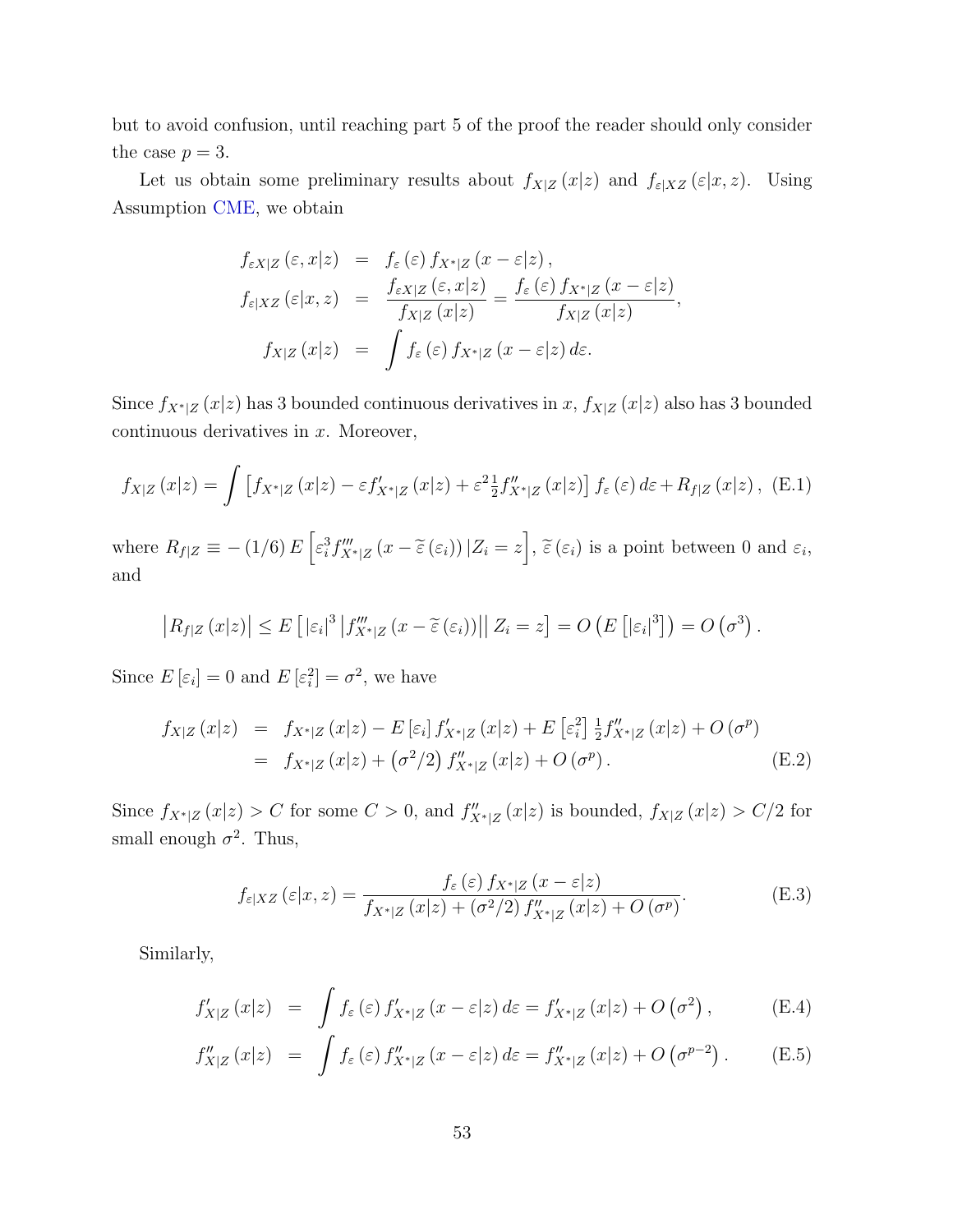but to avoid confusion, until reaching part 5 of the proof the reader should only consider the case $p = 3$.

Let us obtain some preliminary results about $f_{X|Z}(x|z)$ and $f_{\varepsilon|XZ}(\varepsilon|x,z)$. Using Assumption CME, we obtain

$$
\begin{aligned}
f_{\varepsilon X|Z}(\varepsilon, x|z) &= f_{\varepsilon}(\varepsilon) f_{X^*|Z}(x-\varepsilon|z), \\
f_{\varepsilon|XZ}(\varepsilon|x,z) &= \frac{f_{\varepsilon X|Z}(\varepsilon, x|z)}{f_{X|Z}(x|z)} = \frac{f_{\varepsilon}(\varepsilon) f_{X^*|Z}(x-\varepsilon|z)}{f_{X|Z}(x|z)}, \\
f_{X|Z}(x|z) &= \int f_{\varepsilon}(\varepsilon) f_{X^*|Z}(x-\varepsilon|z)\, d\varepsilon.
\end{aligned}
$$

Since $f_{X^*|Z}(x|z)$ has 3 bounded continuous derivatives in $x$, $f_{X|Z}(x|z)$ also has 3 bounded continuous derivatives in $x$. Moreover,

$$
f_{X|Z}(x|z) = \int \left[ f_{X^*|Z}(x|z) - \varepsilon f'_{X^*|Z}(x|z) + \varepsilon^2 \tfrac{1}{2} f''_{X^*|Z}(x|z) \right] f_{\varepsilon}(\varepsilon)\, d\varepsilon + R_{f|Z}(x|z), \quad \text{(E.1)}
$$

where $R_{f|Z} \equiv -(1/6)\, E\left[\varepsilon_i^3 f'''_{X^*|Z}(x - \widetilde{\varepsilon}(\varepsilon_i))\,|Z_i = z\right]$, $\widetilde{\varepsilon}(\varepsilon_i)$ is a point between 0 and $\varepsilon_i$, and

$$
\left|R_{f|Z}(x|z)\right| \leq E\left[ |\varepsilon_i|^3 \left| f'''_{X^*|Z}(x - \widetilde{\varepsilon}(\varepsilon_i)) \right| \Big| Z_i = z \right] = O\left(E\left[|\varepsilon_i|^3\right]\right) = O\left(\sigma^3\right).
$$

Since $E[\varepsilon_i] = 0$ and $E[\varepsilon_i^2] = \sigma^2$, we have

$$
\begin{aligned}
f_{X|Z}(x|z) &= f_{X^*|Z}(x|z) - E[\varepsilon_i]\, f'_{X^*|Z}(x|z) + E\left[\varepsilon_i^2\right] \tfrac{1}{2} f''_{X^*|Z}(x|z) + O(\sigma^p) \\
&= f_{X^*|Z}(x|z) + \left(\sigma^2/2\right) f''_{X^*|Z}(x|z) + O(\sigma^p). \qquad \text{(E.2)}
\end{aligned}
$$

Since $f_{X^*|Z}(x|z) > C$ for some $C > 0$, and $f''_{X^*|Z}(x|z)$ is bounded, $f_{X|Z}(x|z) > C/2$ for small enough $\sigma^2$. Thus,

$$
f_{\varepsilon|XZ}(\varepsilon|x,z) = \frac{f_{\varepsilon}(\varepsilon) f_{X^*|Z}(x-\varepsilon|z)}{f_{X^*|Z}(x|z) + (\sigma^2/2)\, f''_{X^*|Z}(x|z) + O(\sigma^p)}. \quad \text{(E.3)}
$$

Similarly,

$$
\begin{aligned}
f'_{X|Z}(x|z) &= \int f_{\varepsilon}(\varepsilon) f'_{X^*|Z}(x-\varepsilon|z)\, d\varepsilon = f'_{X^*|Z}(x|z) + O\left(\sigma^2\right), \qquad \text{(E.4)} \\
f''_{X|Z}(x|z) &= \int f_{\varepsilon}(\varepsilon) f''_{X^*|Z}(x-\varepsilon|z)\, d\varepsilon = f''_{X^*|Z}(x|z) + O\left(\sigma^{p-2}\right). \qquad \text{(E.5)}
\end{aligned}
$$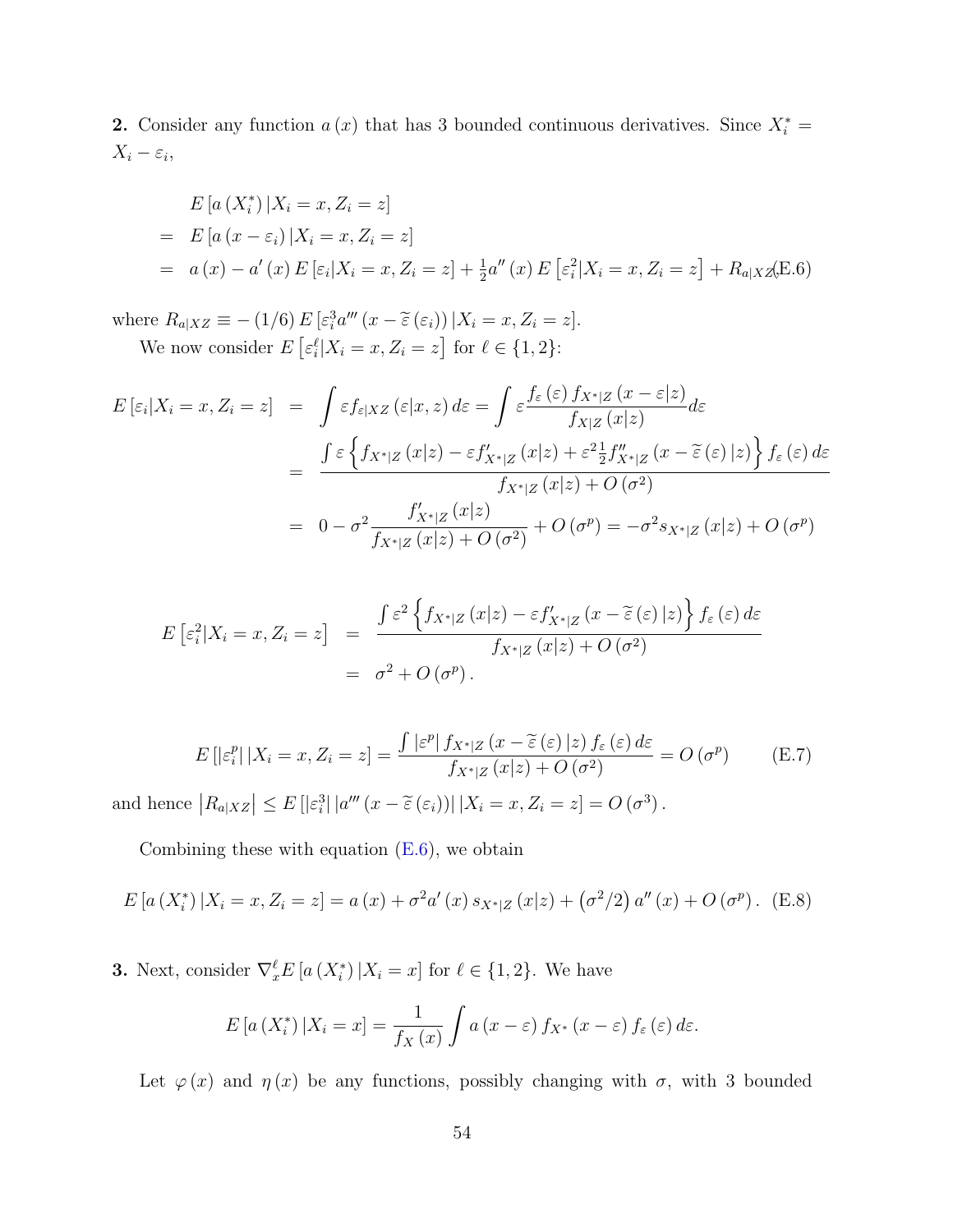**2.** Consider any function $a(x)$ that has 3 bounded continuous derivatives. Since $X_i^* = X_i - \varepsilon_i$,

$$
\begin{aligned}
& E\left[a\left(X_i^*\right)|X_i = x, Z_i = z\right] \\
= \;& E\left[a\left(x - \varepsilon_i\right)|X_i = x, Z_i = z\right] \\
= \;& a(x) - a'(x)\, E\left[\varepsilon_i | X_i = x, Z_i = z\right] + \tfrac{1}{2} a''(x)\, E\left[\varepsilon_i^2 | X_i = x, Z_i = z\right] + R_{a|XZ} \qquad \text{(E.6)}
\end{aligned}
$$

where $R_{a|XZ} \equiv -(1/6)\, E\left[\varepsilon_i^3 a'''\left(x - \widetilde{\varepsilon}\left(\varepsilon_i\right)\right)|X_i = x, Z_i = z\right]$.

We now consider $E\left[\varepsilon_i^\ell | X_i = x, Z_i = z\right]$ for $\ell \in \{1, 2\}$:

$$
\begin{aligned}
E\left[\varepsilon_i | X_i = x, Z_i = z\right] &= \int \varepsilon f_{\varepsilon|XZ}\left(\varepsilon|x, z\right) d\varepsilon = \int \varepsilon \frac{f_\varepsilon\left(\varepsilon\right) f_{X^*|Z}\left(x - \varepsilon|z\right)}{f_{X|Z}\left(x|z\right)} d\varepsilon \\
&= \frac{\int \varepsilon \left\{ f_{X^*|Z}\left(x|z\right) - \varepsilon f'_{X^*|Z}\left(x|z\right) + \varepsilon^2 \frac{1}{2} f''_{X^*|Z}\left(x - \widetilde{\varepsilon}\left(\varepsilon\right)|z\right) \right\} f_\varepsilon\left(\varepsilon\right) d\varepsilon}{f_{X^*|Z}\left(x|z\right) + O\left(\sigma^2\right)} \\
&= 0 - \sigma^2 \frac{f'_{X^*|Z}\left(x|z\right)}{f_{X^*|Z}\left(x|z\right) + O\left(\sigma^2\right)} + O\left(\sigma^p\right) = -\sigma^2 s_{X^*|Z}\left(x|z\right) + O\left(\sigma^p\right)
\end{aligned}
$$

$$
\begin{aligned}
E\left[\varepsilon_i^2 | X_i = x, Z_i = z\right] &= \frac{\int \varepsilon^2 \left\{ f_{X^*|Z}\left(x|z\right) - \varepsilon f'_{X^*|Z}\left(x - \widetilde{\varepsilon}\left(\varepsilon\right)|z\right) \right\} f_\varepsilon\left(\varepsilon\right) d\varepsilon}{f_{X^*|Z}\left(x|z\right) + O\left(\sigma^2\right)} \\
&= \sigma^2 + O\left(\sigma^p\right).
\end{aligned}
$$

$$
E\left[\left|\varepsilon_i^p\right| | X_i = x, Z_i = z\right] = \frac{\int \left|\varepsilon^p\right| f_{X^*|Z}\left(x - \widetilde{\varepsilon}\left(\varepsilon\right)|z\right) f_\varepsilon\left(\varepsilon\right) d\varepsilon}{f_{X^*|Z}\left(x|z\right) + O\left(\sigma^2\right)} = O\left(\sigma^p\right) \qquad \text{(E.7)}
$$

and hence $\left|R_{a|XZ}\right| \leq E\left[\left|\varepsilon_i^3\right| \left|a'''\left(x - \widetilde{\varepsilon}\left(\varepsilon_i\right)\right)\right| | X_i = x, Z_i = z\right] = O\left(\sigma^3\right)$.

Combining these with equation (E.6), we obtain

$$
E\left[a\left(X_i^*\right)|X_i = x, Z_i = z\right] = a(x) + \sigma^2 a'(x)\, s_{X^*|Z}\left(x|z\right) + \left(\sigma^2/2\right) a''(x) + O\left(\sigma^p\right). \quad \text{(E.8)}
$$

**3.** Next, consider $\nabla_x^\ell E\left[a\left(X_i^*\right)|X_i = x\right]$ for $\ell \in \{1, 2\}$. We have

$$
E\left[a\left(X_i^*\right)|X_i = x\right] = \frac{1}{f_X(x)} \int a\left(x - \varepsilon\right) f_{X^*}\left(x - \varepsilon\right) f_\varepsilon\left(\varepsilon\right) d\varepsilon.
$$

Let $\varphi(x)$ and $\eta(x)$ be any functions, possibly changing with $\sigma$, with 3 bounded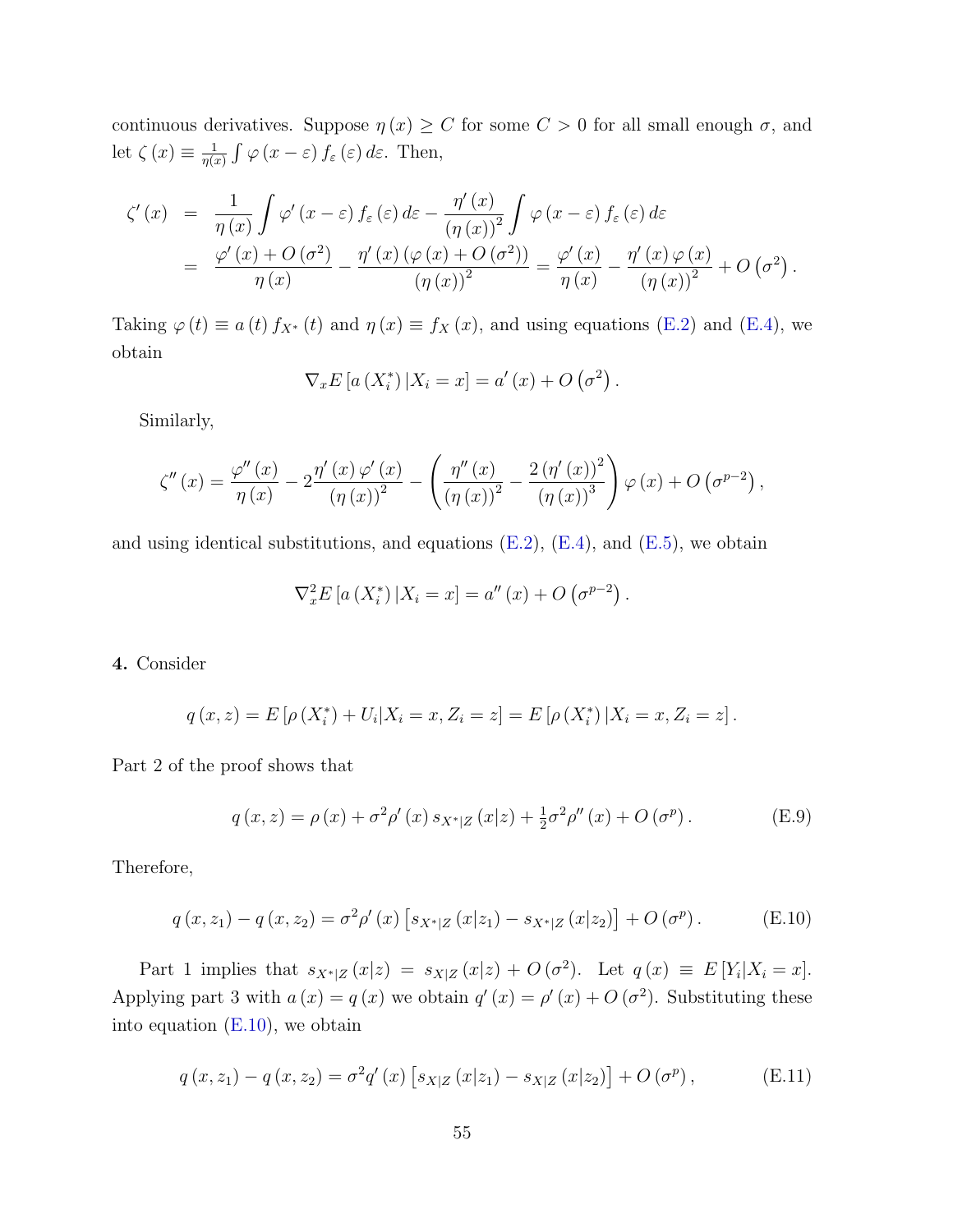continuous derivatives. Suppose $\eta(x) \geq C$ for some $C > 0$ for all small enough $\sigma$, and let $\zeta(x) \equiv \frac{1}{\eta(x)} \int \varphi(x-\varepsilon) f_\varepsilon(\varepsilon) d\varepsilon$. Then,

$$
\begin{aligned}
\zeta'(x) &= \frac{1}{\eta(x)} \int \varphi'(x-\varepsilon) f_\varepsilon(\varepsilon) d\varepsilon - \frac{\eta'(x)}{(\eta(x))^2} \int \varphi(x-\varepsilon) f_\varepsilon(\varepsilon) d\varepsilon \\
&= \frac{\varphi'(x) + O(\sigma^2)}{\eta(x)} - \frac{\eta'(x)(\varphi(x) + O(\sigma^2))}{(\eta(x))^2} = \frac{\varphi'(x)}{\eta(x)} - \frac{\eta'(x)\varphi(x)}{(\eta(x))^2} + O(\sigma^2).
\end{aligned}
$$

Taking $\varphi(t) \equiv a(t) f_{X^*}(t)$ and $\eta(x) \equiv f_X(x)$, and using equations (E.2) and (E.4), we obtain

$$
\nabla_x E[a(X_i^*)|X_i = x] = a'(x) + O(\sigma^2).
$$

Similarly,

$$
\zeta''(x) = \frac{\varphi''(x)}{\eta(x)} - 2\frac{\eta'(x)\varphi'(x)}{(\eta(x))^2} - \left(\frac{\eta''(x)}{(\eta(x))^2} - \frac{2(\eta'(x))^2}{(\eta(x))^3}\right)\varphi(x) + O(\sigma^{p-2}),
$$

and using identical substitutions, and equations (E.2), (E.4), and (E.5), we obtain

$$
\nabla_x^2 E[a(X_i^*)|X_i = x] = a''(x) + O(\sigma^{p-2}).
$$

**4.** Consider

$$
q(x,z) = E[\rho(X_i^*) + U_i|X_i = x, Z_i = z] = E[\rho(X_i^*)|X_i = x, Z_i = z].
$$

Part 2 of the proof shows that

$$
q(x,z) = \rho(x) + \sigma^2\rho'(x) s_{X^*|Z}(x|z) + \tfrac{1}{2}\sigma^2\rho''(x) + O(\sigma^p). \tag{E.9}
$$

Therefore,

$$
q(x,z_1) - q(x,z_2) = \sigma^2\rho'(x)\left[s_{X^*|Z}(x|z_1) - s_{X^*|Z}(x|z_2)\right] + O(\sigma^p). \tag{E.10}
$$

Part 1 implies that $s_{X^*|Z}(x|z) = s_{X|Z}(x|z) + O(\sigma^2)$. Let $q(x) \equiv E[Y_i|X_i = x]$. Applying part 3 with $a(x) = q(x)$ we obtain $q'(x) = \rho'(x) + O(\sigma^2)$. Substituting these into equation (E.10), we obtain

$$
q(x,z_1) - q(x,z_2) = \sigma^2 q'(x)\left[s_{X|Z}(x|z_1) - s_{X|Z}(x|z_2)\right] + O(\sigma^p), \tag{E.11}
$$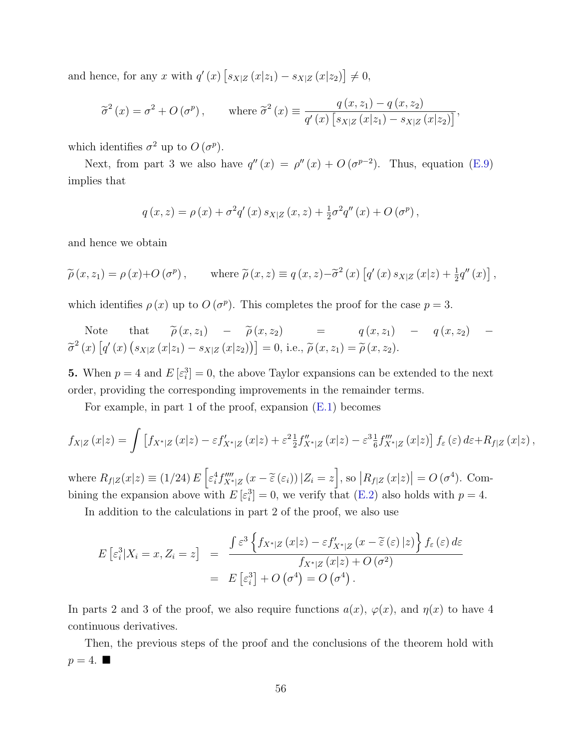and hence, for any $x$ with $q'(x)\left[s_{X|Z}(x|z_1) - s_{X|Z}(x|z_2)\right] \neq 0$,

$$\widetilde{\sigma}^2(x) = \sigma^2 + O(\sigma^p), \qquad \text{where } \widetilde{\sigma}^2(x) \equiv \frac{q(x,z_1) - q(x,z_2)}{q'(x)\left[s_{X|Z}(x|z_1) - s_{X|Z}(x|z_2)\right]},$$

which identifies $\sigma^2$ up to $O(\sigma^p)$.

Next, from part 3 we also have $q''(x) = \rho''(x) + O(\sigma^{p-2})$. Thus, equation (E.9) implies that

$$q(x,z) = \rho(x) + \sigma^2 q'(x)\, s_{X|Z}(x,z) + \tfrac{1}{2}\sigma^2 q''(x) + O(\sigma^p),$$

and hence we obtain

$$\widetilde{\rho}(x,z_1) = \rho(x) + O(\sigma^p), \qquad \text{where } \widetilde{\rho}(x,z) \equiv q(x,z) - \widetilde{\sigma}^2(x)\left[q'(x)\, s_{X|Z}(x|z) + \tfrac{1}{2}q''(x)\right],$$

which identifies $\rho(x)$ up to $O(\sigma^p)$. This completes the proof for the case $p = 3$.

Note that $\widetilde{\rho}(x,z_1) - \widetilde{\rho}(x,z_2) = q(x,z_1) - q(x,z_2) - \widetilde{\sigma}^2(x)\left[q'(x)\left(s_{X|Z}(x|z_1) - s_{X|Z}(x|z_2)\right)\right] = 0$, i.e., $\widetilde{\rho}(x,z_1) = \widetilde{\rho}(x,z_2)$.

**5.** When $p = 4$ and $E\left[\varepsilon_i^3\right] = 0$, the above Taylor expansions can be extended to the next order, providing the corresponding improvements in the remainder terms.

For example, in part 1 of the proof, expansion (E.1) becomes

$$f_{X|Z}(x|z) = \int \left[f_{X^*|Z}(x|z) - \varepsilon f'_{X^*|Z}(x|z) + \varepsilon^2 \tfrac{1}{2} f''_{X^*|Z}(x|z) - \varepsilon^3 \tfrac{1}{6} f'''_{X^*|Z}(x|z)\right] f_\varepsilon(\varepsilon)\, d\varepsilon + R_{f|Z}(x|z),$$

where $R_{f|Z}(x|z) \equiv (1/24)\, E\left[\varepsilon_i^4 f''''_{X^*|Z}\left(x - \widetilde{\varepsilon}(\varepsilon_i)\right)|Z_i = z\right]$, so $\left|R_{f|Z}(x|z)\right| = O(\sigma^4)$. Combining the expansion above with $E\left[\varepsilon_i^3\right] = 0$, we verify that (E.2) also holds with $p = 4$.

In addition to the calculations in part 2 of the proof, we also use

$$\begin{aligned} E\left[\varepsilon_i^3 | X_i = x, Z_i = z\right] &= \frac{\int \varepsilon^3 \left\{f_{X^*|Z}(x|z) - \varepsilon f'_{X^*|Z}\left(x - \widetilde{\varepsilon}(\varepsilon)\,|z\right)\right\} f_\varepsilon(\varepsilon)\, d\varepsilon}{f_{X^*|Z}(x|z) + O(\sigma^2)} \\ &= E\left[\varepsilon_i^3\right] + O\left(\sigma^4\right) = O\left(\sigma^4\right). \end{aligned}$$

In parts 2 and 3 of the proof, we also require functions $a(x)$, $\varphi(x)$, and $\eta(x)$ to have 4 continuous derivatives.

Then, the previous steps of the proof and the conclusions of the theorem hold with $p = 4$. ■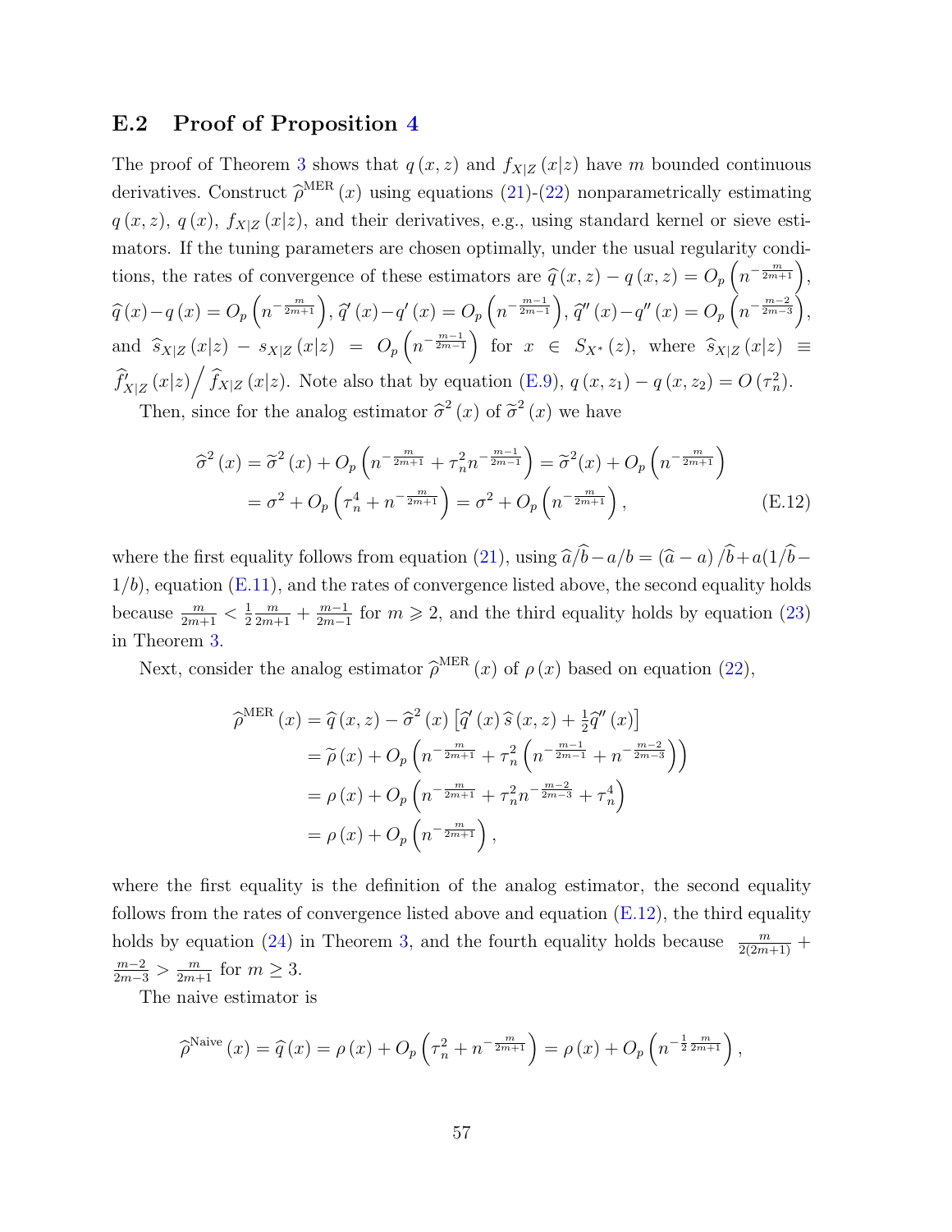## E.2 Proof of Proposition 4

The proof of Theorem 3 shows that $q(x,z)$ and $f_{X|Z}(x|z)$ have $m$ bounded continuous derivatives. Construct $\widehat{\rho}^{\text{MER}}(x)$ using equations (21)-(22) nonparametrically estimating $q(x,z)$, $q(x)$, $f_{X|Z}(x|z)$, and their derivatives, e.g., using standard kernel or sieve estimators. If the tuning parameters are chosen optimally, under the usual regularity conditions, the rates of convergence of these estimators are $\widehat{q}(x,z) - q(x,z) = O_p\left(n^{-\frac{m}{2m+1}}\right)$, $\widehat{q}(x) - q(x) = O_p\left(n^{-\frac{m}{2m+1}}\right)$, $\widehat{q}'(x) - q'(x) = O_p\left(n^{-\frac{m-1}{2m-1}}\right)$, $\widehat{q}''(x) - q''(x) = O_p\left(n^{-\frac{m-2}{2m-3}}\right)$, and $\widehat{s}_{X|Z}(x|z) - s_{X|Z}(x|z) = O_p\left(n^{-\frac{m-1}{2m-1}}\right)$ for $x \in S_{X^*}(z)$, where $\widehat{s}_{X|Z}(x|z) \equiv \widehat{f}'_{X|Z}(x|z) \Big/ \widehat{f}_{X|Z}(x|z)$. Note also that by equation (E.9), $q(x,z_1) - q(x,z_2) = O(\tau_n^2)$.

Then, since for the analog estimator $\widehat{\sigma}^2(x)$ of $\widetilde{\sigma}^2(x)$ we have

$$
\begin{aligned}
\widehat{\sigma}^2(x) &= \widetilde{\sigma}^2(x) + O_p\left(n^{-\frac{m}{2m+1}} + \tau_n^2 n^{-\frac{m-1}{2m-1}}\right) = \widetilde{\sigma}^2(x) + O_p\left(n^{-\frac{m}{2m+1}}\right) \\
&= \sigma^2 + O_p\left(\tau_n^4 + n^{-\frac{m}{2m+1}}\right) = \sigma^2 + O_p\left(n^{-\frac{m}{2m+1}}\right),
\end{aligned} \tag{E.12}
$$

where the first equality follows from equation (21), using $\widehat{a}/\widehat{b} - a/b = (\widehat{a} - a)/\widehat{b} + a(1/\widehat{b} - 1/b)$, equation (E.11), and the rates of convergence listed above, the second equality holds because $\frac{m}{2m+1} < \frac{1}{2}\frac{m}{2m+1} + \frac{m-1}{2m-1}$ for $m \geqslant 2$, and the third equality holds by equation (23) in Theorem 3.

Next, consider the analog estimator $\widehat{\rho}^{\text{MER}}(x)$ of $\rho(x)$ based on equation (22),

$$
\begin{aligned}
\widehat{\rho}^{\text{MER}}(x) &= \widehat{q}(x,z) - \widehat{\sigma}^2(x)\left[\widehat{q}'(x)\,\widehat{s}(x,z) + \tfrac{1}{2}\widehat{q}''(x)\right] \\
&= \widetilde{\rho}(x) + O_p\left(n^{-\frac{m}{2m+1}} + \tau_n^2\left(n^{-\frac{m-1}{2m-1}} + n^{-\frac{m-2}{2m-3}}\right)\right) \\
&= \rho(x) + O_p\left(n^{-\frac{m}{2m+1}} + \tau_n^2 n^{-\frac{m-2}{2m-3}} + \tau_n^4\right) \\
&= \rho(x) + O_p\left(n^{-\frac{m}{2m+1}}\right),
\end{aligned}
$$

where the first equality is the definition of the analog estimator, the second equality follows from the rates of convergence listed above and equation (E.12), the third equality holds by equation (24) in Theorem 3, and the fourth equality holds because $\frac{m}{2(2m+1)} + \frac{m-2}{2m-3} > \frac{m}{2m+1}$ for $m \geq 3$.

The naive estimator is

$$
\widehat{\rho}^{\text{Naive}}(x) = \widehat{q}(x) = \rho(x) + O_p\left(\tau_n^2 + n^{-\frac{m}{2m+1}}\right) = \rho(x) + O_p\left(n^{-\frac{1}{2}\frac{m}{2m+1}}\right),
$$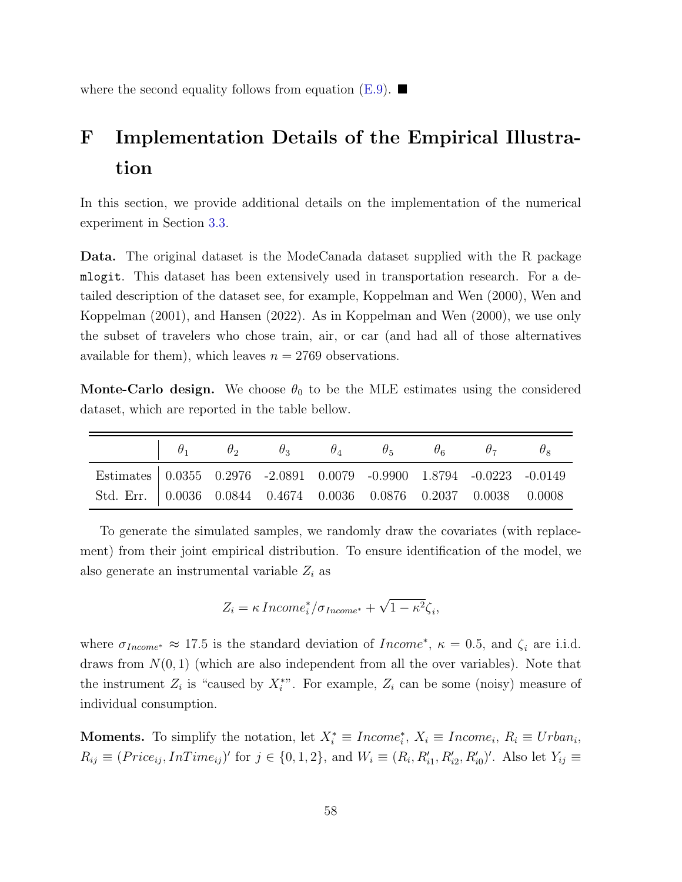where the second equality follows from equation (E.9). ■

# F Implementation Details of the Empirical Illustration

In this section, we provide additional details on the implementation of the numerical experiment in Section 3.3.

**Data.** The original dataset is the ModeCanada dataset supplied with the R package `mlogit`. This dataset has been extensively used in transportation research. For a detailed description of the dataset see, for example, Koppelman and Wen (2000), Wen and Koppelman (2001), and Hansen (2022). As in Koppelman and Wen (2000), we use only the subset of travelers who chose train, air, or car (and had all of those alternatives available for them), which leaves $n = 2769$ observations.

**Monte-Carlo design.** We choose $\theta_0$ to be the MLE estimates using the considered dataset, which are reported in the table bellow.

| | $\theta_1$ | $\theta_2$ | $\theta_3$ | $\theta_4$ | $\theta_5$ | $\theta_6$ | $\theta_7$ | $\theta_8$ |
|---|---|---|---|---|---|---|---|---|
| Estimates | 0.0355 | 0.2976 | -2.0891 | 0.0079 | -0.9900 | 1.8794 | -0.0223 | -0.0149 |
| Std. Err. | 0.0036 | 0.0844 | 0.4674 | 0.0036 | 0.0876 | 0.2037 | 0.0038 | 0.0008 |

To generate the simulated samples, we randomly draw the covariates (with replacement) from their joint empirical distribution. To ensure identification of the model, we also generate an instrumental variable $Z_i$ as

$$Z_i = \kappa \, Income_i^* / \sigma_{Income^*} + \sqrt{1 - \kappa^2} \zeta_i,$$

where $\sigma_{Income^*} \approx 17.5$ is the standard deviation of $Income^*$, $\kappa = 0.5$, and $\zeta_i$ are i.i.d. draws from $N(0, 1)$ (which are also independent from all the over variables). Note that the instrument $Z_i$ is "caused by $X_i^*$". For example, $Z_i$ can be some (noisy) measure of individual consumption.

**Moments.** To simplify the notation, let $X_i^* \equiv Income_i^*$, $X_i \equiv Income_i$, $R_i \equiv Urban_i$, $R_{ij} \equiv (Price_{ij}, InTime_{ij})'$ for $j \in \{0, 1, 2\}$, and $W_i \equiv (R_i, R_{i1}', R_{i2}', R_{i0}')'$. Also let $Y_{ij} \equiv$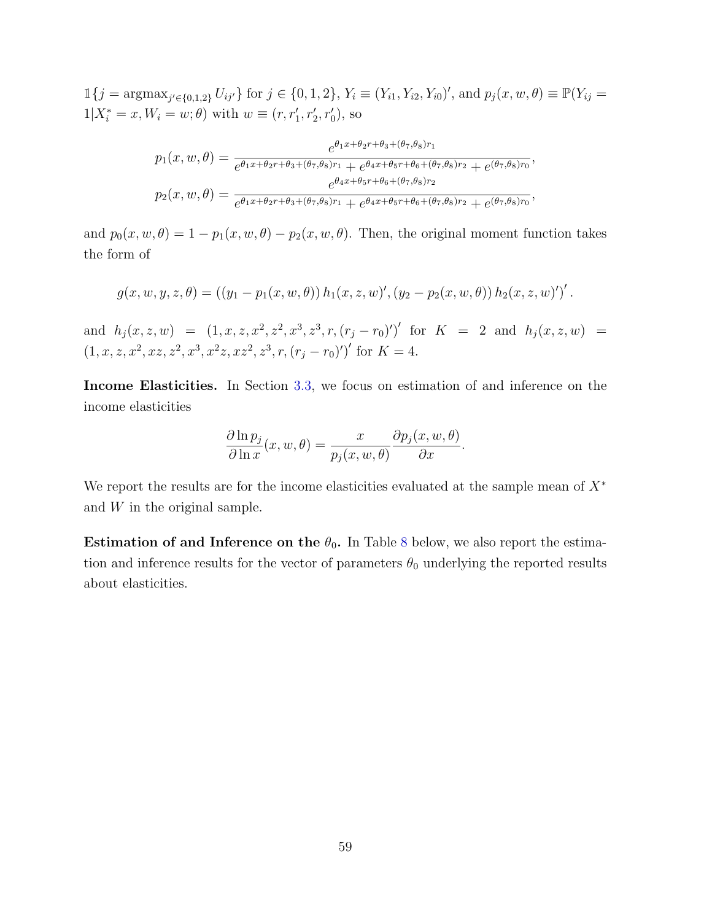$\mathbb{1}\{j = \operatorname{argmax}_{j' \in \{0,1,2\}} U_{ij'}\}$ for $j \in \{0,1,2\}$, $Y_i \equiv (Y_{i1}, Y_{i2}, Y_{i0})'$, and $p_j(x, w, \theta) \equiv \mathbb{P}(Y_{ij} = 1 | X_i^* = x, W_i = w; \theta)$ with $w \equiv (r, r_1', r_2', r_0')$, so

$$p_1(x, w, \theta) = \frac{e^{\theta_1 x + \theta_2 r + \theta_3 + (\theta_7, \theta_8) r_1}}{e^{\theta_1 x + \theta_2 r + \theta_3 + (\theta_7, \theta_8) r_1} + e^{\theta_4 x + \theta_5 r + \theta_6 + (\theta_7, \theta_8) r_2} + e^{(\theta_7, \theta_8) r_0}},$$

$$p_2(x, w, \theta) = \frac{e^{\theta_4 x + \theta_5 r + \theta_6 + (\theta_7, \theta_8) r_2}}{e^{\theta_1 x + \theta_2 r + \theta_3 + (\theta_7, \theta_8) r_1} + e^{\theta_4 x + \theta_5 r + \theta_6 + (\theta_7, \theta_8) r_2} + e^{(\theta_7, \theta_8) r_0}},$$

and $p_0(x, w, \theta) = 1 - p_1(x, w, \theta) - p_2(x, w, \theta)$. Then, the original moment function takes the form of

$$g(x, w, y, z, \theta) = \left( (y_1 - p_1(x, w, \theta))\, h_1(x, z, w)', (y_2 - p_2(x, w, \theta))\, h_2(x, z, w)' \right)'.$$

and $h_j(x, z, w) = (1, x, z, x^2, z^2, x^3, z^3, r, (r_j - r_0)')'$ for $K = 2$ and $h_j(x, z, w) = (1, x, z, x^2, xz, z^2, x^3, x^2 z, xz^2, z^3, r, (r_j - r_0)')'$ for $K = 4$.

**Income Elasticities.** In Section 3.3, we focus on estimation of and inference on the income elasticities

$$\frac{\partial \ln p_j}{\partial \ln x}(x, w, \theta) = \frac{x}{p_j(x, w, \theta)} \frac{\partial p_j(x, w, \theta)}{\partial x}.$$

We report the results are for the income elasticities evaluated at the sample mean of $X^*$ and $W$ in the original sample.

**Estimation of and Inference on the $\theta_0$.** In Table 8 below, we also report the estimation and inference results for the vector of parameters $\theta_0$ underlying the reported results about elasticities.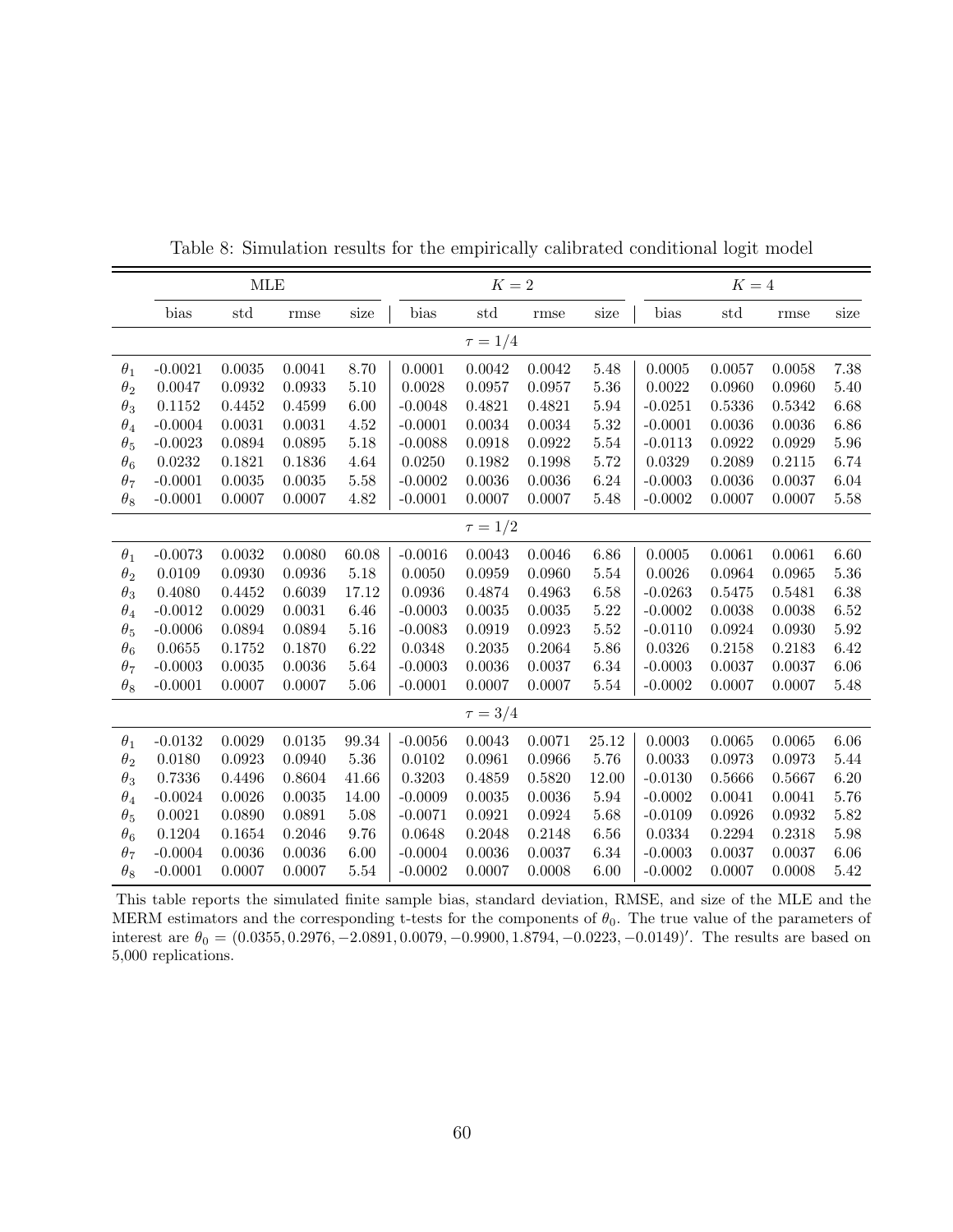Table 8: Simulation results for the empirically calibrated conditional logit model

| | MLE | | | | $K = 2$ | | | | $K = 4$ | | | |
|---|---|---|---|---|---|---|---|---|---|---|---|---|
| | bias | std | rmse | size | bias | std | rmse | size | bias | std | rmse | size |
| | | | | | $\tau = 1/4$ | | | | | | | |
| $\theta_1$ | -0.0021 | 0.0035 | 0.0041 | 8.70 | 0.0001 | 0.0042 | 0.0042 | 5.48 | 0.0005 | 0.0057 | 0.0058 | 7.38 |
| $\theta_2$ | 0.0047 | 0.0932 | 0.0933 | 5.10 | 0.0028 | 0.0957 | 0.0957 | 5.36 | 0.0022 | 0.0960 | 0.0960 | 5.40 |
| $\theta_3$ | 0.1152 | 0.4452 | 0.4599 | 6.00 | -0.0048 | 0.4821 | 0.4821 | 5.94 | -0.0251 | 0.5336 | 0.5342 | 6.68 |
| $\theta_4$ | -0.0004 | 0.0031 | 0.0031 | 4.52 | -0.0001 | 0.0034 | 0.0034 | 5.32 | -0.0001 | 0.0036 | 0.0036 | 6.86 |
| $\theta_5$ | -0.0023 | 0.0894 | 0.0895 | 5.18 | -0.0088 | 0.0918 | 0.0922 | 5.54 | -0.0113 | 0.0922 | 0.0929 | 5.96 |
| $\theta_6$ | 0.0232 | 0.1821 | 0.1836 | 4.64 | 0.0250 | 0.1982 | 0.1998 | 5.72 | 0.0329 | 0.2089 | 0.2115 | 6.74 |
| $\theta_7$ | -0.0001 | 0.0035 | 0.0035 | 5.58 | -0.0002 | 0.0036 | 0.0036 | 6.24 | -0.0003 | 0.0036 | 0.0037 | 6.04 |
| $\theta_8$ | -0.0001 | 0.0007 | 0.0007 | 4.82 | -0.0001 | 0.0007 | 0.0007 | 5.48 | -0.0002 | 0.0007 | 0.0007 | 5.58 |
| | | | | | $\tau = 1/2$ | | | | | | | |
| $\theta_1$ | -0.0073 | 0.0032 | 0.0080 | 60.08 | -0.0016 | 0.0043 | 0.0046 | 6.86 | 0.0005 | 0.0061 | 0.0061 | 6.60 |
| $\theta_2$ | 0.0109 | 0.0930 | 0.0936 | 5.18 | 0.0050 | 0.0959 | 0.0960 | 5.54 | 0.0026 | 0.0964 | 0.0965 | 5.36 |
| $\theta_3$ | 0.4080 | 0.4452 | 0.6039 | 17.12 | 0.0936 | 0.4874 | 0.4963 | 6.58 | -0.0263 | 0.5475 | 0.5481 | 6.38 |
| $\theta_4$ | -0.0012 | 0.0029 | 0.0031 | 6.46 | -0.0003 | 0.0035 | 0.0035 | 5.22 | -0.0002 | 0.0038 | 0.0038 | 6.52 |
| $\theta_5$ | -0.0006 | 0.0894 | 0.0894 | 5.16 | -0.0083 | 0.0919 | 0.0923 | 5.52 | -0.0110 | 0.0924 | 0.0930 | 5.92 |
| $\theta_6$ | 0.0655 | 0.1752 | 0.1870 | 6.22 | 0.0348 | 0.2035 | 0.2064 | 5.86 | 0.0326 | 0.2158 | 0.2183 | 6.42 |
| $\theta_7$ | -0.0003 | 0.0035 | 0.0036 | 5.64 | -0.0003 | 0.0036 | 0.0037 | 6.34 | -0.0003 | 0.0037 | 0.0037 | 6.06 |
| $\theta_8$ | -0.0001 | 0.0007 | 0.0007 | 5.06 | -0.0001 | 0.0007 | 0.0007 | 5.54 | -0.0002 | 0.0007 | 0.0007 | 5.48 |
| | | | | | $\tau = 3/4$ | | | | | | | |
| $\theta_1$ | -0.0132 | 0.0029 | 0.0135 | 99.34 | -0.0056 | 0.0043 | 0.0071 | 25.12 | 0.0003 | 0.0065 | 0.0065 | 6.06 |
| $\theta_2$ | 0.0180 | 0.0923 | 0.0940 | 5.36 | 0.0102 | 0.0961 | 0.0966 | 5.76 | 0.0033 | 0.0973 | 0.0973 | 5.44 |
| $\theta_3$ | 0.7336 | 0.4496 | 0.8604 | 41.66 | 0.3203 | 0.4859 | 0.5820 | 12.00 | -0.0130 | 0.5666 | 0.5667 | 6.20 |
| $\theta_4$ | -0.0024 | 0.0026 | 0.0035 | 14.00 | -0.0009 | 0.0035 | 0.0036 | 5.94 | -0.0002 | 0.0041 | 0.0041 | 5.76 |
| $\theta_5$ | 0.0021 | 0.0890 | 0.0891 | 5.08 | -0.0071 | 0.0921 | 0.0924 | 5.68 | -0.0109 | 0.0926 | 0.0932 | 5.82 |
| $\theta_6$ | 0.1204 | 0.1654 | 0.2046 | 9.76 | 0.0648 | 0.2048 | 0.2148 | 6.56 | 0.0334 | 0.2294 | 0.2318 | 5.98 |
| $\theta_7$ | -0.0004 | 0.0036 | 0.0036 | 6.00 | -0.0004 | 0.0036 | 0.0037 | 6.34 | -0.0003 | 0.0037 | 0.0037 | 6.06 |
| $\theta_8$ | -0.0001 | 0.0007 | 0.0007 | 5.54 | -0.0002 | 0.0007 | 0.0008 | 6.00 | -0.0002 | 0.0007 | 0.0008 | 5.42 |

This table reports the simulated finite sample bias, standard deviation, RMSE, and size of the MLE and the MERM estimators and the corresponding t-tests for the components of $\theta_0$. The true value of the parameters of interest are $\theta_0 = (0.0355, 0.2976, -2.0891, 0.0079, -0.9900, 1.8794, -0.0223, -0.0149)'$. The results are based on 5,000 replications.